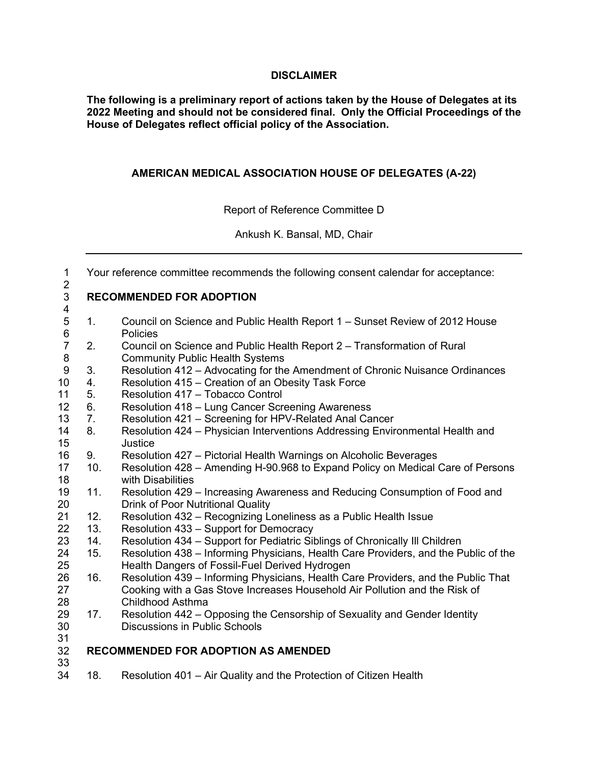**DISCLAIMER**

**The following is a preliminary report of actions taken by the House of Delegates at its 2022 Meeting and should not be considered final. Only the Official Proceedings of the House of Delegates reflect official policy of the Association.**

## AMERICAN MEDICAL ASSOCIATION HOUSE OF DELEGATES (A-22)

Report of Reference Committee D

Ankush K. Bansal, MD, Chair

---

Your reference committee recommends the following consent calendar for acceptance:

### RECOMMENDED FOR ADOPTION

1. Council on Science and Public Health Report 1 – Sunset Review of 2012 House Policies
2. Council on Science and Public Health Report 2 – Transformation of Rural Community Public Health Systems
3. Resolution 412 – Advocating for the Amendment of Chronic Nuisance Ordinances
4. Resolution 415 – Creation of an Obesity Task Force
5. Resolution 417 – Tobacco Control
6. Resolution 418 – Lung Cancer Screening Awareness
7. Resolution 421 – Screening for HPV-Related Anal Cancer
8. Resolution 424 – Physician Interventions Addressing Environmental Health and Justice
9. Resolution 427 – Pictorial Health Warnings on Alcoholic Beverages
10. Resolution 428 – Amending H-90.968 to Expand Policy on Medical Care of Persons with Disabilities
11. Resolution 429 – Increasing Awareness and Reducing Consumption of Food and Drink of Poor Nutritional Quality
12. Resolution 432 – Recognizing Loneliness as a Public Health Issue
13. Resolution 433 – Support for Democracy
14. Resolution 434 – Support for Pediatric Siblings of Chronically Ill Children
15. Resolution 438 – Informing Physicians, Health Care Providers, and the Public of the Health Dangers of Fossil-Fuel Derived Hydrogen
16. Resolution 439 – Informing Physicians, Health Care Providers, and the Public That Cooking with a Gas Stove Increases Household Air Pollution and the Risk of Childhood Asthma
17. Resolution 442 – Opposing the Censorship of Sexuality and Gender Identity Discussions in Public Schools

### RECOMMENDED FOR ADOPTION AS AMENDED

18. Resolution 401 – Air Quality and the Protection of Citizen Health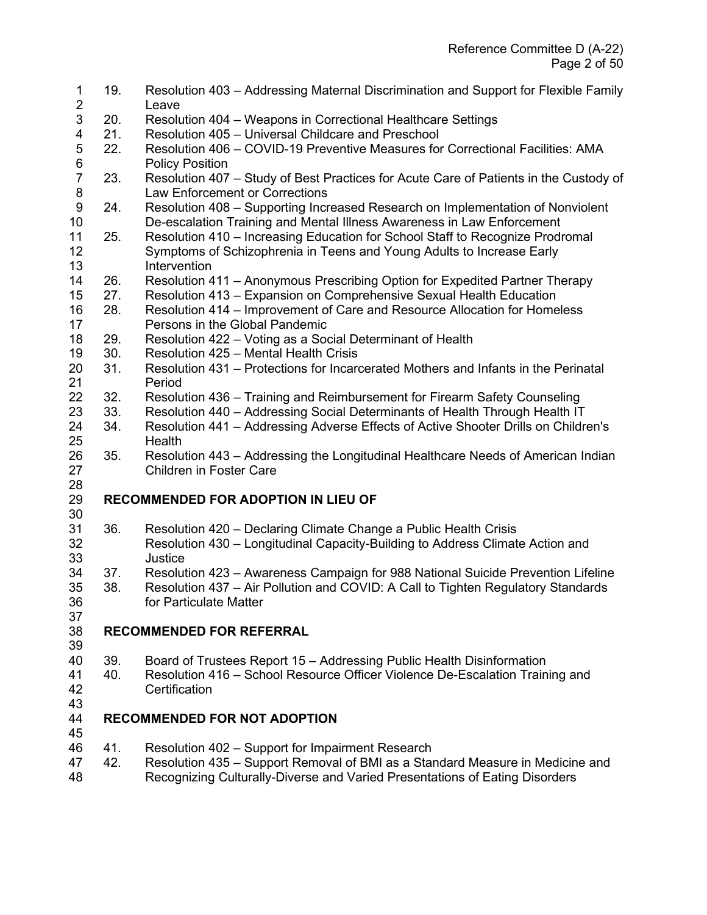19. Resolution 403 – Addressing Maternal Discrimination and Support for Flexible Family Leave
20. Resolution 404 – Weapons in Correctional Healthcare Settings
21. Resolution 405 – Universal Childcare and Preschool
22. Resolution 406 – COVID-19 Preventive Measures for Correctional Facilities: AMA Policy Position
23. Resolution 407 – Study of Best Practices for Acute Care of Patients in the Custody of Law Enforcement or Corrections
24. Resolution 408 – Supporting Increased Research on Implementation of Nonviolent De-escalation Training and Mental Illness Awareness in Law Enforcement
25. Resolution 410 – Increasing Education for School Staff to Recognize Prodromal Symptoms of Schizophrenia in Teens and Young Adults to Increase Early Intervention
26. Resolution 411 – Anonymous Prescribing Option for Expedited Partner Therapy
27. Resolution 413 – Expansion on Comprehensive Sexual Health Education
28. Resolution 414 – Improvement of Care and Resource Allocation for Homeless Persons in the Global Pandemic
29. Resolution 422 – Voting as a Social Determinant of Health
30. Resolution 425 – Mental Health Crisis
31. Resolution 431 – Protections for Incarcerated Mothers and Infants in the Perinatal Period
32. Resolution 436 – Training and Reimbursement for Firearm Safety Counseling
33. Resolution 440 – Addressing Social Determinants of Health Through Health IT
34. Resolution 441 – Addressing Adverse Effects of Active Shooter Drills on Children's Health
35. Resolution 443 – Addressing the Longitudinal Healthcare Needs of American Indian Children in Foster Care

## RECOMMENDED FOR ADOPTION IN LIEU OF

36. Resolution 420 – Declaring Climate Change a Public Health Crisis
    Resolution 430 – Longitudinal Capacity-Building to Address Climate Action and Justice
37. Resolution 423 – Awareness Campaign for 988 National Suicide Prevention Lifeline
38. Resolution 437 – Air Pollution and COVID: A Call to Tighten Regulatory Standards for Particulate Matter

## RECOMMENDED FOR REFERRAL

39. Board of Trustees Report 15 – Addressing Public Health Disinformation
40. Resolution 416 – School Resource Officer Violence De-Escalation Training and Certification

## RECOMMENDED FOR NOT ADOPTION

41. Resolution 402 – Support for Impairment Research
42. Resolution 435 – Support Removal of BMI as a Standard Measure in Medicine and Recognizing Culturally-Diverse and Varied Presentations of Eating Disorders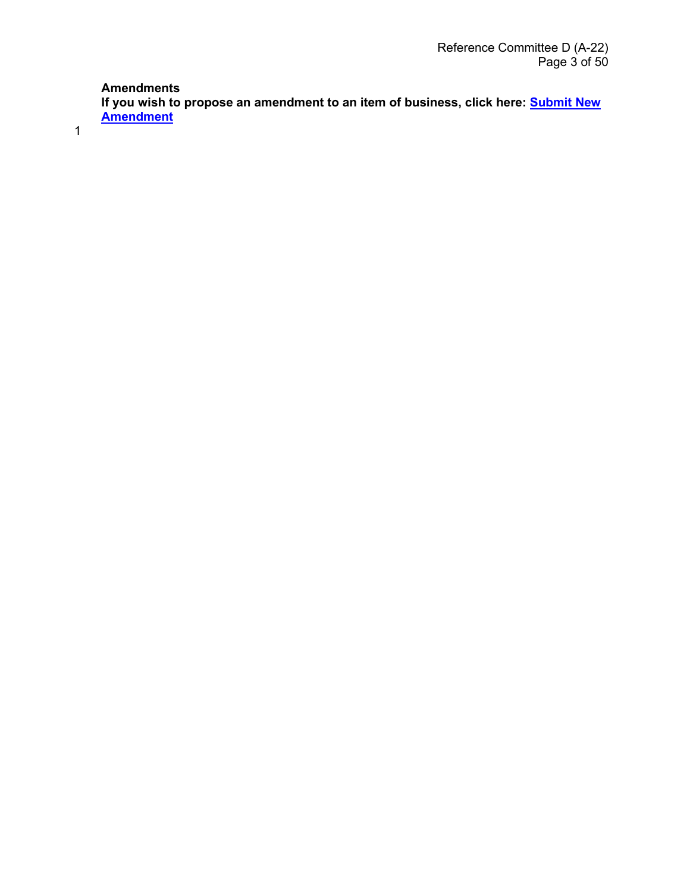**Amendments**
**If you wish to propose an amendment to an item of business, click here: [Submit New Amendment]**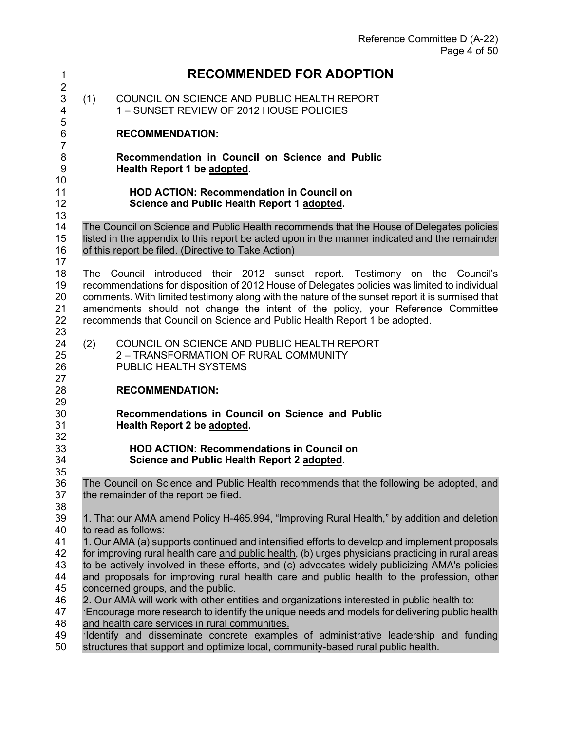# RECOMMENDED FOR ADOPTION

(1) COUNCIL ON SCIENCE AND PUBLIC HEALTH REPORT 1 – SUNSET REVIEW OF 2012 HOUSE POLICIES

**RECOMMENDATION:**

**Recommendation in Council on Science and Public Health Report 1 be <u>adopted</u>.**

**HOD ACTION: Recommendation in Council on Science and Public Health Report 1 <u>adopted</u>.**

The Council on Science and Public Health recommends that the House of Delegates policies listed in the appendix to this report be acted upon in the manner indicated and the remainder of this report be filed. (Directive to Take Action)

The Council introduced their 2012 sunset report. Testimony on the Council's recommendations for disposition of 2012 House of Delegates policies was limited to individual comments. With limited testimony along with the nature of the sunset report it is surmised that amendments should not change the intent of the policy, your Reference Committee recommends that Council on Science and Public Health Report 1 be adopted.

(2) COUNCIL ON SCIENCE AND PUBLIC HEALTH REPORT 2 – TRANSFORMATION OF RURAL COMMUNITY PUBLIC HEALTH SYSTEMS

**RECOMMENDATION:**

**Recommendations in Council on Science and Public Health Report 2 be <u>adopted</u>.**

**HOD ACTION: Recommendations in Council on Science and Public Health Report 2 <u>adopted</u>.**

The Council on Science and Public Health recommends that the following be adopted, and the remainder of the report be filed.

1. That our AMA amend Policy H-465.994, "Improving Rural Health," by addition and deletion to read as follows:

1. Our AMA (a) supports continued and intensified efforts to develop and implement proposals for improving rural health care <u>and public health</u>, (b) urges physicians practicing in rural areas to be actively involved in these efforts, and (c) advocates widely publicizing AMA's policies and proposals for improving rural health care <u>and public health</u> to the profession, other concerned groups, and the public.

2. Our AMA will work with other entities and organizations interested in public health to:

·<u>Encourage more research to identify the unique needs and models for delivering public health and health care services in rural communities.</u>

·Identify and disseminate concrete examples of administrative leadership and funding structures that support and optimize local, community-based rural public health.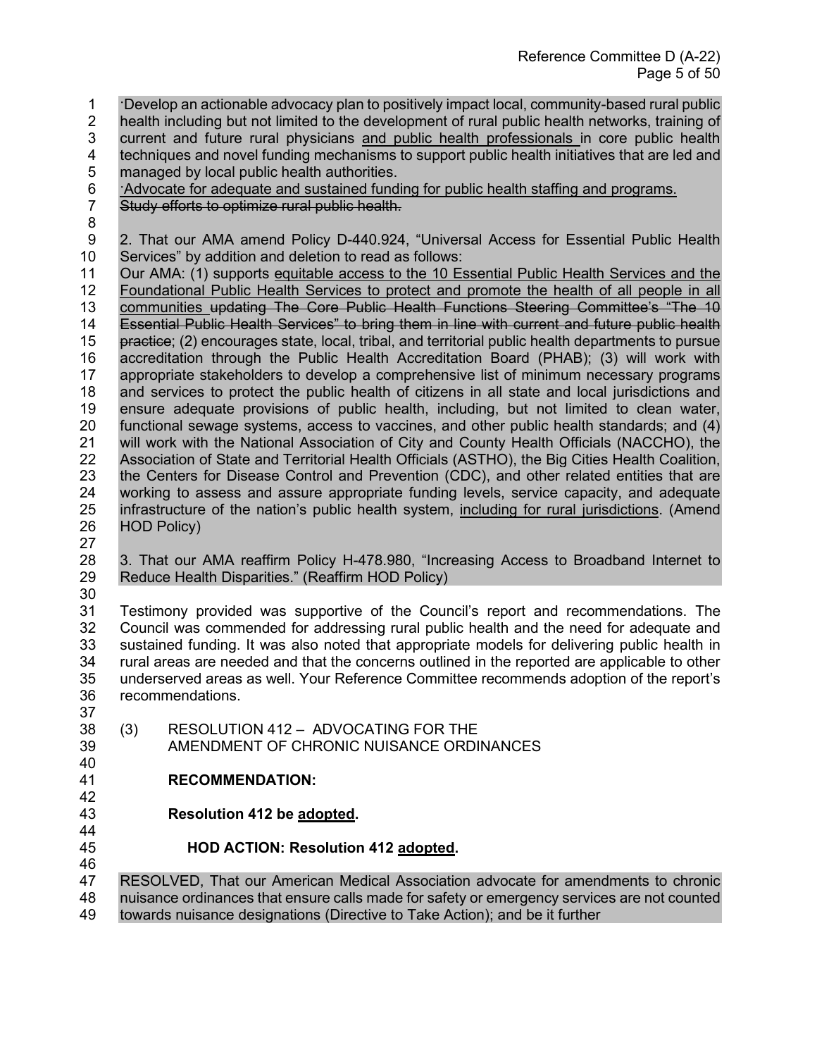·Develop an actionable advocacy plan to positively impact local, community-based rural public health including but not limited to the development of rural public health networks, training of current and future rural physicians <u>and public health professionals</u> in core public health techniques and novel funding mechanisms to support public health initiatives that are led and managed by local public health authorities.

<u>·Advocate for adequate and sustained funding for public health staffing and programs.</u>

~~Study efforts to optimize rural public health.~~

2. That our AMA amend Policy D-440.924, "Universal Access for Essential Public Health Services" by addition and deletion to read as follows:

Our AMA: (1) supports <u>equitable access to the 10 Essential Public Health Services and the Foundational Public Health Services to protect and promote the health of all people in all communities</u> ~~updating The Core Public Health Functions Steering Committee's "The 10 Essential Public Health Services" to bring them in line with current and future public health practice~~; (2) encourages state, local, tribal, and territorial public health departments to pursue accreditation through the Public Health Accreditation Board (PHAB); (3) will work with appropriate stakeholders to develop a comprehensive list of minimum necessary programs and services to protect the public health of citizens in all state and local jurisdictions and ensure adequate provisions of public health, including, but not limited to clean water, functional sewage systems, access to vaccines, and other public health standards; and (4) will work with the National Association of City and County Health Officials (NACCHO), the Association of State and Territorial Health Officials (ASTHO), the Big Cities Health Coalition, the Centers for Disease Control and Prevention (CDC), and other related entities that are working to assess and assure appropriate funding levels, service capacity, and adequate infrastructure of the nation's public health system, <u>including for rural jurisdictions</u>. (Amend HOD Policy)

3. That our AMA reaffirm Policy H-478.980, "Increasing Access to Broadband Internet to Reduce Health Disparities." (Reaffirm HOD Policy)

Testimony provided was supportive of the Council's report and recommendations. The Council was commended for addressing rural public health and the need for adequate and sustained funding. It was also noted that appropriate models for delivering public health in rural areas are needed and that the concerns outlined in the reported are applicable to other underserved areas as well. Your Reference Committee recommends adoption of the report's recommendations.

(3) RESOLUTION 412 – ADVOCATING FOR THE AMENDMENT OF CHRONIC NUISANCE ORDINANCES

**RECOMMENDATION:**

**Resolution 412 be <u>adopted</u>.**

**HOD ACTION: Resolution 412 <u>adopted</u>.**

RESOLVED, That our American Medical Association advocate for amendments to chronic nuisance ordinances that ensure calls made for safety or emergency services are not counted towards nuisance designations (Directive to Take Action); and be it further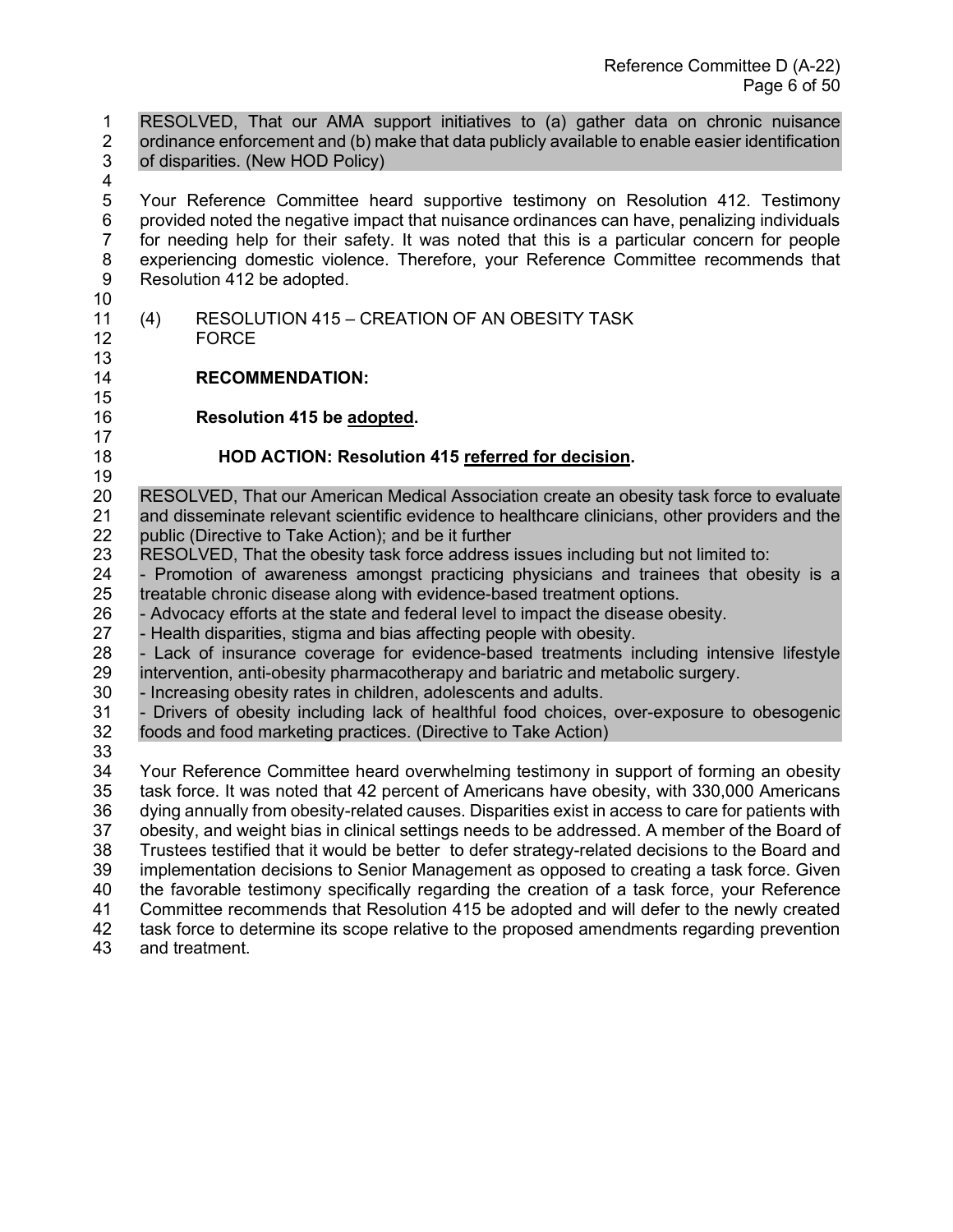RESOLVED, That our AMA support initiatives to (a) gather data on chronic nuisance ordinance enforcement and (b) make that data publicly available to enable easier identification of disparities. (New HOD Policy)

Your Reference Committee heard supportive testimony on Resolution 412. Testimony provided noted the negative impact that nuisance ordinances can have, penalizing individuals for needing help for their safety. It was noted that this is a particular concern for people experiencing domestic violence. Therefore, your Reference Committee recommends that Resolution 412 be adopted.

(4) RESOLUTION 415 – CREATION OF AN OBESITY TASK FORCE

**RECOMMENDATION:**

**Resolution 415 be adopted.**

**HOD ACTION: Resolution 415 referred for decision.**

RESOLVED, That our American Medical Association create an obesity task force to evaluate and disseminate relevant scientific evidence to healthcare clinicians, other providers and the public (Directive to Take Action); and be it further

RESOLVED, That the obesity task force address issues including but not limited to:

- Promotion of awareness amongst practicing physicians and trainees that obesity is a treatable chronic disease along with evidence-based treatment options.
- Advocacy efforts at the state and federal level to impact the disease obesity.
- Health disparities, stigma and bias affecting people with obesity.
- Lack of insurance coverage for evidence-based treatments including intensive lifestyle intervention, anti-obesity pharmacotherapy and bariatric and metabolic surgery.
- Increasing obesity rates in children, adolescents and adults.
- Drivers of obesity including lack of healthful food choices, over-exposure to obesogenic foods and food marketing practices. (Directive to Take Action)

Your Reference Committee heard overwhelming testimony in support of forming an obesity task force. It was noted that 42 percent of Americans have obesity, with 330,000 Americans dying annually from obesity-related causes. Disparities exist in access to care for patients with obesity, and weight bias in clinical settings needs to be addressed. A member of the Board of Trustees testified that it would be better to defer strategy-related decisions to the Board and implementation decisions to Senior Management as opposed to creating a task force. Given the favorable testimony specifically regarding the creation of a task force, your Reference Committee recommends that Resolution 415 be adopted and will defer to the newly created task force to determine its scope relative to the proposed amendments regarding prevention and treatment.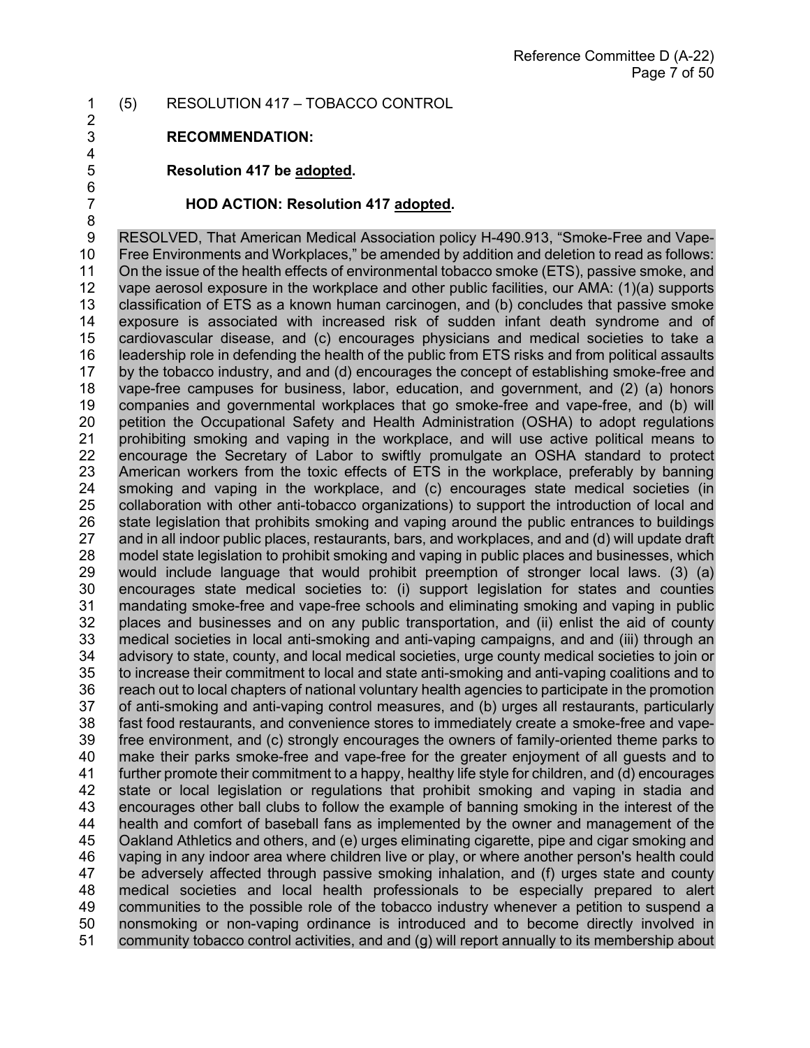(5) RESOLUTION 417 – TOBACCO CONTROL

**RECOMMENDATION:**

**Resolution 417 be adopted.**

**HOD ACTION: Resolution 417 adopted.**

RESOLVED, That American Medical Association policy H-490.913, "Smoke-Free and Vape-Free Environments and Workplaces," be amended by addition and deletion to read as follows: On the issue of the health effects of environmental tobacco smoke (ETS), passive smoke, and vape aerosol exposure in the workplace and other public facilities, our AMA: (1)(a) supports classification of ETS as a known human carcinogen, and (b) concludes that passive smoke exposure is associated with increased risk of sudden infant death syndrome and of cardiovascular disease, and (c) encourages physicians and medical societies to take a leadership role in defending the health of the public from ETS risks and from political assaults by the tobacco industry, and and (d) encourages the concept of establishing smoke-free and vape-free campuses for business, labor, education, and government, and (2) (a) honors companies and governmental workplaces that go smoke-free and vape-free, and (b) will petition the Occupational Safety and Health Administration (OSHA) to adopt regulations prohibiting smoking and vaping in the workplace, and will use active political means to encourage the Secretary of Labor to swiftly promulgate an OSHA standard to protect American workers from the toxic effects of ETS in the workplace, preferably by banning smoking and vaping in the workplace, and (c) encourages state medical societies (in collaboration with other anti-tobacco organizations) to support the introduction of local and state legislation that prohibits smoking and vaping around the public entrances to buildings and in all indoor public places, restaurants, bars, and workplaces, and and (d) will update draft model state legislation to prohibit smoking and vaping in public places and businesses, which would include language that would prohibit preemption of stronger local laws. (3) (a) encourages state medical societies to: (i) support legislation for states and counties mandating smoke-free and vape-free schools and eliminating smoking and vaping in public places and businesses and on any public transportation, and (ii) enlist the aid of county medical societies in local anti-smoking and anti-vaping campaigns, and and (iii) through an advisory to state, county, and local medical societies, urge county medical societies to join or to increase their commitment to local and state anti-smoking and anti-vaping coalitions and to reach out to local chapters of national voluntary health agencies to participate in the promotion of anti-smoking and anti-vaping control measures, and (b) urges all restaurants, particularly fast food restaurants, and convenience stores to immediately create a smoke-free and vape-free environment, and (c) strongly encourages the owners of family-oriented theme parks to make their parks smoke-free and vape-free for the greater enjoyment of all guests and to further promote their commitment to a happy, healthy life style for children, and (d) encourages state or local legislation or regulations that prohibit smoking and vaping in stadia and encourages other ball clubs to follow the example of banning smoking in the interest of the health and comfort of baseball fans as implemented by the owner and management of the Oakland Athletics and others, and (e) urges eliminating cigarette, pipe and cigar smoking and vaping in any indoor area where children live or play, or where another person's health could be adversely affected through passive smoking inhalation, and (f) urges state and county medical societies and local health professionals to be especially prepared to alert communities to the possible role of the tobacco industry whenever a petition to suspend a nonsmoking or non-vaping ordinance is introduced and to become directly involved in community tobacco control activities, and and (g) will report annually to its membership about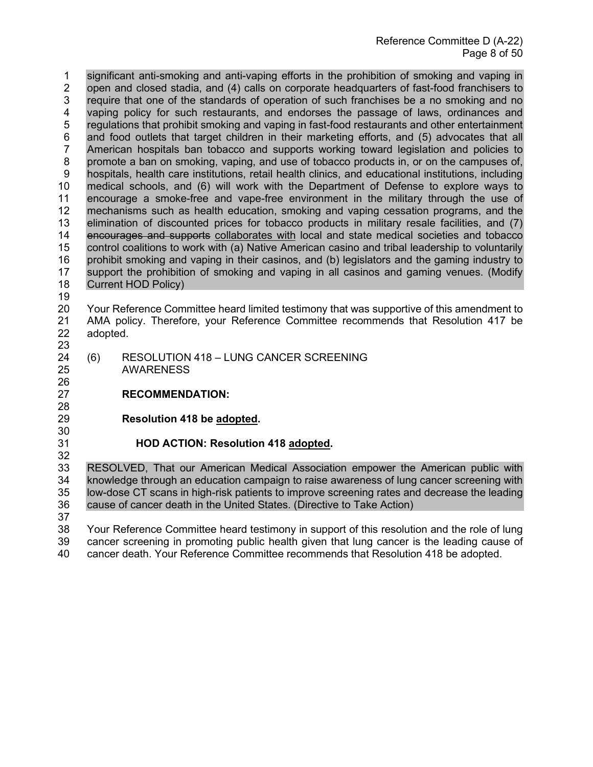significant anti-smoking and anti-vaping efforts in the prohibition of smoking and vaping in open and closed stadia, and (4) calls on corporate headquarters of fast-food franchisers to require that one of the standards of operation of such franchises be a no smoking and no vaping policy for such restaurants, and endorses the passage of laws, ordinances and regulations that prohibit smoking and vaping in fast-food restaurants and other entertainment and food outlets that target children in their marketing efforts, and (5) advocates that all American hospitals ban tobacco and supports working toward legislation and policies to promote a ban on smoking, vaping, and use of tobacco products in, or on the campuses of, hospitals, health care institutions, retail health clinics, and educational institutions, including medical schools, and (6) will work with the Department of Defense to explore ways to encourage a smoke-free and vape-free environment in the military through the use of mechanisms such as health education, smoking and vaping cessation programs, and the elimination of discounted prices for tobacco products in military resale facilities, and (7) ~~encourages and supports~~ <u>collaborates with</u> local and state medical societies and tobacco control coalitions to work with (a) Native American casino and tribal leadership to voluntarily prohibit smoking and vaping in their casinos, and (b) legislators and the gaming industry to support the prohibition of smoking and vaping in all casinos and gaming venues. (Modify Current HOD Policy)

Your Reference Committee heard limited testimony that was supportive of this amendment to AMA policy. Therefore, your Reference Committee recommends that Resolution 417 be adopted.

(6) RESOLUTION 418 – LUNG CANCER SCREENING AWARENESS

**RECOMMENDATION:**

**Resolution 418 be <u>adopted</u>.**

**HOD ACTION: Resolution 418 <u>adopted</u>.**

RESOLVED, That our American Medical Association empower the American public with knowledge through an education campaign to raise awareness of lung cancer screening with low-dose CT scans in high-risk patients to improve screening rates and decrease the leading cause of cancer death in the United States. (Directive to Take Action)

Your Reference Committee heard testimony in support of this resolution and the role of lung cancer screening in promoting public health given that lung cancer is the leading cause of cancer death. Your Reference Committee recommends that Resolution 418 be adopted.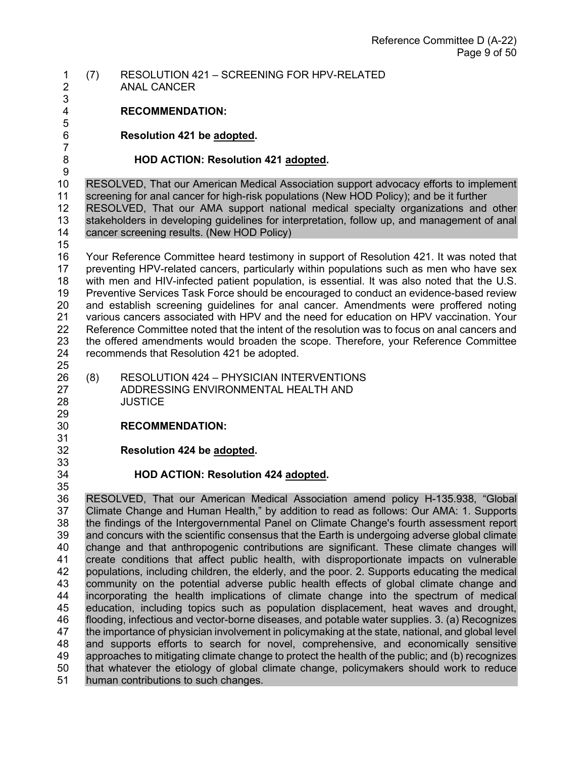(7) RESOLUTION 421 – SCREENING FOR HPV-RELATED ANAL CANCER

**RECOMMENDATION:**

**Resolution 421 be adopted.**

**HOD ACTION: Resolution 421 adopted.**

RESOLVED, That our American Medical Association support advocacy efforts to implement screening for anal cancer for high-risk populations (New HOD Policy); and be it further
RESOLVED, That our AMA support national medical specialty organizations and other stakeholders in developing guidelines for interpretation, follow up, and management of anal cancer screening results. (New HOD Policy)

Your Reference Committee heard testimony in support of Resolution 421. It was noted that preventing HPV-related cancers, particularly within populations such as men who have sex with men and HIV-infected patient population, is essential. It was also noted that the U.S. Preventive Services Task Force should be encouraged to conduct an evidence-based review and establish screening guidelines for anal cancer. Amendments were proffered noting various cancers associated with HPV and the need for education on HPV vaccination. Your Reference Committee noted that the intent of the resolution was to focus on anal cancers and the offered amendments would broaden the scope. Therefore, your Reference Committee recommends that Resolution 421 be adopted.

(8) RESOLUTION 424 – PHYSICIAN INTERVENTIONS ADDRESSING ENVIRONMENTAL HEALTH AND JUSTICE

**RECOMMENDATION:**

**Resolution 424 be adopted.**

**HOD ACTION: Resolution 424 adopted.**

RESOLVED, That our American Medical Association amend policy H-135.938, "Global Climate Change and Human Health," by addition to read as follows: Our AMA: 1. Supports the findings of the Intergovernmental Panel on Climate Change's fourth assessment report and concurs with the scientific consensus that the Earth is undergoing adverse global climate change and that anthropogenic contributions are significant. These climate changes will create conditions that affect public health, with disproportionate impacts on vulnerable populations, including children, the elderly, and the poor. 2. Supports educating the medical community on the potential adverse public health effects of global climate change and incorporating the health implications of climate change into the spectrum of medical education, including topics such as population displacement, heat waves and drought, flooding, infectious and vector-borne diseases, and potable water supplies. 3. (a) Recognizes the importance of physician involvement in policymaking at the state, national, and global level and supports efforts to search for novel, comprehensive, and economically sensitive approaches to mitigating climate change to protect the health of the public; and (b) recognizes that whatever the etiology of global climate change, policymakers should work to reduce human contributions to such changes.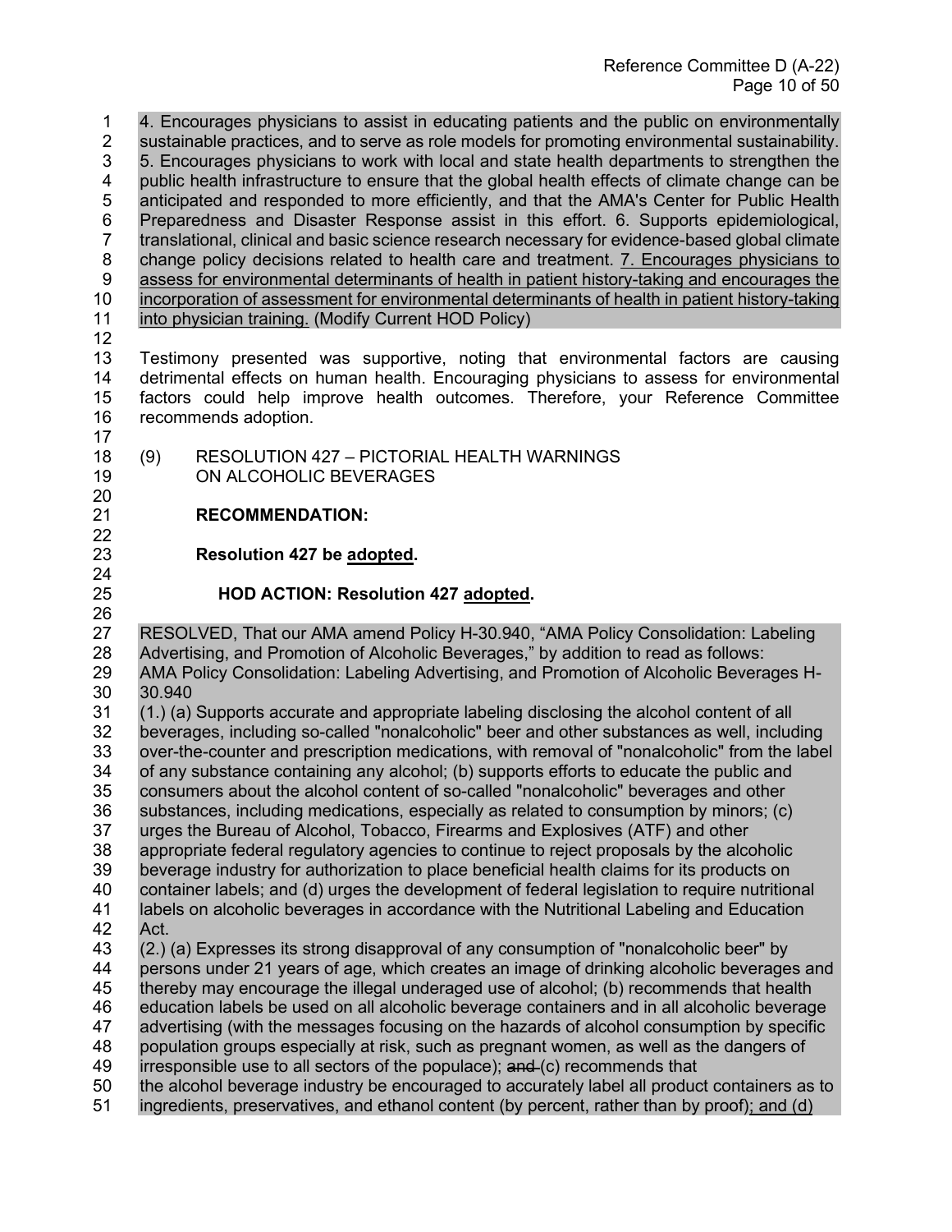4. Encourages physicians to assist in educating patients and the public on environmentally sustainable practices, and to serve as role models for promoting environmental sustainability. 5. Encourages physicians to work with local and state health departments to strengthen the public health infrastructure to ensure that the global health effects of climate change can be anticipated and responded to more efficiently, and that the AMA's Center for Public Health Preparedness and Disaster Response assist in this effort. 6. Supports epidemiological, translational, clinical and basic science research necessary for evidence-based global climate change policy decisions related to health care and treatment. <u>7. Encourages physicians to assess for environmental determinants of health in patient history-taking and encourages the incorporation of assessment for environmental determinants of health in patient history-taking into physician training.</u> (Modify Current HOD Policy)

Testimony presented was supportive, noting that environmental factors are causing detrimental effects on human health. Encouraging physicians to assess for environmental factors could help improve health outcomes. Therefore, your Reference Committee recommends adoption.

(9) RESOLUTION 427 – PICTORIAL HEALTH WARNINGS ON ALCOHOLIC BEVERAGES

**RECOMMENDATION:**

**Resolution 427 be <u>adopted</u>.**

**HOD ACTION: Resolution 427 <u>adopted</u>.**

RESOLVED, That our AMA amend Policy H-30.940, "AMA Policy Consolidation: Labeling Advertising, and Promotion of Alcoholic Beverages," by addition to read as follows:
AMA Policy Consolidation: Labeling Advertising, and Promotion of Alcoholic Beverages H-30.940
(1.) (a) Supports accurate and appropriate labeling disclosing the alcohol content of all beverages, including so-called "nonalcoholic" beer and other substances as well, including over-the-counter and prescription medications, with removal of "nonalcoholic" from the label of any substance containing any alcohol; (b) supports efforts to educate the public and consumers about the alcohol content of so-called "nonalcoholic" beverages and other substances, including medications, especially as related to consumption by minors; (c) urges the Bureau of Alcohol, Tobacco, Firearms and Explosives (ATF) and other appropriate federal regulatory agencies to continue to reject proposals by the alcoholic beverage industry for authorization to place beneficial health claims for its products on container labels; and (d) urges the development of federal legislation to require nutritional labels on alcoholic beverages in accordance with the Nutritional Labeling and Education Act.
(2.) (a) Expresses its strong disapproval of any consumption of "nonalcoholic beer" by persons under 21 years of age, which creates an image of drinking alcoholic beverages and thereby may encourage the illegal underaged use of alcohol; (b) recommends that health education labels be used on all alcoholic beverage containers and in all alcoholic beverage advertising (with the messages focusing on the hazards of alcohol consumption by specific population groups especially at risk, such as pregnant women, as well as the dangers of irresponsible use to all sectors of the populace); ~~and~~ (c) recommends that the alcohol beverage industry be encouraged to accurately label all product containers as to ingredients, preservatives, and ethanol content (by percent, rather than by proof)<u>; and (d)</u>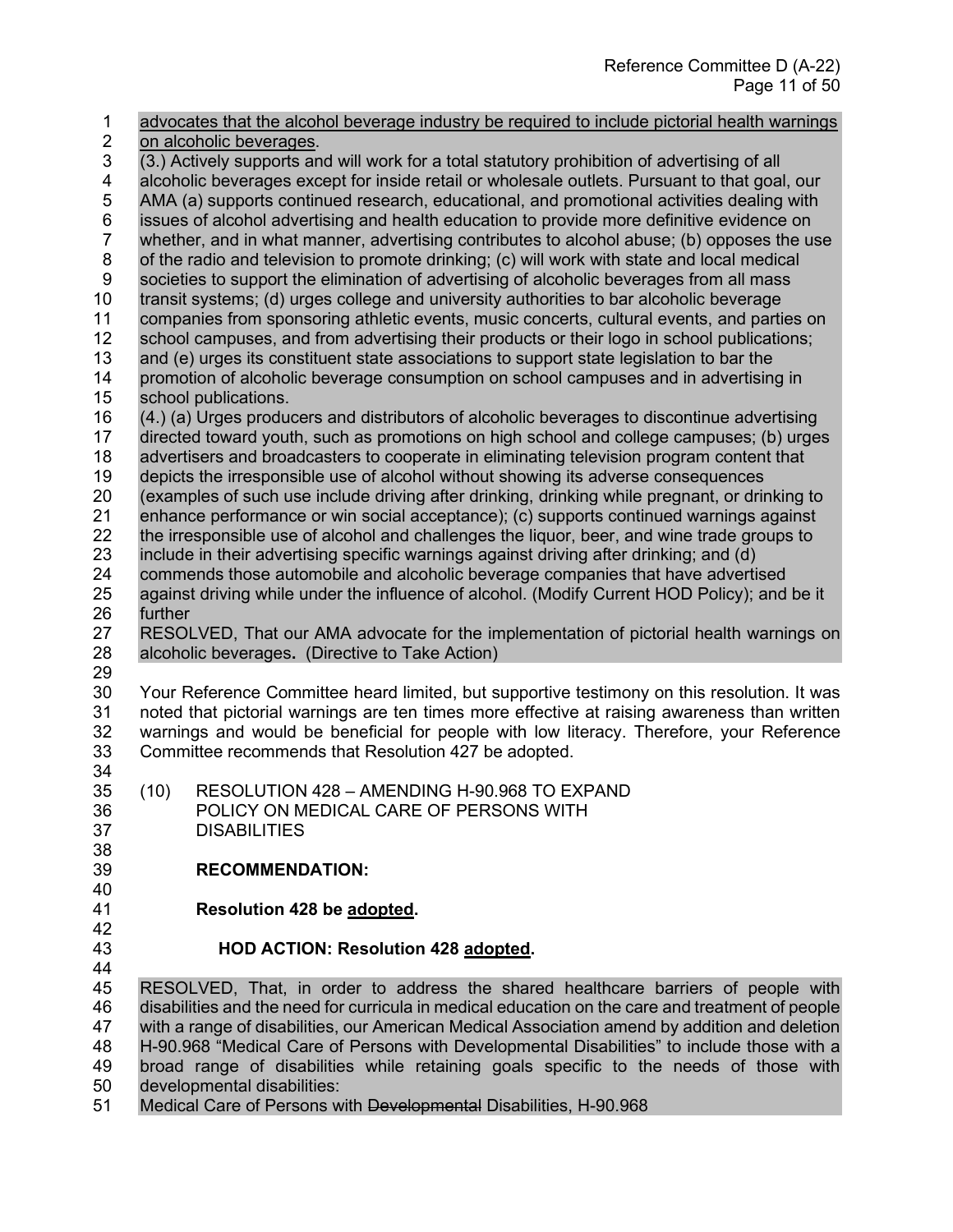<u>advocates that the alcohol beverage industry be required to include pictorial health warnings on alcoholic beverages</u>.

(3.) Actively supports and will work for a total statutory prohibition of advertising of all alcoholic beverages except for inside retail or wholesale outlets. Pursuant to that goal, our AMA (a) supports continued research, educational, and promotional activities dealing with issues of alcohol advertising and health education to provide more definitive evidence on whether, and in what manner, advertising contributes to alcohol abuse; (b) opposes the use of the radio and television to promote drinking; (c) will work with state and local medical societies to support the elimination of advertising of alcoholic beverages from all mass transit systems; (d) urges college and university authorities to bar alcoholic beverage companies from sponsoring athletic events, music concerts, cultural events, and parties on school campuses, and from advertising their products or their logo in school publications; and (e) urges its constituent state associations to support state legislation to bar the promotion of alcoholic beverage consumption on school campuses and in advertising in school publications.

(4.) (a) Urges producers and distributors of alcoholic beverages to discontinue advertising directed toward youth, such as promotions on high school and college campuses; (b) urges advertisers and broadcasters to cooperate in eliminating television program content that depicts the irresponsible use of alcohol without showing its adverse consequences (examples of such use include driving after drinking, drinking while pregnant, or drinking to enhance performance or win social acceptance); (c) supports continued warnings against the irresponsible use of alcohol and challenges the liquor, beer, and wine trade groups to include in their advertising specific warnings against driving after drinking; and (d) commends those automobile and alcoholic beverage companies that have advertised against driving while under the influence of alcohol. (Modify Current HOD Policy); and be it further

RESOLVED, That our AMA advocate for the implementation of pictorial health warnings on alcoholic beverages**.** (Directive to Take Action)

Your Reference Committee heard limited, but supportive testimony on this resolution. It was noted that pictorial warnings are ten times more effective at raising awareness than written warnings and would be beneficial for people with low literacy. Therefore, your Reference Committee recommends that Resolution 427 be adopted.

(10) RESOLUTION 428 – AMENDING H-90.968 TO EXPAND POLICY ON MEDICAL CARE OF PERSONS WITH DISABILITIES

**RECOMMENDATION:**

**Resolution 428 be <u>adopted</u>.**

**HOD ACTION: Resolution 428 <u>adopted</u>.**

RESOLVED, That, in order to address the shared healthcare barriers of people with disabilities and the need for curricula in medical education on the care and treatment of people with a range of disabilities, our American Medical Association amend by addition and deletion H-90.968 "Medical Care of Persons with Developmental Disabilities" to include those with a broad range of disabilities while retaining goals specific to the needs of those with developmental disabilities:

Medical Care of Persons with ~~Developmental~~ Disabilities, H-90.968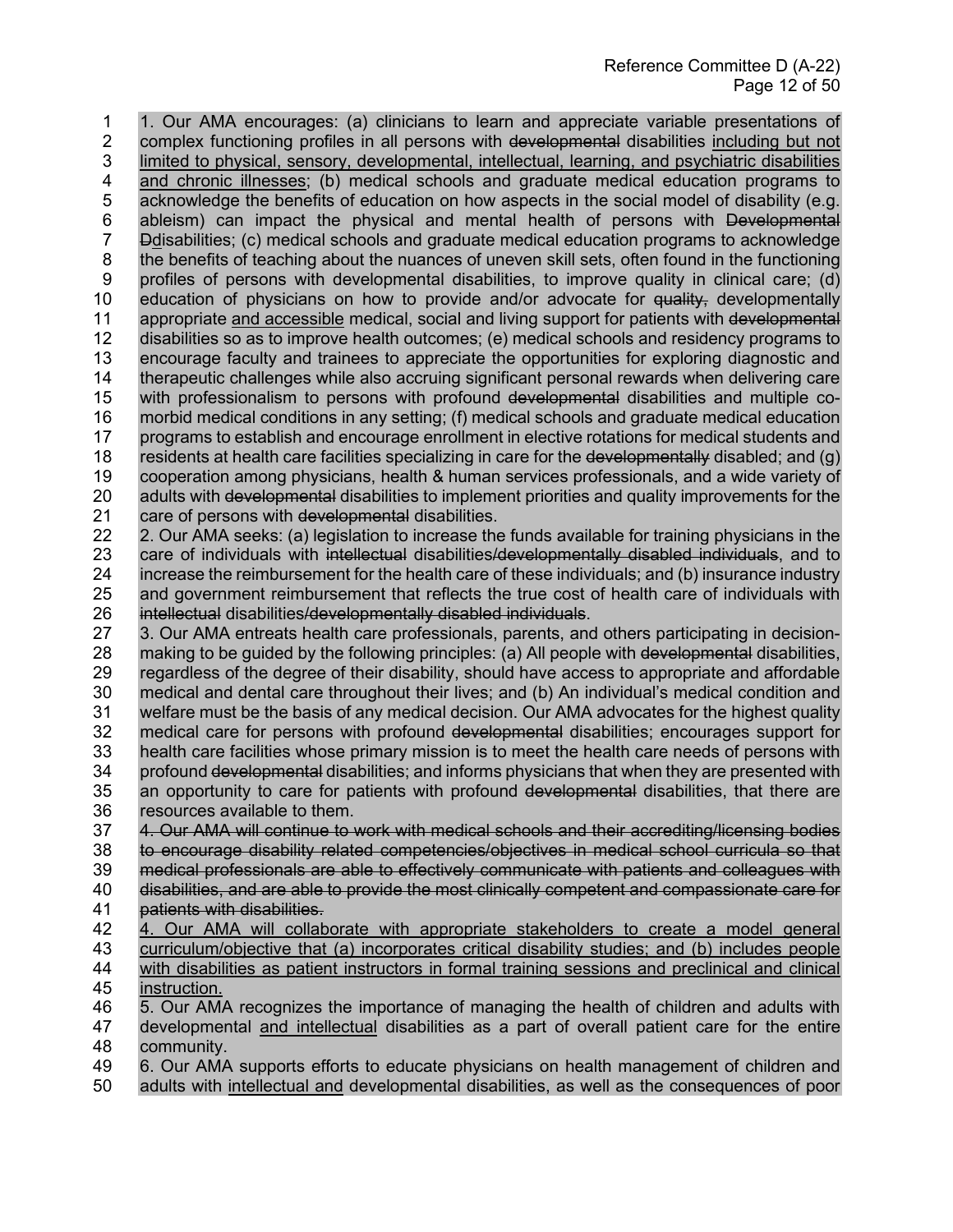1. Our AMA encourages: (a) clinicians to learn and appreciate variable presentations of complex functioning profiles in all persons with ~~developmental~~ disabilities <u>including but not limited to physical, sensory, developmental, intellectual, learning, and psychiatric disabilities and chronic illnesses</u>; (b) medical schools and graduate medical education programs to acknowledge the benefits of education on how aspects in the social model of disability (e.g. ableism) can impact the physical and mental health of persons with ~~Developmental~~ ~~D~~<u>d</u>isabilities; (c) medical schools and graduate medical education programs to acknowledge the benefits of teaching about the nuances of uneven skill sets, often found in the functioning profiles of persons with developmental disabilities, to improve quality in clinical care; (d) education of physicians on how to provide and/or advocate for ~~quality,~~ developmentally appropriate <u>and accessible</u> medical, social and living support for patients with ~~developmental~~ disabilities so as to improve health outcomes; (e) medical schools and residency programs to encourage faculty and trainees to appreciate the opportunities for exploring diagnostic and therapeutic challenges while also accruing significant personal rewards when delivering care with professionalism to persons with profound ~~developmental~~ disabilities and multiple co-morbid medical conditions in any setting; (f) medical schools and graduate medical education programs to establish and encourage enrollment in elective rotations for medical students and residents at health care facilities specializing in care for the ~~developmentally~~ disabled; and (g) cooperation among physicians, health & human services professionals, and a wide variety of adults with ~~developmental~~ disabilities to implement priorities and quality improvements for the care of persons with ~~developmental~~ disabilities.

2. Our AMA seeks: (a) legislation to increase the funds available for training physicians in the care of individuals with ~~intellectual~~ disabilities~~/developmentally disabled individuals~~, and to increase the reimbursement for the health care of these individuals; and (b) insurance industry and government reimbursement that reflects the true cost of health care of individuals with ~~intellectual~~ disabilities~~/developmentally disabled individuals~~.

3. Our AMA entreats health care professionals, parents, and others participating in decision-making to be guided by the following principles: (a) All people with ~~developmental~~ disabilities, regardless of the degree of their disability, should have access to appropriate and affordable medical and dental care throughout their lives; and (b) An individual's medical condition and welfare must be the basis of any medical decision. Our AMA advocates for the highest quality medical care for persons with profound ~~developmental~~ disabilities; encourages support for health care facilities whose primary mission is to meet the health care needs of persons with profound ~~developmental~~ disabilities; and informs physicians that when they are presented with an opportunity to care for patients with profound ~~developmental~~ disabilities, that there are resources available to them.

~~4. Our AMA will continue to work with medical schools and their accrediting/licensing bodies to encourage disability related competencies/objectives in medical school curricula so that medical professionals are able to effectively communicate with patients and colleagues with disabilities, and are able to provide the most clinically competent and compassionate care for patients with disabilities.~~

<u>4. Our AMA will collaborate with appropriate stakeholders to create a model general curriculum/objective that (a) incorporates critical disability studies; and (b) includes people with disabilities as patient instructors in formal training sessions and preclinical and clinical instruction.</u>

5. Our AMA recognizes the importance of managing the health of children and adults with developmental <u>and intellectual</u> disabilities as a part of overall patient care for the entire community.

6. Our AMA supports efforts to educate physicians on health management of children and adults with <u>intellectual and</u> developmental disabilities, as well as the consequences of poor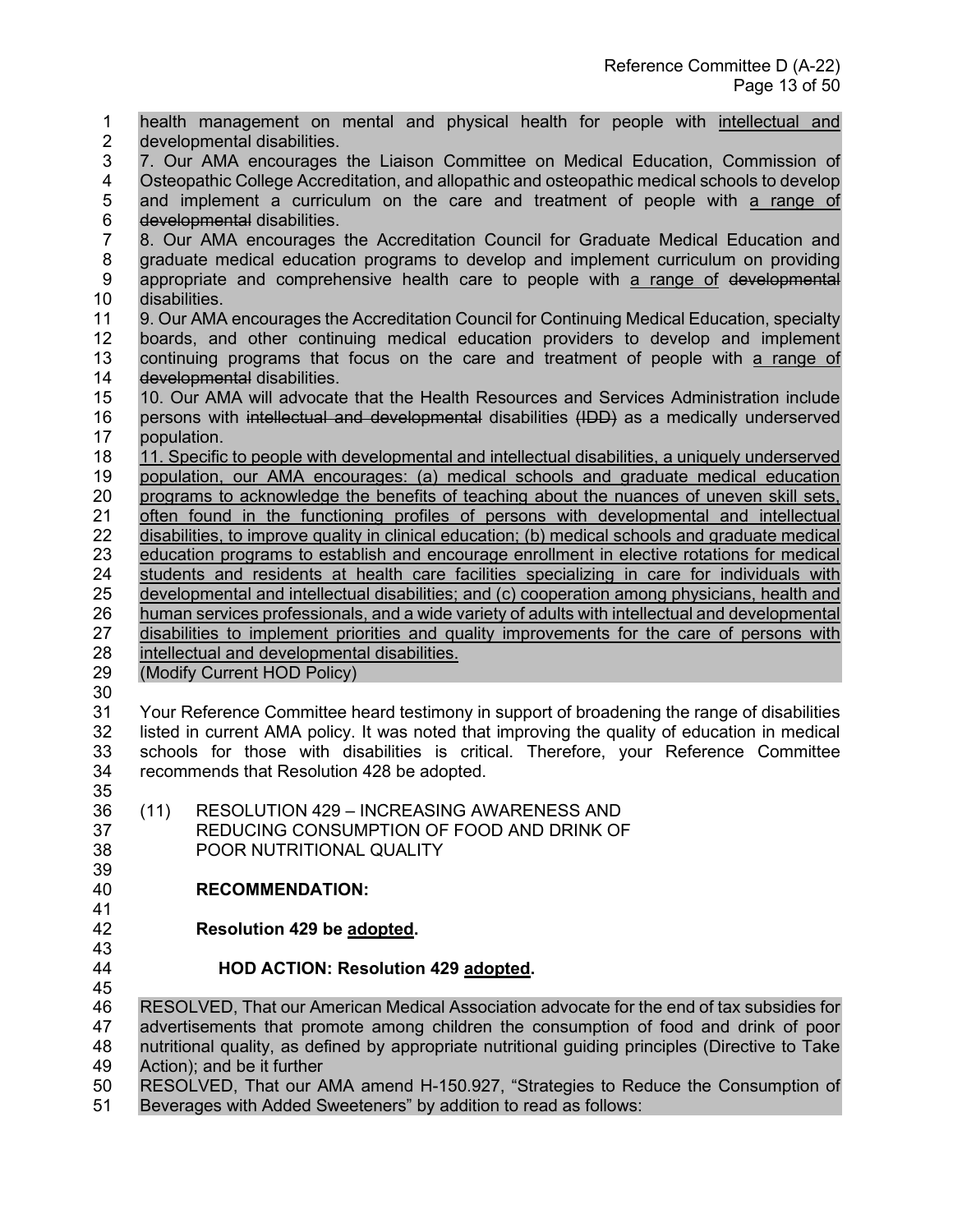health management on mental and physical health for people with <u>intellectual and</u> developmental disabilities.

7. Our AMA encourages the Liaison Committee on Medical Education, Commission of Osteopathic College Accreditation, and allopathic and osteopathic medical schools to develop and implement a curriculum on the care and treatment of people with <u>a range of</u> ~~developmental~~ disabilities.

8. Our AMA encourages the Accreditation Council for Graduate Medical Education and graduate medical education programs to develop and implement curriculum on providing appropriate and comprehensive health care to people with <u>a range of</u> ~~developmental~~ disabilities.

9. Our AMA encourages the Accreditation Council for Continuing Medical Education, specialty boards, and other continuing medical education providers to develop and implement continuing programs that focus on the care and treatment of people with <u>a range of</u> ~~developmental~~ disabilities.

10. Our AMA will advocate that the Health Resources and Services Administration include persons with ~~intellectual and developmental~~ disabilities ~~(IDD)~~ as a medically underserved population.

<u>11. Specific to people with developmental and intellectual disabilities, a uniquely underserved population, our AMA encourages: (a) medical schools and graduate medical education programs to acknowledge the benefits of teaching about the nuances of uneven skill sets, often found in the functioning profiles of persons with developmental and intellectual disabilities, to improve quality in clinical education; (b) medical schools and graduate medical education programs to establish and encourage enrollment in elective rotations for medical students and residents at health care facilities specializing in care for individuals with developmental and intellectual disabilities; and (c) cooperation among physicians, health and human services professionals, and a wide variety of adults with intellectual and developmental disabilities to implement priorities and quality improvements for the care of persons with intellectual and developmental disabilities.</u>

(Modify Current HOD Policy)

Your Reference Committee heard testimony in support of broadening the range of disabilities listed in current AMA policy. It was noted that improving the quality of education in medical schools for those with disabilities is critical. Therefore, your Reference Committee recommends that Resolution 428 be adopted.

(11) RESOLUTION 429 – INCREASING AWARENESS AND REDUCING CONSUMPTION OF FOOD AND DRINK OF POOR NUTRITIONAL QUALITY

**RECOMMENDATION:**

**Resolution 429 be <u>adopted</u>.**

**HOD ACTION: Resolution 429 <u>adopted</u>.**

RESOLVED, That our American Medical Association advocate for the end of tax subsidies for advertisements that promote among children the consumption of food and drink of poor nutritional quality, as defined by appropriate nutritional guiding principles (Directive to Take Action); and be it further

RESOLVED, That our AMA amend H-150.927, "Strategies to Reduce the Consumption of Beverages with Added Sweeteners" by addition to read as follows: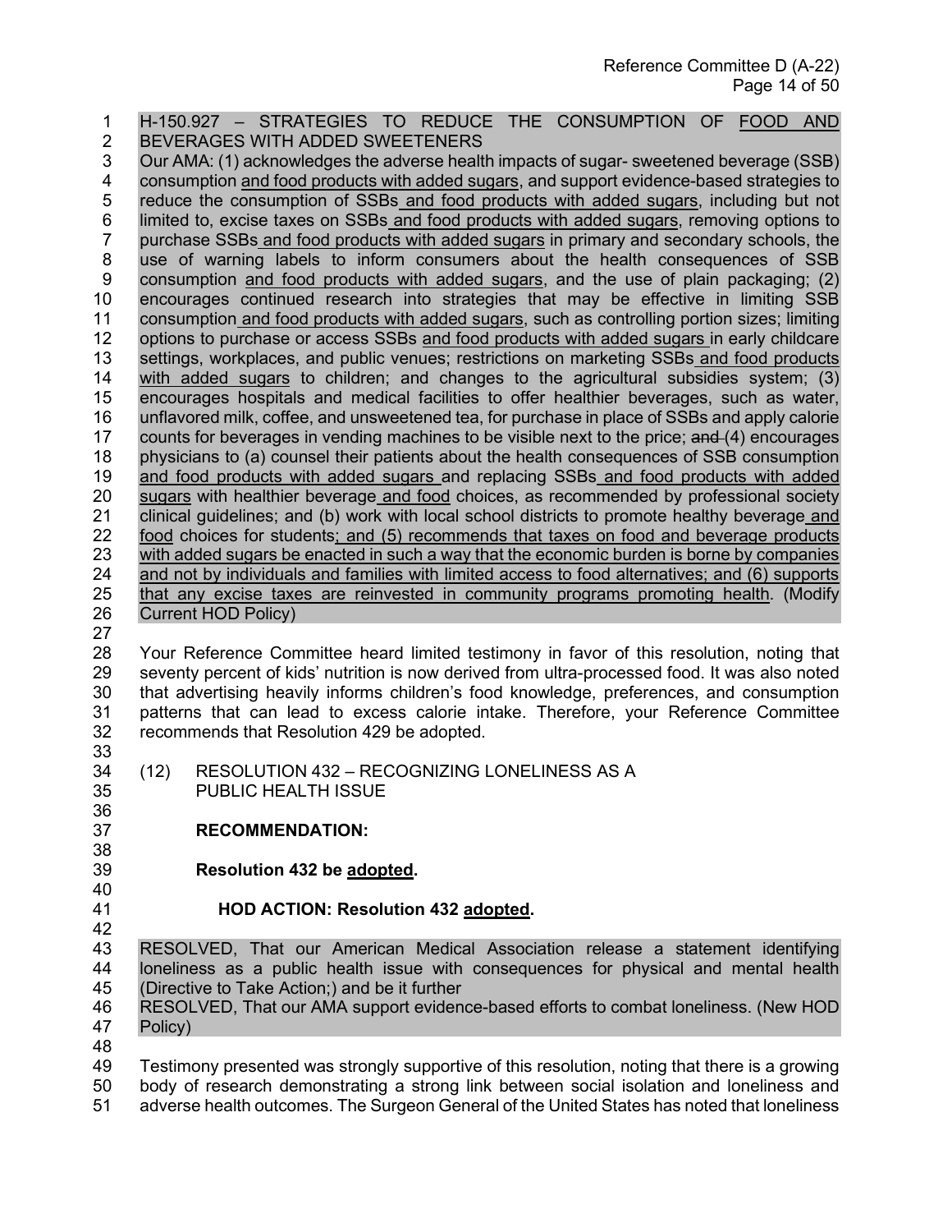H-150.927 – STRATEGIES TO REDUCE THE CONSUMPTION OF <u>FOOD AND</u> BEVERAGES WITH ADDED SWEETENERS

Our AMA: (1) acknowledges the adverse health impacts of sugar- sweetened beverage (SSB) consumption <u>and food products with added sugars</u>, and support evidence-based strategies to reduce the consumption of SSBs<u> and food products with added sugars</u>, including but not limited to, excise taxes on SSBs<u> and food products with added sugars</u>, removing options to purchase SSBs<u> and food products with added sugars</u> in primary and secondary schools, the use of warning labels to inform consumers about the health consequences of SSB consumption <u>and food products with added sugars</u>, and the use of plain packaging; (2) encourages continued research into strategies that may be effective in limiting SSB consumption<u> and food products with added sugars</u>, such as controlling portion sizes; limiting options to purchase or access SSBs <u>and food products with added sugars </u>in early childcare settings, workplaces, and public venues; restrictions on marketing SSBs<u> and food products with added sugars</u> to children; and changes to the agricultural subsidies system; (3) encourages hospitals and medical facilities to offer healthier beverages, such as water, unflavored milk, coffee, and unsweetened tea, for purchase in place of SSBs and apply calorie counts for beverages in vending machines to be visible next to the price; ~~and~~ (4) encourages physicians to (a) counsel their patients about the health consequences of SSB consumption <u>and food products with added sugars </u>and replacing SSBs<u> and food products with added sugars</u> with healthier beverage<u> and food</u> choices, as recommended by professional society clinical guidelines; and (b) work with local school districts to promote healthy beverage<u> and food</u> choices for students<u>; and (5) recommends that taxes on food and beverage products with added sugars be enacted in such a way that the economic burden is borne by companies and not by individuals and families with limited access to food alternatives; and (6) supports that any excise taxes are reinvested in community programs promoting health</u>. (Modify Current HOD Policy)

Your Reference Committee heard limited testimony in favor of this resolution, noting that seventy percent of kids' nutrition is now derived from ultra-processed food. It was also noted that advertising heavily informs children's food knowledge, preferences, and consumption patterns that can lead to excess calorie intake. Therefore, your Reference Committee recommends that Resolution 429 be adopted.

(12) RESOLUTION 432 – RECOGNIZING LONELINESS AS A PUBLIC HEALTH ISSUE

**RECOMMENDATION:**

**Resolution 432 be <u>adopted</u>.**

**HOD ACTION: Resolution 432 <u>adopted</u>.**

RESOLVED, That our American Medical Association release a statement identifying loneliness as a public health issue with consequences for physical and mental health (Directive to Take Action;) and be it further

RESOLVED, That our AMA support evidence-based efforts to combat loneliness. (New HOD Policy)

Testimony presented was strongly supportive of this resolution, noting that there is a growing body of research demonstrating a strong link between social isolation and loneliness and adverse health outcomes. The Surgeon General of the United States has noted that loneliness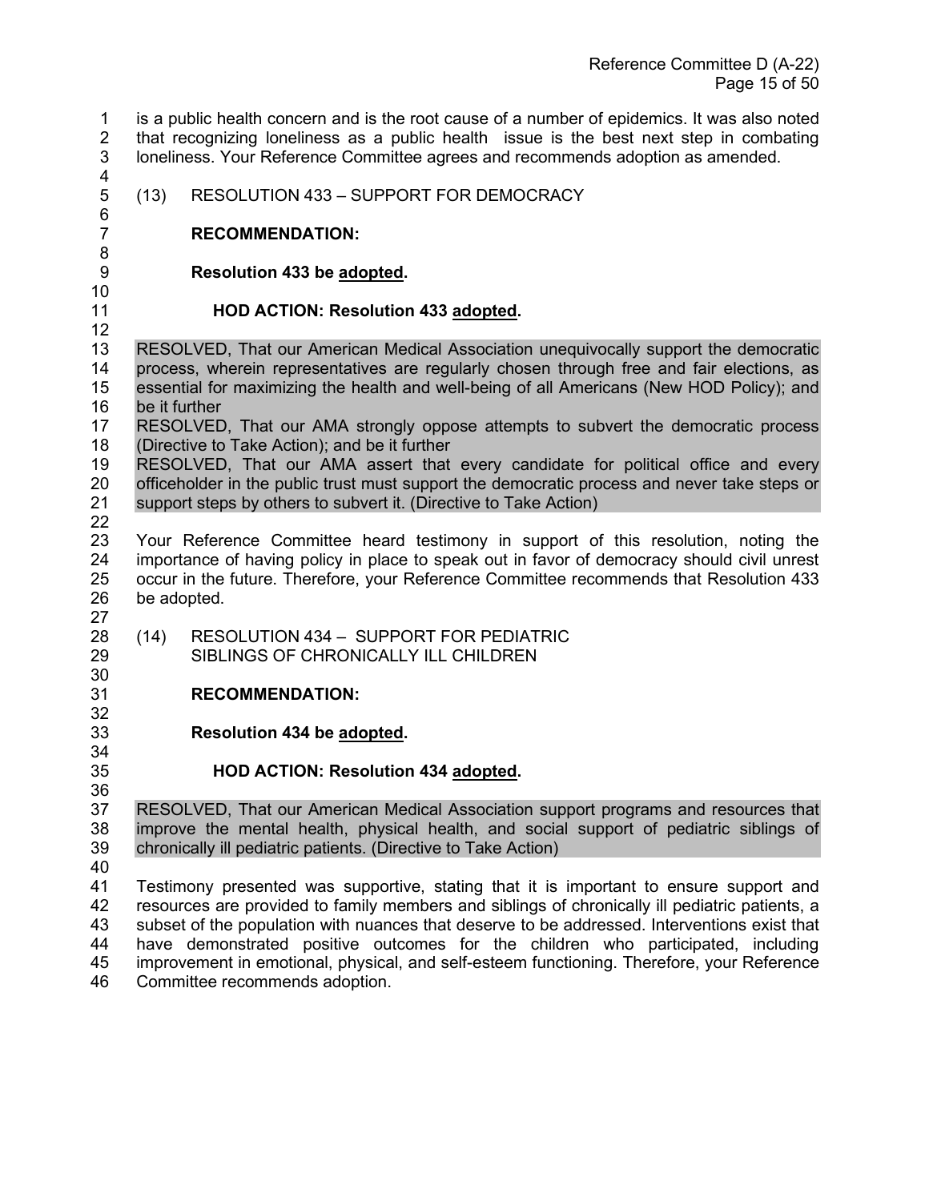is a public health concern and is the root cause of a number of epidemics. It was also noted that recognizing loneliness as a public health issue is the best next step in combating loneliness. Your Reference Committee agrees and recommends adoption as amended.

(13) RESOLUTION 433 – SUPPORT FOR DEMOCRACY

**RECOMMENDATION:**

**Resolution 433 be adopted.**

**HOD ACTION: Resolution 433 adopted.**

RESOLVED, That our American Medical Association unequivocally support the democratic process, wherein representatives are regularly chosen through free and fair elections, as essential for maximizing the health and well-being of all Americans (New HOD Policy); and be it further
RESOLVED, That our AMA strongly oppose attempts to subvert the democratic process (Directive to Take Action); and be it further
RESOLVED, That our AMA assert that every candidate for political office and every officeholder in the public trust must support the democratic process and never take steps or support steps by others to subvert it. (Directive to Take Action)

Your Reference Committee heard testimony in support of this resolution, noting the importance of having policy in place to speak out in favor of democracy should civil unrest occur in the future. Therefore, your Reference Committee recommends that Resolution 433 be adopted.

(14) RESOLUTION 434 – SUPPORT FOR PEDIATRIC SIBLINGS OF CHRONICALLY ILL CHILDREN

**RECOMMENDATION:**

**Resolution 434 be adopted.**

**HOD ACTION: Resolution 434 adopted.**

RESOLVED, That our American Medical Association support programs and resources that improve the mental health, physical health, and social support of pediatric siblings of chronically ill pediatric patients. (Directive to Take Action)

Testimony presented was supportive, stating that it is important to ensure support and resources are provided to family members and siblings of chronically ill pediatric patients, a subset of the population with nuances that deserve to be addressed. Interventions exist that have demonstrated positive outcomes for the children who participated, including improvement in emotional, physical, and self-esteem functioning. Therefore, your Reference Committee recommends adoption.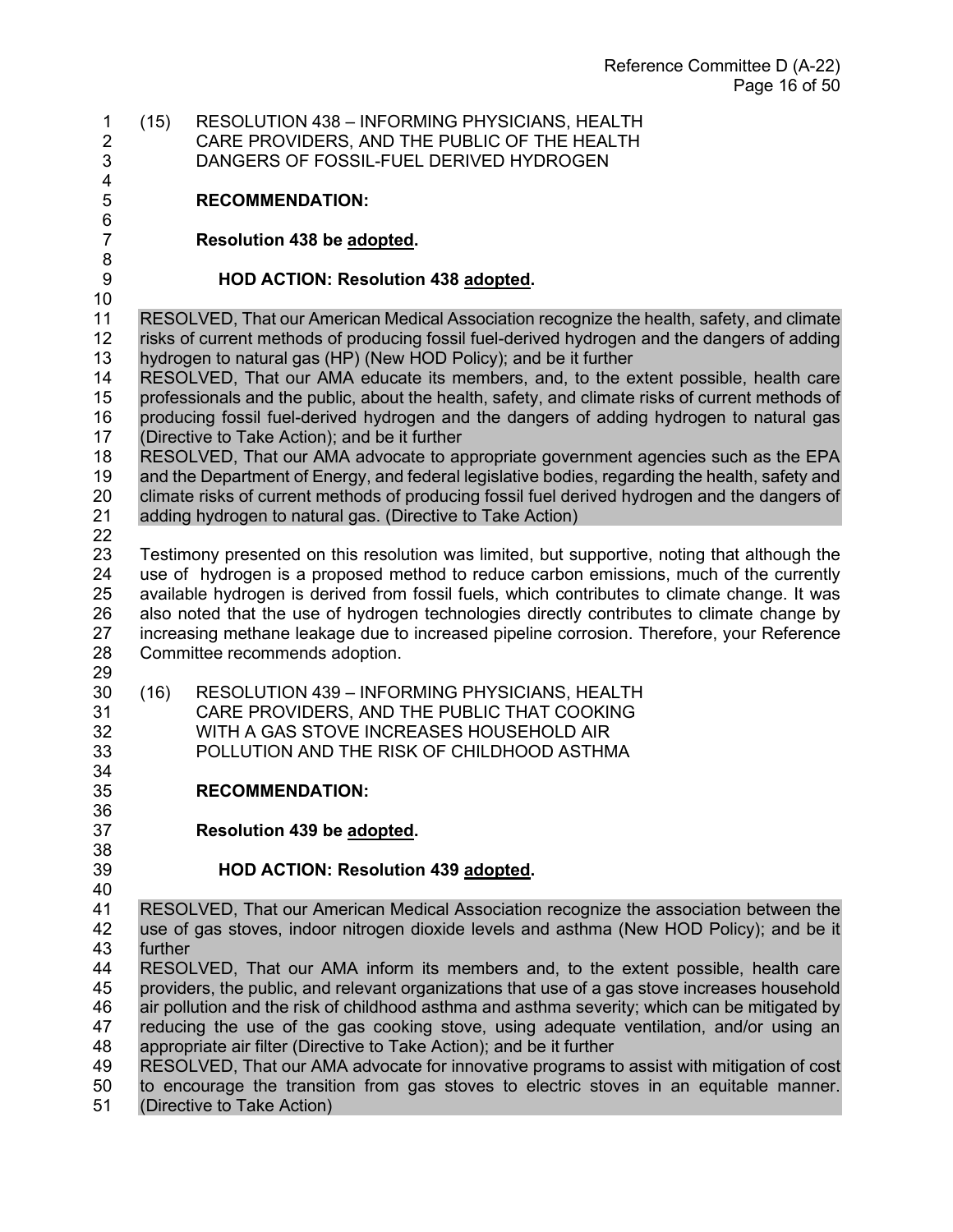(15) RESOLUTION 438 – INFORMING PHYSICIANS, HEALTH CARE PROVIDERS, AND THE PUBLIC OF THE HEALTH DANGERS OF FOSSIL-FUEL DERIVED HYDROGEN

**RECOMMENDATION:**

**Resolution 438 be adopted.**

**HOD ACTION: Resolution 438 adopted.**

RESOLVED, That our American Medical Association recognize the health, safety, and climate risks of current methods of producing fossil fuel-derived hydrogen and the dangers of adding hydrogen to natural gas (HP) (New HOD Policy); and be it further

RESOLVED, That our AMA educate its members, and, to the extent possible, health care professionals and the public, about the health, safety, and climate risks of current methods of producing fossil fuel-derived hydrogen and the dangers of adding hydrogen to natural gas (Directive to Take Action); and be it further

RESOLVED, That our AMA advocate to appropriate government agencies such as the EPA and the Department of Energy, and federal legislative bodies, regarding the health, safety and climate risks of current methods of producing fossil fuel derived hydrogen and the dangers of adding hydrogen to natural gas. (Directive to Take Action)

Testimony presented on this resolution was limited, but supportive, noting that although the use of hydrogen is a proposed method to reduce carbon emissions, much of the currently available hydrogen is derived from fossil fuels, which contributes to climate change. It was also noted that the use of hydrogen technologies directly contributes to climate change by increasing methane leakage due to increased pipeline corrosion. Therefore, your Reference Committee recommends adoption.

(16) RESOLUTION 439 – INFORMING PHYSICIANS, HEALTH CARE PROVIDERS, AND THE PUBLIC THAT COOKING WITH A GAS STOVE INCREASES HOUSEHOLD AIR POLLUTION AND THE RISK OF CHILDHOOD ASTHMA

**RECOMMENDATION:**

**Resolution 439 be adopted.**

**HOD ACTION: Resolution 439 adopted.**

RESOLVED, That our American Medical Association recognize the association between the use of gas stoves, indoor nitrogen dioxide levels and asthma (New HOD Policy); and be it further

RESOLVED, That our AMA inform its members and, to the extent possible, health care providers, the public, and relevant organizations that use of a gas stove increases household air pollution and the risk of childhood asthma and asthma severity; which can be mitigated by reducing the use of the gas cooking stove, using adequate ventilation, and/or using an appropriate air filter (Directive to Take Action); and be it further

RESOLVED, That our AMA advocate for innovative programs to assist with mitigation of cost to encourage the transition from gas stoves to electric stoves in an equitable manner. (Directive to Take Action)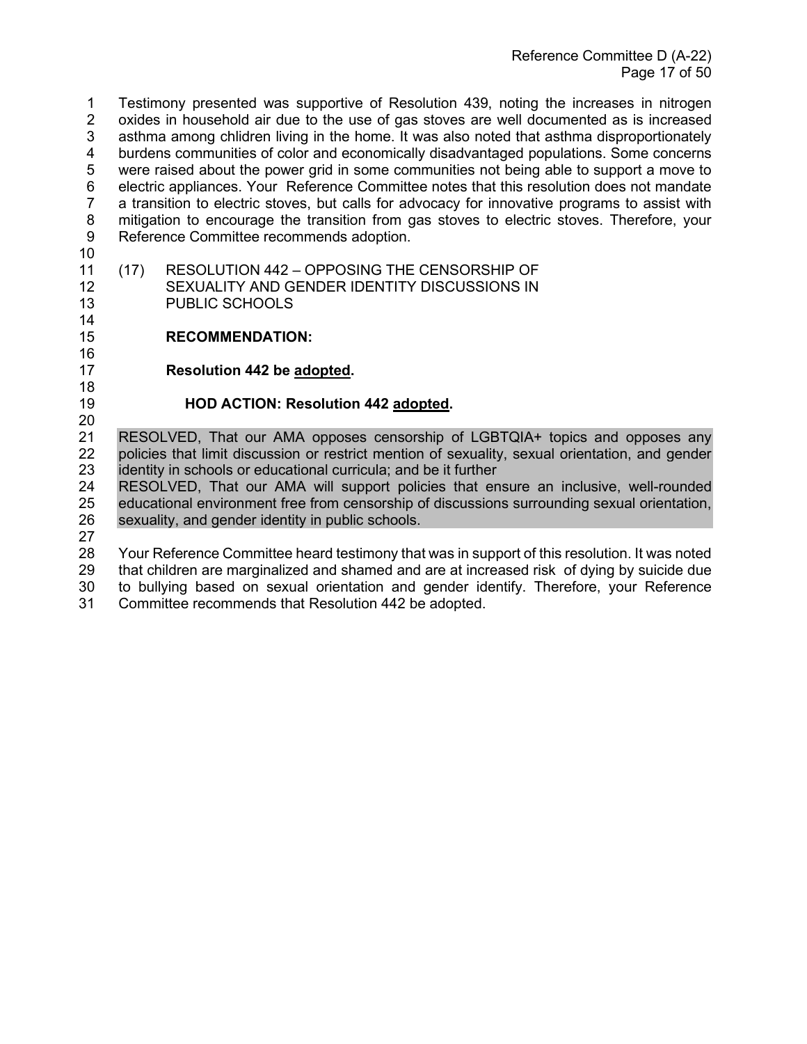Testimony presented was supportive of Resolution 439, noting the increases in nitrogen oxides in household air due to the use of gas stoves are well documented as is increased asthma among chlidren living in the home. It was also noted that asthma disproportionately burdens communities of color and economically disadvantaged populations. Some concerns were raised about the power grid in some communities not being able to support a move to electric appliances. Your Reference Committee notes that this resolution does not mandate a transition to electric stoves, but calls for advocacy for innovative programs to assist with mitigation to encourage the transition from gas stoves to electric stoves. Therefore, your Reference Committee recommends adoption.

(17) RESOLUTION 442 – OPPOSING THE CENSORSHIP OF SEXUALITY AND GENDER IDENTITY DISCUSSIONS IN PUBLIC SCHOOLS

**RECOMMENDATION:**

**Resolution 442 be adopted.**

**HOD ACTION: Resolution 442 adopted.**

RESOLVED, That our AMA opposes censorship of LGBTQIA+ topics and opposes any policies that limit discussion or restrict mention of sexuality, sexual orientation, and gender identity in schools or educational curricula; and be it further

RESOLVED, That our AMA will support policies that ensure an inclusive, well-rounded educational environment free from censorship of discussions surrounding sexual orientation, sexuality, and gender identity in public schools.

Your Reference Committee heard testimony that was in support of this resolution. It was noted that children are marginalized and shamed and are at increased risk of dying by suicide due to bullying based on sexual orientation and gender identify. Therefore, your Reference Committee recommends that Resolution 442 be adopted.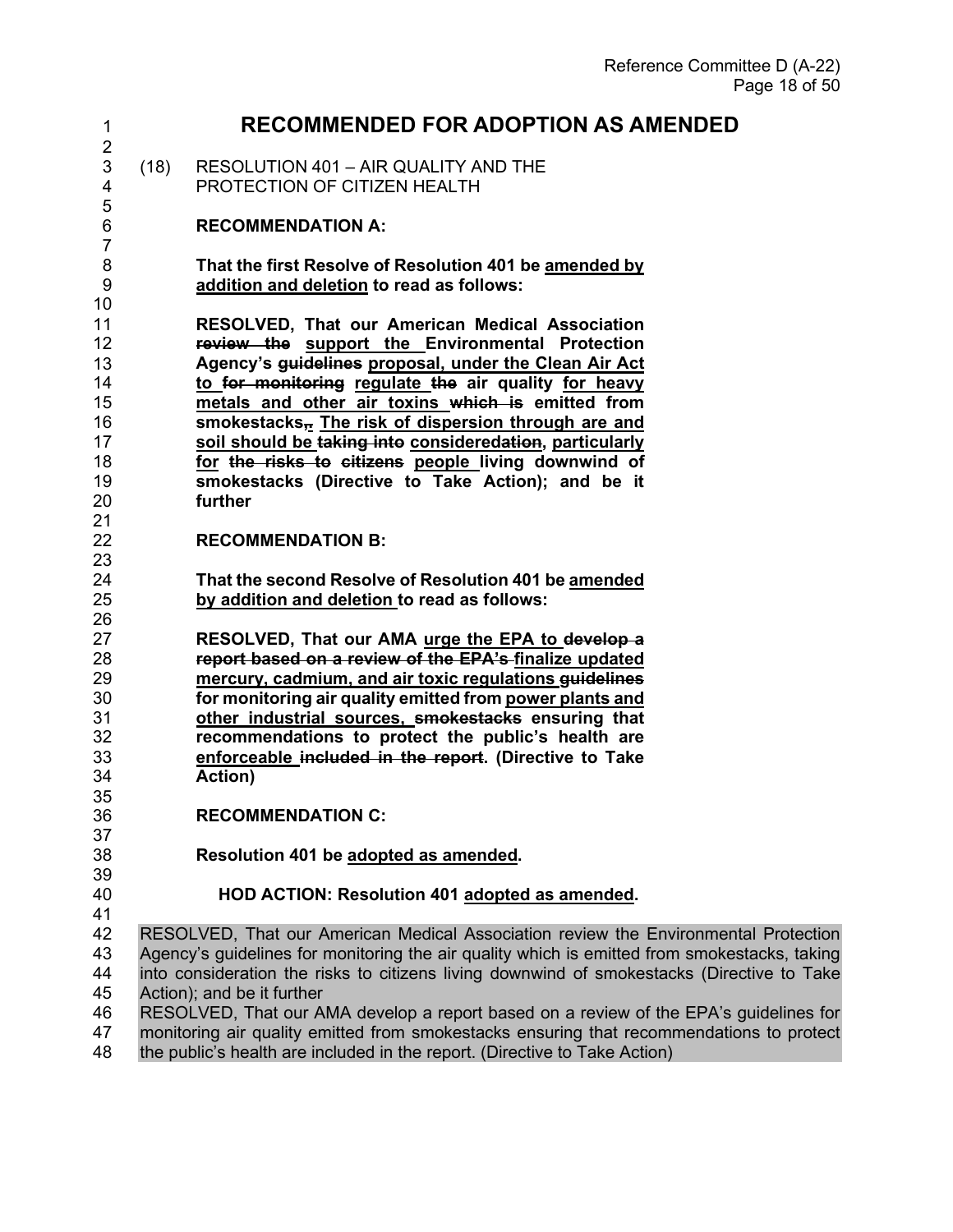# RECOMMENDED FOR ADOPTION AS AMENDED

(18) RESOLUTION 401 – AIR QUALITY AND THE PROTECTION OF CITIZEN HEALTH

**RECOMMENDATION A:**

**That the first Resolve of Resolution 401 be <u>amended by addition and deletion</u> to read as follows:**

**RESOLVED, That our American Medical Association ~~review the~~ <u>support the</u> Environmental Protection Agency's ~~guidelines~~ <u>proposal, under the Clean Air Act to</u> ~~for monitoring~~ <u>regulate</u> ~~the~~ air quality <u>for heavy metals and other air toxins</u> ~~which is~~ emitted from smokestacks~~,~~<u>.</u> <u>The risk of dispersion through are and soil should be</u> ~~taking into~~ <u>considered</u>~~ation~~, <u>particularly for</u> ~~the risks to citizens~~ <u>people</u> living downwind of smokestacks (Directive to Take Action); and be it further**

**RECOMMENDATION B:**

**That the second Resolve of Resolution 401 be <u>amended by addition and deletion</u> to read as follows:**

**RESOLVED, That our AMA <u>urge the EPA to</u> ~~develop a report based on a review of the EPA's~~ <u>finalize updated mercury, cadmium, and air toxic regulations</u> ~~guidelines~~ for monitoring air quality emitted from <u>power plants and other industrial sources,</u> ~~smokestacks~~ ensuring that recommendations to protect the public's health are <u>enforceable</u> ~~included in the report~~. (Directive to Take Action)**

**RECOMMENDATION C:**

**Resolution 401 be <u>adopted as amended</u>.**

**HOD ACTION: Resolution 401 <u>adopted as amended</u>.**

RESOLVED, That our American Medical Association review the Environmental Protection Agency's guidelines for monitoring the air quality which is emitted from smokestacks, taking into consideration the risks to citizens living downwind of smokestacks (Directive to Take Action); and be it further

RESOLVED, That our AMA develop a report based on a review of the EPA's guidelines for monitoring air quality emitted from smokestacks ensuring that recommendations to protect the public's health are included in the report. (Directive to Take Action)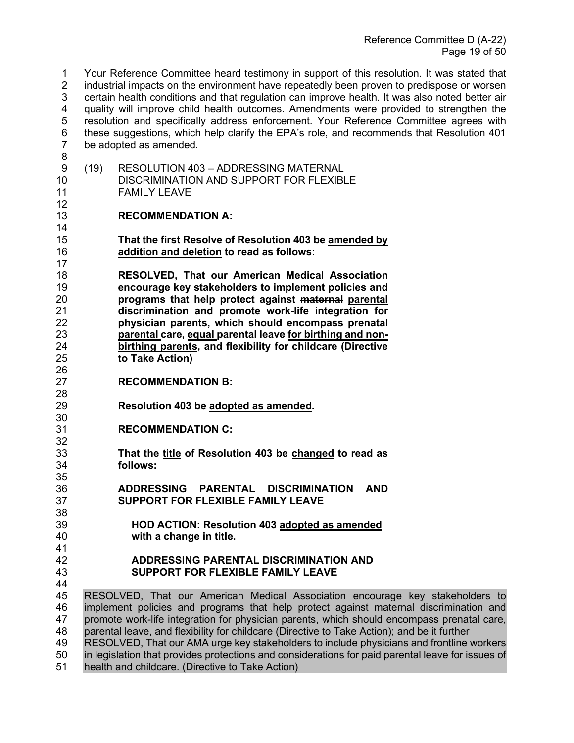Your Reference Committee heard testimony in support of this resolution. It was stated that industrial impacts on the environment have repeatedly been proven to predispose or worsen certain health conditions and that regulation can improve health. It was also noted better air quality will improve child health outcomes. Amendments were provided to strengthen the resolution and specifically address enforcement. Your Reference Committee agrees with these suggestions, which help clarify the EPA's role, and recommends that Resolution 401 be adopted as amended.

(19) RESOLUTION 403 – ADDRESSING MATERNAL DISCRIMINATION AND SUPPORT FOR FLEXIBLE FAMILY LEAVE

**RECOMMENDATION A:**

**That the first Resolve of Resolution 403 be <u>amended by addition and deletion</u> to read as follows:**

**RESOLVED, That our American Medical Association encourage key stakeholders to implement policies and programs that help protect against ~~maternal~~ <u>parental</u> discrimination and promote work-life integration for physician parents, which should encompass prenatal <u>parental</u> care, <u>equal</u> parental leave <u>for birthing and non-birthing parents</u>, and flexibility for childcare (Directive to Take Action)**

**RECOMMENDATION B:**

**Resolution 403 be <u>adopted as amended</u>.**

**RECOMMENDATION C:**

**That the <u>title</u> of Resolution 403 be <u>changed</u> to read as follows:**

**ADDRESSING PARENTAL DISCRIMINATION AND SUPPORT FOR FLEXIBLE FAMILY LEAVE**

**HOD ACTION: Resolution 403 <u>adopted as amended</u> with a change in title.**

**ADDRESSING PARENTAL DISCRIMINATION AND SUPPORT FOR FLEXIBLE FAMILY LEAVE**

RESOLVED, That our American Medical Association encourage key stakeholders to implement policies and programs that help protect against maternal discrimination and promote work-life integration for physician parents, which should encompass prenatal care, parental leave, and flexibility for childcare (Directive to Take Action); and be it further

RESOLVED, That our AMA urge key stakeholders to include physicians and frontline workers in legislation that provides protections and considerations for paid parental leave for issues of health and childcare. (Directive to Take Action)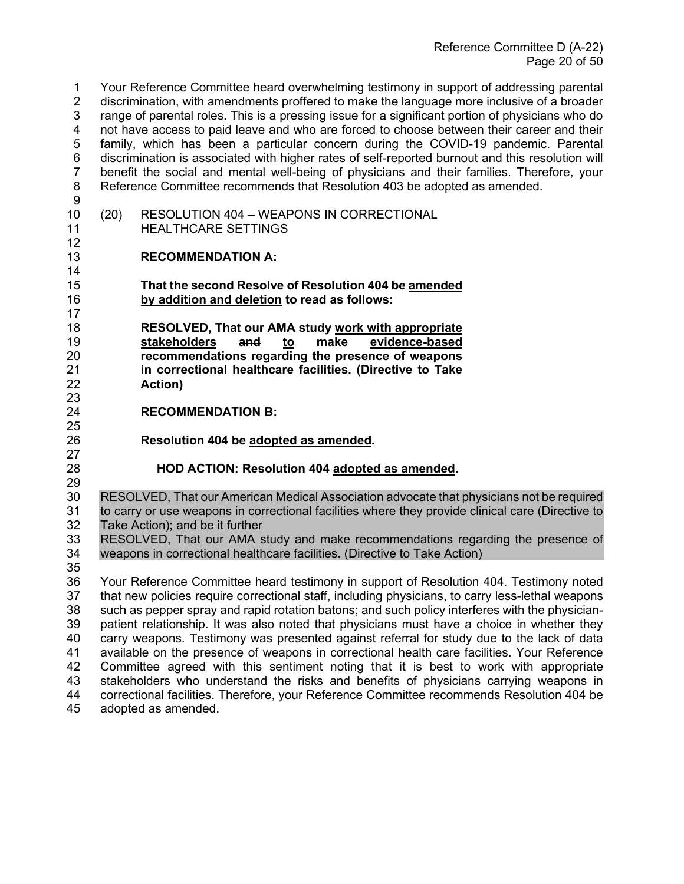Your Reference Committee heard overwhelming testimony in support of addressing parental discrimination, with amendments proffered to make the language more inclusive of a broader range of parental roles. This is a pressing issue for a significant portion of physicians who do not have access to paid leave and who are forced to choose between their career and their family, which has been a particular concern during the COVID-19 pandemic. Parental discrimination is associated with higher rates of self-reported burnout and this resolution will benefit the social and mental well-being of physicians and their families. Therefore, your Reference Committee recommends that Resolution 403 be adopted as amended.

(20) RESOLUTION 404 – WEAPONS IN CORRECTIONAL HEALTHCARE SETTINGS

**RECOMMENDATION A:**

**That the second Resolve of Resolution 404 be <u>amended by addition and deletion</u> to read as follows:**

**RESOLVED, That our AMA ~~study~~ <u>work with appropriate stakeholders</u> ~~and~~ <u>to</u> make <u>evidence-based</u> recommendations regarding the presence of weapons in correctional healthcare facilities. (Directive to Take Action)**

**RECOMMENDATION B:**

**Resolution 404 be <u>adopted as amended</u>.**

**HOD ACTION: Resolution 404 <u>adopted as amended</u>.**

RESOLVED, That our American Medical Association advocate that physicians not be required to carry or use weapons in correctional facilities where they provide clinical care (Directive to Take Action); and be it further

RESOLVED, That our AMA study and make recommendations regarding the presence of weapons in correctional healthcare facilities. (Directive to Take Action)

Your Reference Committee heard testimony in support of Resolution 404. Testimony noted that new policies require correctional staff, including physicians, to carry less-lethal weapons such as pepper spray and rapid rotation batons; and such policy interferes with the physician-patient relationship. It was also noted that physicians must have a choice in whether they carry weapons. Testimony was presented against referral for study due to the lack of data available on the presence of weapons in correctional health care facilities. Your Reference Committee agreed with this sentiment noting that it is best to work with appropriate stakeholders who understand the risks and benefits of physicians carrying weapons in correctional facilities. Therefore, your Reference Committee recommends Resolution 404 be adopted as amended.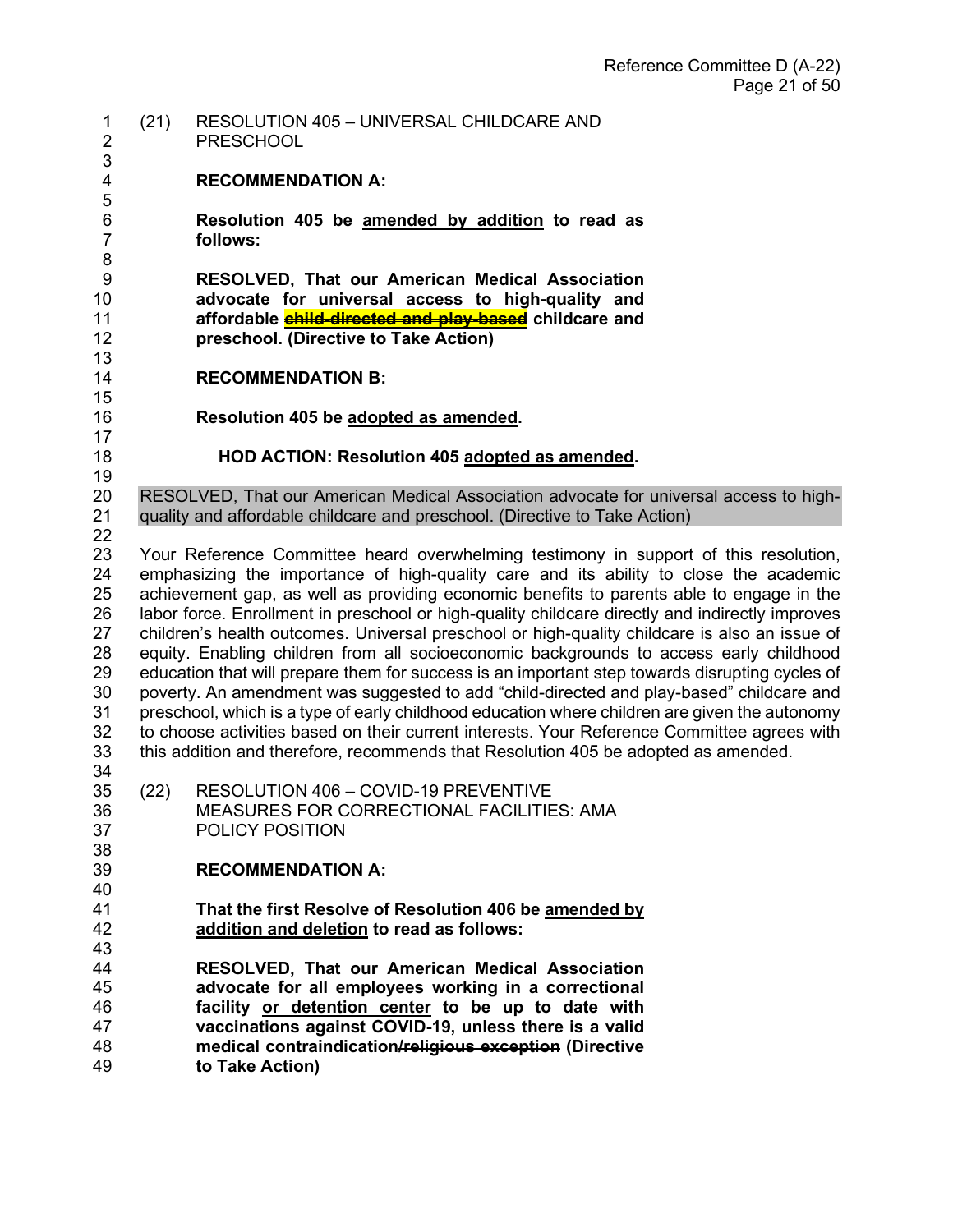(21) RESOLUTION 405 – UNIVERSAL CHILDCARE AND PRESCHOOL

**RECOMMENDATION A:**

**Resolution 405 be <u>amended by addition</u> to read as follows:**

**RESOLVED, That our American Medical Association advocate for universal access to high-quality and affordable ~~child-directed and play-based~~ childcare and preschool. (Directive to Take Action)**

**RECOMMENDATION B:**

**Resolution 405 be <u>adopted as amended</u>.**

**HOD ACTION: Resolution 405 <u>adopted as amended</u>.**

RESOLVED, That our American Medical Association advocate for universal access to high-quality and affordable childcare and preschool. (Directive to Take Action)

Your Reference Committee heard overwhelming testimony in support of this resolution, emphasizing the importance of high-quality care and its ability to close the academic achievement gap, as well as providing economic benefits to parents able to engage in the labor force. Enrollment in preschool or high-quality childcare directly and indirectly improves children's health outcomes. Universal preschool or high-quality childcare is also an issue of equity. Enabling children from all socioeconomic backgrounds to access early childhood education that will prepare them for success is an important step towards disrupting cycles of poverty. An amendment was suggested to add "child-directed and play-based" childcare and preschool, which is a type of early childhood education where children are given the autonomy to choose activities based on their current interests. Your Reference Committee agrees with this addition and therefore, recommends that Resolution 405 be adopted as amended.

(22) RESOLUTION 406 – COVID-19 PREVENTIVE MEASURES FOR CORRECTIONAL FACILITIES: AMA POLICY POSITION

**RECOMMENDATION A:**

**That the first Resolve of Resolution 406 be <u>amended by addition and deletion</u> to read as follows:**

**RESOLVED, That our American Medical Association advocate for all employees working in a correctional facility <u>or detention center</u> to be up to date with vaccinations against COVID-19, unless there is a valid medical contraindication~~/religious exception~~ (Directive to Take Action)**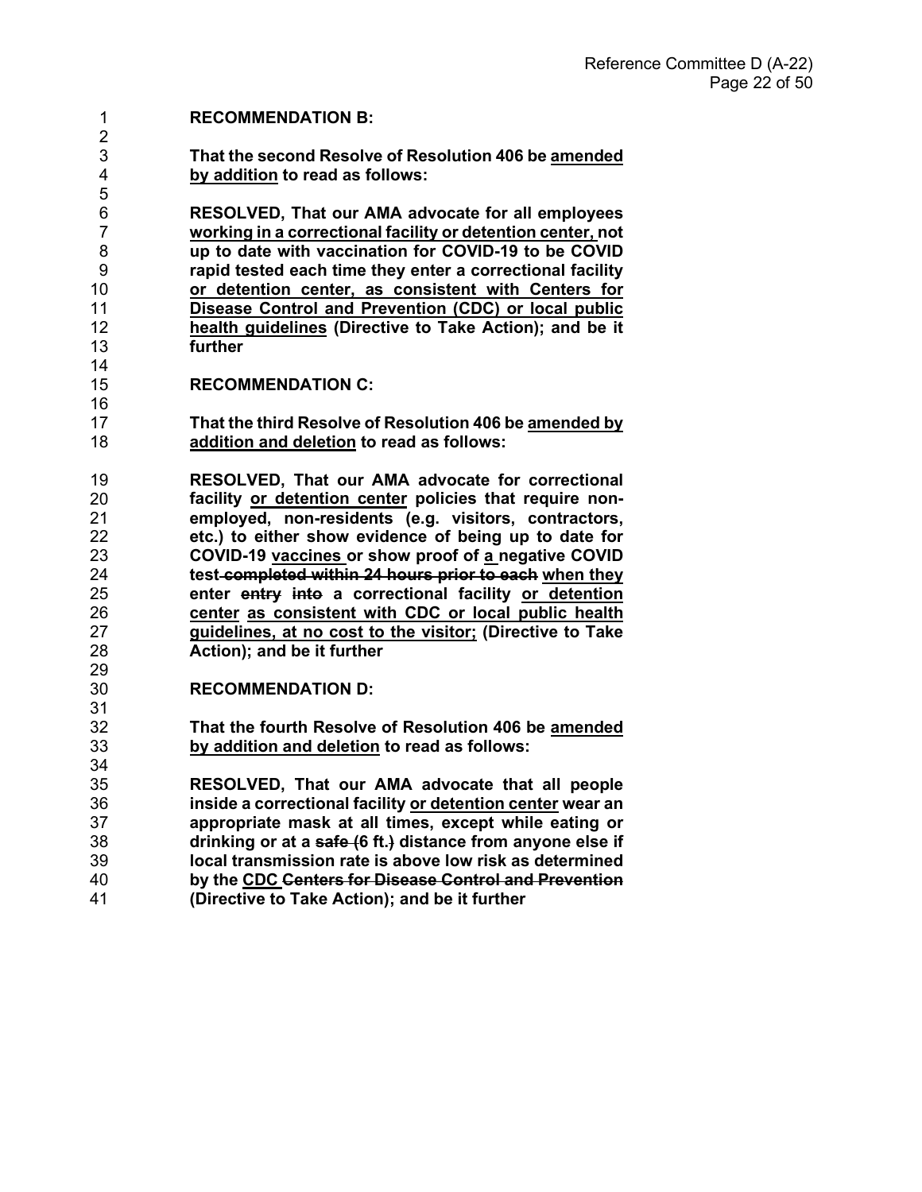**RECOMMENDATION B:**

**That the second Resolve of Resolution 406 be <u>amended by addition</u> to read as follows:**

**RESOLVED, That our AMA advocate for all employees <u>working in a correctional facility or detention center,</u> not up to date with vaccination for COVID-19 to be COVID rapid tested each time they enter a correctional facility <u>or detention center, as consistent with Centers for Disease Control and Prevention (CDC) or local public health guidelines</u> (Directive to Take Action); and be it further**

**RECOMMENDATION C:**

**That the third Resolve of Resolution 406 be <u>amended by addition and deletion</u> to read as follows:**

**RESOLVED, That our AMA advocate for correctional facility <u>or detention center</u> policies that require non-employed, non-residents (e.g. visitors, contractors, etc.) to either show evidence of being up to date for COVID-19 <u>vaccines</u> or show proof of <u>a</u> negative COVID test ~~completed within 24 hours prior to each~~ <u>when they enter</u> ~~entry~~ ~~into~~ a correctional facility <u>or detention center as consistent with CDC or local public health guidelines, at no cost to the visitor;</u> (Directive to Take Action); and be it further**

**RECOMMENDATION D:**

**That the fourth Resolve of Resolution 406 be <u>amended by addition and deletion</u> to read as follows:**

**RESOLVED, That our AMA advocate that all people inside a correctional facility <u>or detention center</u> wear an appropriate mask at all times, except while eating or drinking or at a ~~safe (~~6 ft.~~)~~ distance from anyone else if local transmission rate is above low risk as determined by the <u>CDC</u> ~~Centers for Disease Control and Prevention~~ (Directive to Take Action); and be it further**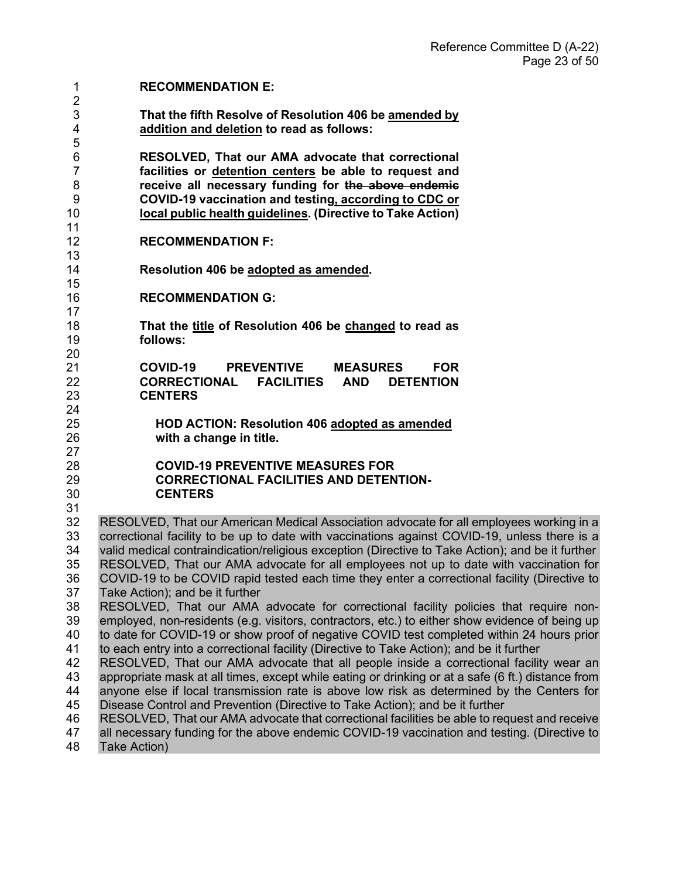**RECOMMENDATION E:**

**That the fifth Resolve of Resolution 406 be <u>amended by addition and deletion</u> to read as follows:**

**RESOLVED, That our AMA advocate that correctional facilities or <u>detention centers</u> be able to request and receive all necessary funding for ~~the above endemic~~ COVID-19 vaccination and testing<u>, according to CDC or local public health guidelines</u>. (Directive to Take Action)**

**RECOMMENDATION F:**

**Resolution 406 be <u>adopted as amended</u>.**

**RECOMMENDATION G:**

**That the <u>title</u> of Resolution 406 be <u>changed</u> to read as follows:**

**COVID-19 PREVENTIVE MEASURES FOR CORRECTIONAL FACILITIES AND DETENTION CENTERS**

**HOD ACTION: Resolution 406 <u>adopted as amended</u> with a change in title.**

**COVID-19 PREVENTIVE MEASURES FOR CORRECTIONAL FACILITIES AND DETENTION-CENTERS**

RESOLVED, That our American Medical Association advocate for all employees working in a correctional facility to be up to date with vaccinations against COVID-19, unless there is a valid medical contraindication/religious exception (Directive to Take Action); and be it further

RESOLVED, That our AMA advocate for all employees not up to date with vaccination for COVID-19 to be COVID rapid tested each time they enter a correctional facility (Directive to Take Action); and be it further

RESOLVED, That our AMA advocate for correctional facility policies that require non-employed, non-residents (e.g. visitors, contractors, etc.) to either show evidence of being up to date for COVID-19 or show proof of negative COVID test completed within 24 hours prior to each entry into a correctional facility (Directive to Take Action); and be it further

RESOLVED, That our AMA advocate that all people inside a correctional facility wear an appropriate mask at all times, except while eating or drinking or at a safe (6 ft.) distance from anyone else if local transmission rate is above low risk as determined by the Centers for Disease Control and Prevention (Directive to Take Action); and be it further

RESOLVED, That our AMA advocate that correctional facilities be able to request and receive all necessary funding for the above endemic COVID-19 vaccination and testing. (Directive to Take Action)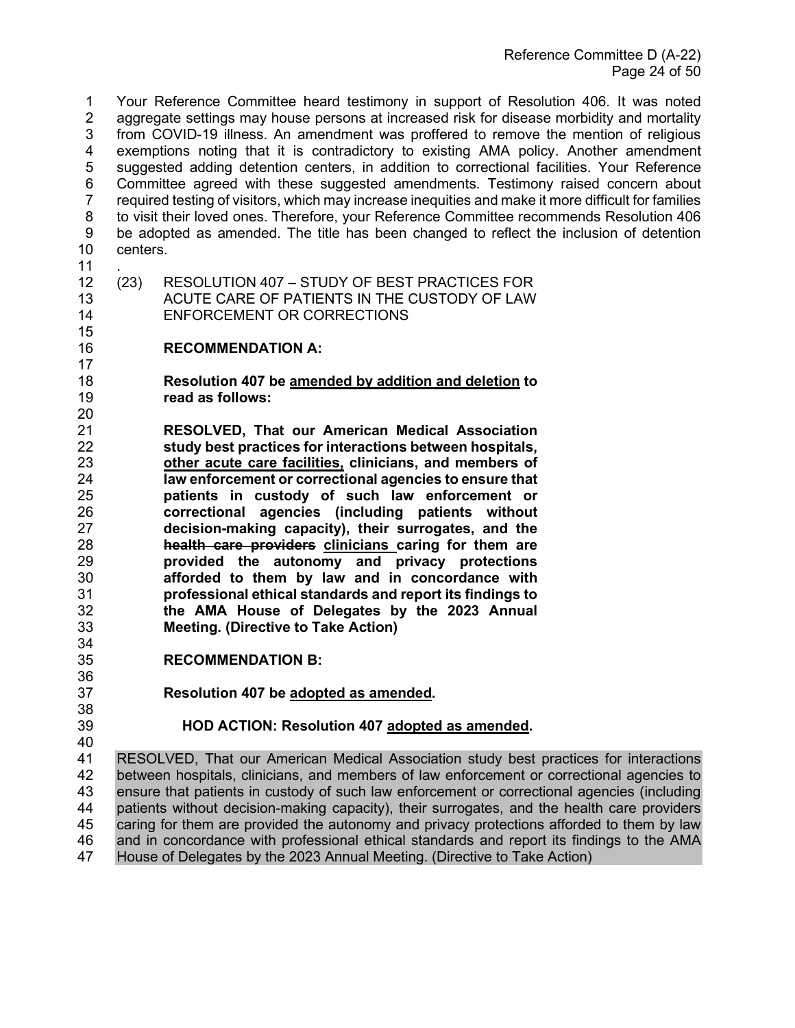Your Reference Committee heard testimony in support of Resolution 406. It was noted aggregate settings may house persons at increased risk for disease morbidity and mortality from COVID-19 illness. An amendment was proffered to remove the mention of religious exemptions noting that it is contradictory to existing AMA policy. Another amendment suggested adding detention centers, in addition to correctional facilities. Your Reference Committee agreed with these suggested amendments. Testimony raised concern about required testing of visitors, which may increase inequities and make it more difficult for families to visit their loved ones. Therefore, your Reference Committee recommends Resolution 406 be adopted as amended. The title has been changed to reflect the inclusion of detention centers.

.

(23) RESOLUTION 407 – STUDY OF BEST PRACTICES FOR ACUTE CARE OF PATIENTS IN THE CUSTODY OF LAW ENFORCEMENT OR CORRECTIONS

**RECOMMENDATION A:**

**Resolution 407 be <u>amended by addition and deletion</u> to read as follows:**

**RESOLVED, That our American Medical Association study best practices for interactions between hospitals, <u>other acute care facilities,</u> clinicians, and members of law enforcement or correctional agencies to ensure that patients in custody of such law enforcement or correctional agencies (including patients without decision-making capacity), their surrogates, and the ~~health care providers~~ <u>clinicians</u> caring for them are provided the autonomy and privacy protections afforded to them by law and in concordance with professional ethical standards and report its findings to the AMA House of Delegates by the 2023 Annual Meeting. (Directive to Take Action)**

**RECOMMENDATION B:**

**Resolution 407 be <u>adopted as amended</u>.**

**HOD ACTION: Resolution 407 <u>adopted as amended</u>.**

RESOLVED, That our American Medical Association study best practices for interactions between hospitals, clinicians, and members of law enforcement or correctional agencies to ensure that patients in custody of such law enforcement or correctional agencies (including patients without decision-making capacity), their surrogates, and the health care providers caring for them are provided the autonomy and privacy protections afforded to them by law and in concordance with professional ethical standards and report its findings to the AMA House of Delegates by the 2023 Annual Meeting. (Directive to Take Action)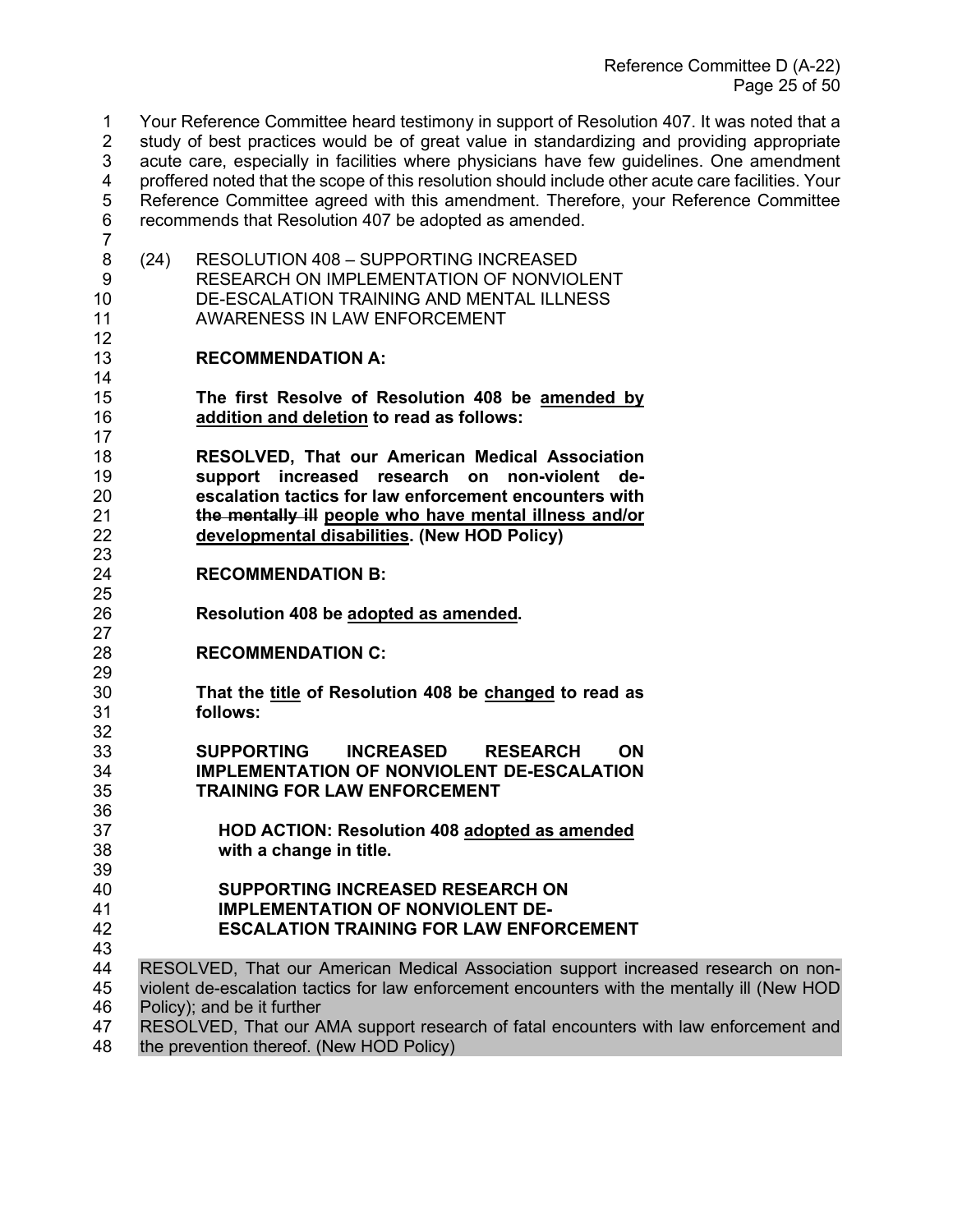Your Reference Committee heard testimony in support of Resolution 407. It was noted that a study of best practices would be of great value in standardizing and providing appropriate acute care, especially in facilities where physicians have few guidelines. One amendment proffered noted that the scope of this resolution should include other acute care facilities. Your Reference Committee agreed with this amendment. Therefore, your Reference Committee recommends that Resolution 407 be adopted as amended.

(24) RESOLUTION 408 – SUPPORTING INCREASED RESEARCH ON IMPLEMENTATION OF NONVIOLENT DE-ESCALATION TRAINING AND MENTAL ILLNESS AWARENESS IN LAW ENFORCEMENT

**RECOMMENDATION A:**

**The first Resolve of Resolution 408 be amended by addition and deletion to read as follows:**

**RESOLVED, That our American Medical Association support increased research on non-violent de-escalation tactics for law enforcement encounters with ~~the mentally ill~~ people who have mental illness and/or developmental disabilities. (New HOD Policy)**

**RECOMMENDATION B:**

**Resolution 408 be adopted as amended.**

**RECOMMENDATION C:**

**That the title of Resolution 408 be changed to read as follows:**

**SUPPORTING INCREASED RESEARCH ON IMPLEMENTATION OF NONVIOLENT DE-ESCALATION TRAINING FOR LAW ENFORCEMENT**

**HOD ACTION: Resolution 408 adopted as amended with a change in title.**

**SUPPORTING INCREASED RESEARCH ON IMPLEMENTATION OF NONVIOLENT DE-ESCALATION TRAINING FOR LAW ENFORCEMENT**

RESOLVED, That our American Medical Association support increased research on non-violent de-escalation tactics for law enforcement encounters with the mentally ill (New HOD Policy); and be it further

RESOLVED, That our AMA support research of fatal encounters with law enforcement and the prevention thereof. (New HOD Policy)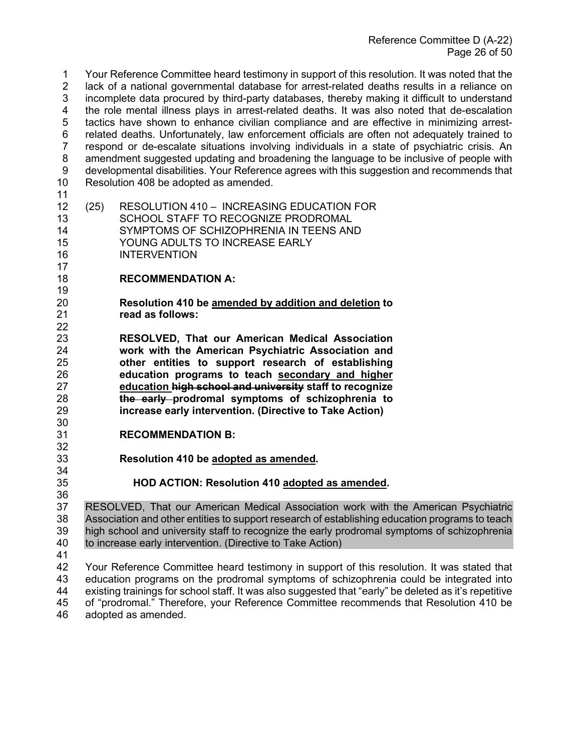Your Reference Committee heard testimony in support of this resolution. It was noted that the lack of a national governmental database for arrest-related deaths results in a reliance on incomplete data procured by third-party databases, thereby making it difficult to understand the role mental illness plays in arrest-related deaths. It was also noted that de-escalation tactics have shown to enhance civilian compliance and are effective in minimizing arrest-related deaths. Unfortunately, law enforcement officials are often not adequately trained to respond or de-escalate situations involving individuals in a state of psychiatric crisis. An amendment suggested updating and broadening the language to be inclusive of people with developmental disabilities. Your Reference agrees with this suggestion and recommends that Resolution 408 be adopted as amended.

(25) RESOLUTION 410 – INCREASING EDUCATION FOR SCHOOL STAFF TO RECOGNIZE PRODROMAL SYMPTOMS OF SCHIZOPHRENIA IN TEENS AND YOUNG ADULTS TO INCREASE EARLY INTERVENTION

**RECOMMENDATION A:**

**Resolution 410 be <u>amended by addition and deletion</u> to read as follows:**

**RESOLVED, That our American Medical Association work with the American Psychiatric Association and other entities to support research of establishing education programs to teach <u>secondary and higher education</u> ~~high school and university~~ staff to recognize ~~the early~~ prodromal symptoms of schizophrenia to increase early intervention. (Directive to Take Action)**

**RECOMMENDATION B:**

**Resolution 410 be <u>adopted as amended</u>.**

**HOD ACTION: Resolution 410 <u>adopted as amended</u>.**

RESOLVED, That our American Medical Association work with the American Psychiatric Association and other entities to support research of establishing education programs to teach high school and university staff to recognize the early prodromal symptoms of schizophrenia to increase early intervention. (Directive to Take Action)

Your Reference Committee heard testimony in support of this resolution. It was stated that education programs on the prodromal symptoms of schizophrenia could be integrated into existing trainings for school staff. It was also suggested that "early" be deleted as it's repetitive of "prodromal." Therefore, your Reference Committee recommends that Resolution 410 be adopted as amended.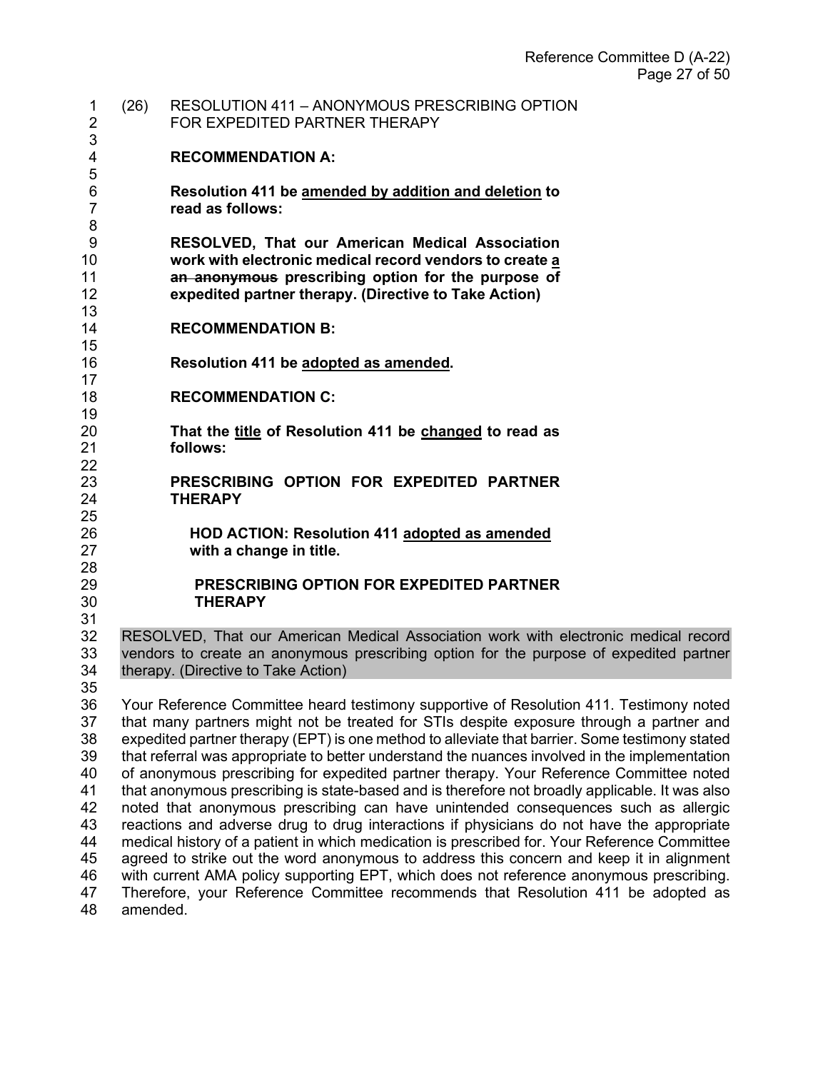(26) RESOLUTION 411 – ANONYMOUS PRESCRIBING OPTION FOR EXPEDITED PARTNER THERAPY

**RECOMMENDATION A:**

**Resolution 411 be <u>amended by addition and deletion</u> to read as follows:**

**RESOLVED, That our American Medical Association work with electronic medical record vendors to create <u>a</u> ~~an anonymous~~ prescribing option for the purpose of expedited partner therapy. (Directive to Take Action)**

**RECOMMENDATION B:**

**Resolution 411 be <u>adopted as amended</u>.**

**RECOMMENDATION C:**

**That the <u>title</u> of Resolution 411 be <u>changed</u> to read as follows:**

**PRESCRIBING OPTION FOR EXPEDITED PARTNER THERAPY**

**HOD ACTION: Resolution 411 <u>adopted as amended</u> with a change in title.**

**PRESCRIBING OPTION FOR EXPEDITED PARTNER THERAPY**

RESOLVED, That our American Medical Association work with electronic medical record vendors to create an anonymous prescribing option for the purpose of expedited partner therapy. (Directive to Take Action)

Your Reference Committee heard testimony supportive of Resolution 411. Testimony noted that many partners might not be treated for STIs despite exposure through a partner and expedited partner therapy (EPT) is one method to alleviate that barrier. Some testimony stated that referral was appropriate to better understand the nuances involved in the implementation of anonymous prescribing for expedited partner therapy. Your Reference Committee noted that anonymous prescribing is state-based and is therefore not broadly applicable. It was also noted that anonymous prescribing can have unintended consequences such as allergic reactions and adverse drug to drug interactions if physicians do not have the appropriate medical history of a patient in which medication is prescribed for. Your Reference Committee agreed to strike out the word anonymous to address this concern and keep it in alignment with current AMA policy supporting EPT, which does not reference anonymous prescribing. Therefore, your Reference Committee recommends that Resolution 411 be adopted as amended.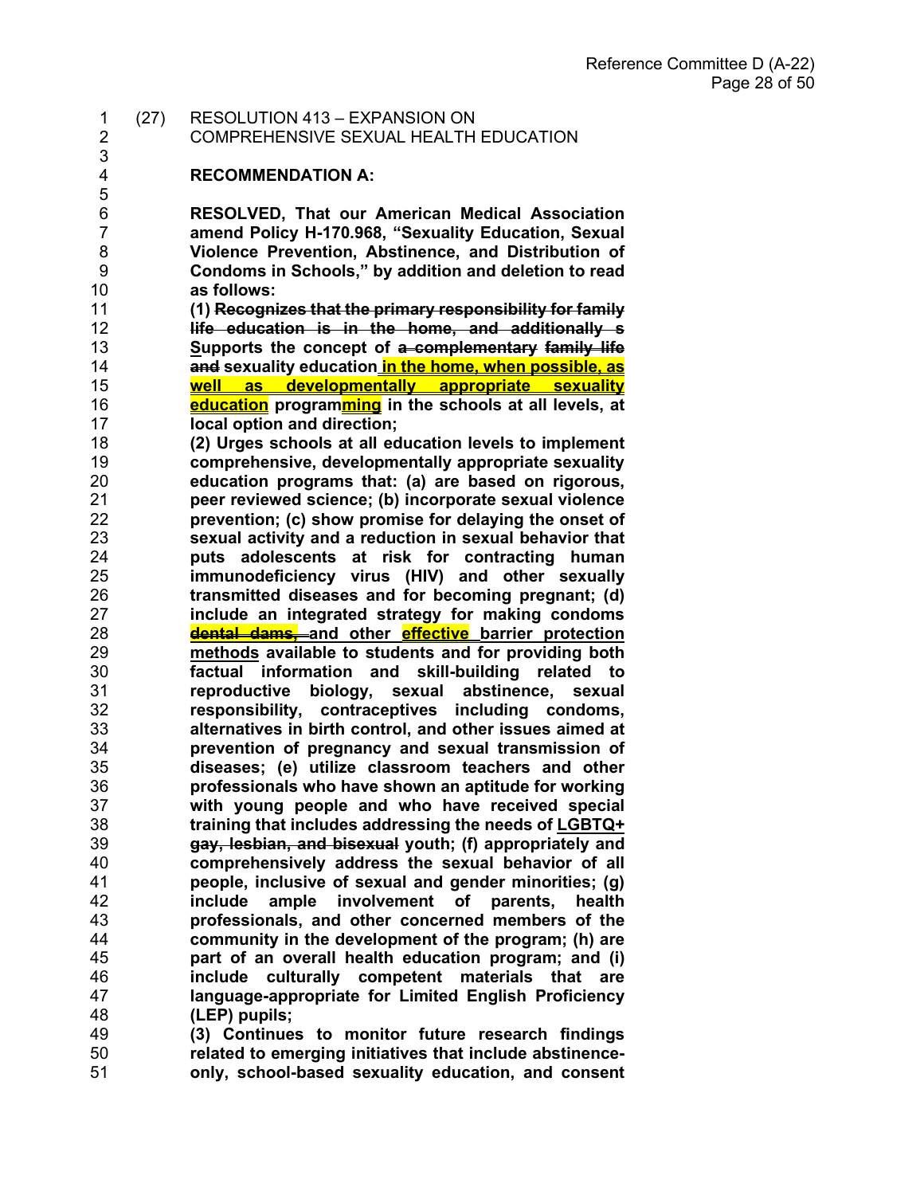(27) RESOLUTION 413 – EXPANSION ON COMPREHENSIVE SEXUAL HEALTH EDUCATION

**RECOMMENDATION A:**

**RESOLVED, That our American Medical Association amend Policy H-170.968, "Sexuality Education, Sexual Violence Prevention, Abstinence, and Distribution of Condoms in Schools," by addition and deletion to read as follows:**

**(1) ~~Recognizes that the primary responsibility for family life education is in the home, and additionally s~~ <u>S</u>upports the concept of ~~a complementary~~ ~~family life and~~ sexuality education <u>in the home, when possible, as well as developmentally appropriate sexuality education</u> program<u>ming</u> in the schools at all levels, at local option and direction;**

**(2) Urges schools at all education levels to implement comprehensive, developmentally appropriate sexuality education programs that: (a) are based on rigorous, peer reviewed science; (b) incorporate sexual violence prevention; (c) show promise for delaying the onset of sexual activity and a reduction in sexual behavior that puts adolescents at risk for contracting human immunodeficiency virus (HIV) and other sexually transmitted diseases and for becoming pregnant; (d) include an integrated strategy for making condoms ~~dental dams,~~ and other <u>effective</u> <u>barrier protection methods</u> available to students and for providing both factual information and skill-building related to reproductive biology, sexual abstinence, sexual responsibility, contraceptives including condoms, alternatives in birth control, and other issues aimed at prevention of pregnancy and sexual transmission of diseases; (e) utilize classroom teachers and other professionals who have shown an aptitude for working with young people and who have received special training that includes addressing the needs of <u>LGBTQ+</u> ~~gay, lesbian, and bisexual~~ youth; (f) appropriately and comprehensively address the sexual behavior of all people, inclusive of sexual and gender minorities; (g) include ample involvement of parents, health professionals, and other concerned members of the community in the development of the program; (h) are part of an overall health education program; and (i) include culturally competent materials that are language-appropriate for Limited English Proficiency (LEP) pupils;**

**(3) Continues to monitor future research findings related to emerging initiatives that include abstinence-only, school-based sexuality education, and consent**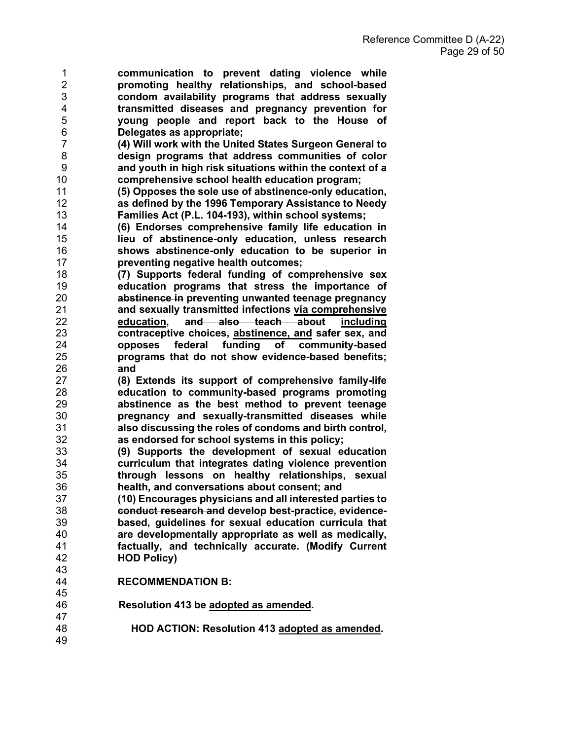**communication to prevent dating violence while promoting healthy relationships, and school-based condom availability programs that address sexually transmitted diseases and pregnancy prevention for young people and report back to the House of Delegates as appropriate;**

**(4) Will work with the United States Surgeon General to design programs that address communities of color and youth in high risk situations within the context of a comprehensive school health education program;**

**(5) Opposes the sole use of abstinence-only education, as defined by the 1996 Temporary Assistance to Needy Families Act (P.L. 104-193), within school systems;**

**(6) Endorses comprehensive family life education in lieu of abstinence-only education, unless research shows abstinence-only education to be superior in preventing negative health outcomes;**

**(7) Supports federal funding of comprehensive sex education programs that stress the importance of ~~abstinence in~~ preventing unwanted teenage pregnancy and sexually transmitted infections <u>via comprehensive education</u>, ~~and also teach about~~ <u>including</u> contraceptive choices, <u>abstinence, and</u> safer sex, and opposes federal funding of community-based programs that do not show evidence-based benefits; and**

**(8) Extends its support of comprehensive family-life education to community-based programs promoting abstinence as the best method to prevent teenage pregnancy and sexually-transmitted diseases while also discussing the roles of condoms and birth control, as endorsed for school systems in this policy;**

**(9) Supports the development of sexual education curriculum that integrates dating violence prevention through lessons on healthy relationships, sexual health, and conversations about consent; and**

**(10) Encourages physicians and all interested parties to ~~conduct research and~~ develop best-practice, evidence-based, guidelines for sexual education curricula that are developmentally appropriate as well as medically, factually, and technically accurate. (Modify Current HOD Policy)**

**RECOMMENDATION B:**

**Resolution 413 be <u>adopted as amended</u>.**

**HOD ACTION: Resolution 413 <u>adopted as amended</u>.**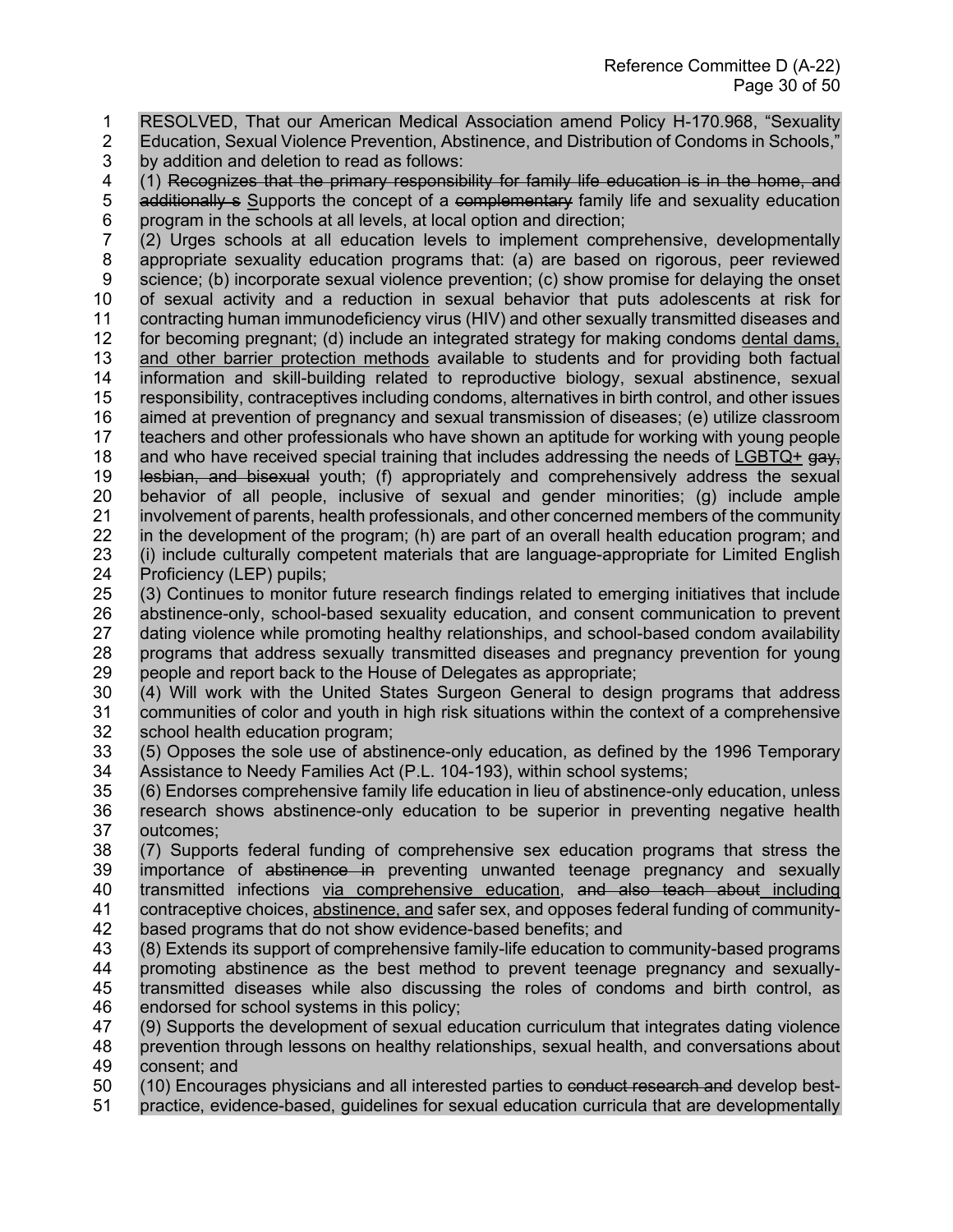RESOLVED, That our American Medical Association amend Policy H-170.968, "Sexuality Education, Sexual Violence Prevention, Abstinence, and Distribution of Condoms in Schools," by addition and deletion to read as follows:

(1) ~~Recognizes that the primary responsibility for family life education is in the home, and additionally s~~ <u>S</u>upports the concept of a ~~complementary~~ family life and sexuality education program in the schools at all levels, at local option and direction;

(2) Urges schools at all education levels to implement comprehensive, developmentally appropriate sexuality education programs that: (a) are based on rigorous, peer reviewed science; (b) incorporate sexual violence prevention; (c) show promise for delaying the onset of sexual activity and a reduction in sexual behavior that puts adolescents at risk for contracting human immunodeficiency virus (HIV) and other sexually transmitted diseases and for becoming pregnant; (d) include an integrated strategy for making condoms <u>dental dams, and other barrier protection methods</u> available to students and for providing both factual information and skill-building related to reproductive biology, sexual abstinence, sexual responsibility, contraceptives including condoms, alternatives in birth control, and other issues aimed at prevention of pregnancy and sexual transmission of diseases; (e) utilize classroom teachers and other professionals who have shown an aptitude for working with young people and who have received special training that includes addressing the needs of <u>LGBTQ+</u> ~~gay, lesbian, and bisexual~~ youth; (f) appropriately and comprehensively address the sexual behavior of all people, inclusive of sexual and gender minorities; (g) include ample involvement of parents, health professionals, and other concerned members of the community in the development of the program; (h) are part of an overall health education program; and (i) include culturally competent materials that are language-appropriate for Limited English Proficiency (LEP) pupils;

(3) Continues to monitor future research findings related to emerging initiatives that include abstinence-only, school-based sexuality education, and consent communication to prevent dating violence while promoting healthy relationships, and school-based condom availability programs that address sexually transmitted diseases and pregnancy prevention for young people and report back to the House of Delegates as appropriate;

(4) Will work with the United States Surgeon General to design programs that address communities of color and youth in high risk situations within the context of a comprehensive school health education program;

(5) Opposes the sole use of abstinence-only education, as defined by the 1996 Temporary Assistance to Needy Families Act (P.L. 104-193), within school systems;

(6) Endorses comprehensive family life education in lieu of abstinence-only education, unless research shows abstinence-only education to be superior in preventing negative health outcomes;

(7) Supports federal funding of comprehensive sex education programs that stress the importance of ~~abstinence in~~ preventing unwanted teenage pregnancy and sexually transmitted infections <u>via comprehensive education</u>, ~~and also teach about~~ <u>including</u> contraceptive choices, <u>abstinence, and</u> safer sex, and opposes federal funding of community-based programs that do not show evidence-based benefits; and

(8) Extends its support of comprehensive family-life education to community-based programs promoting abstinence as the best method to prevent teenage pregnancy and sexually-transmitted diseases while also discussing the roles of condoms and birth control, as endorsed for school systems in this policy;

(9) Supports the development of sexual education curriculum that integrates dating violence prevention through lessons on healthy relationships, sexual health, and conversations about consent; and

(10) Encourages physicians and all interested parties to ~~conduct research and~~ develop best-practice, evidence-based, guidelines for sexual education curricula that are developmentally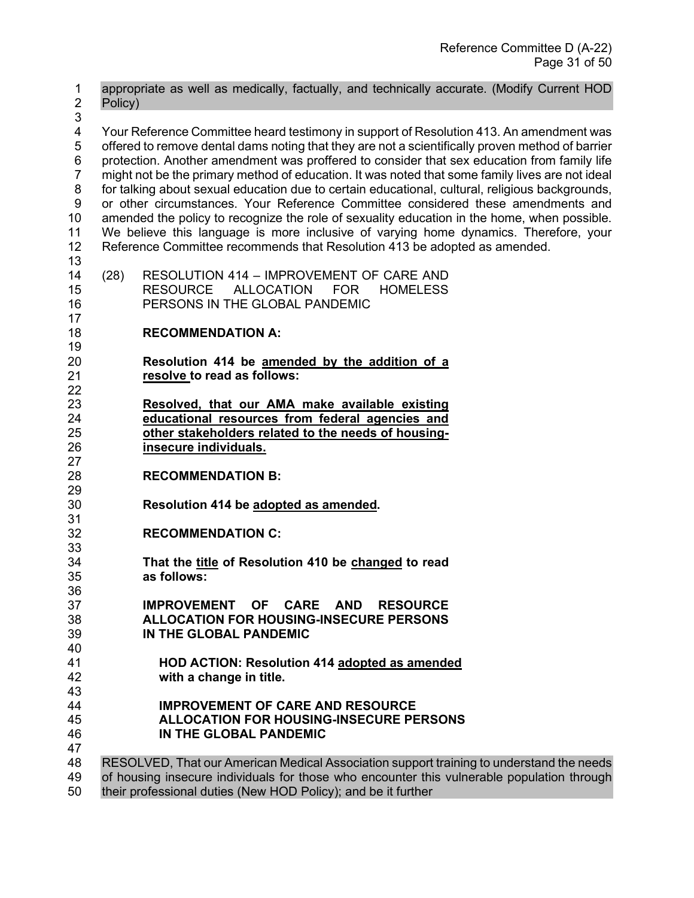appropriate as well as medically, factually, and technically accurate. (Modify Current HOD Policy)

Your Reference Committee heard testimony in support of Resolution 413. An amendment was offered to remove dental dams noting that they are not a scientifically proven method of barrier protection. Another amendment was proffered to consider that sex education from family life might not be the primary method of education. It was noted that some family lives are not ideal for talking about sexual education due to certain educational, cultural, religious backgrounds, or other circumstances. Your Reference Committee considered these amendments and amended the policy to recognize the role of sexuality education in the home, when possible. We believe this language is more inclusive of varying home dynamics. Therefore, your Reference Committee recommends that Resolution 413 be adopted as amended.

(28) RESOLUTION 414 – IMPROVEMENT OF CARE AND RESOURCE ALLOCATION FOR HOMELESS PERSONS IN THE GLOBAL PANDEMIC

**RECOMMENDATION A:**

**Resolution 414 be amended by the addition of a resolve to read as follows:**

**Resolved, that our AMA make available existing educational resources from federal agencies and other stakeholders related to the needs of housing-insecure individuals.**

**RECOMMENDATION B:**

**Resolution 414 be adopted as amended.**

**RECOMMENDATION C:**

**That the title of Resolution 410 be changed to read as follows:**

**IMPROVEMENT OF CARE AND RESOURCE ALLOCATION FOR HOUSING-INSECURE PERSONS IN THE GLOBAL PANDEMIC**

**HOD ACTION: Resolution 414 adopted as amended with a change in title.**

**IMPROVEMENT OF CARE AND RESOURCE ALLOCATION FOR HOUSING-INSECURE PERSONS IN THE GLOBAL PANDEMIC**

RESOLVED, That our American Medical Association support training to understand the needs of housing insecure individuals for those who encounter this vulnerable population through their professional duties (New HOD Policy); and be it further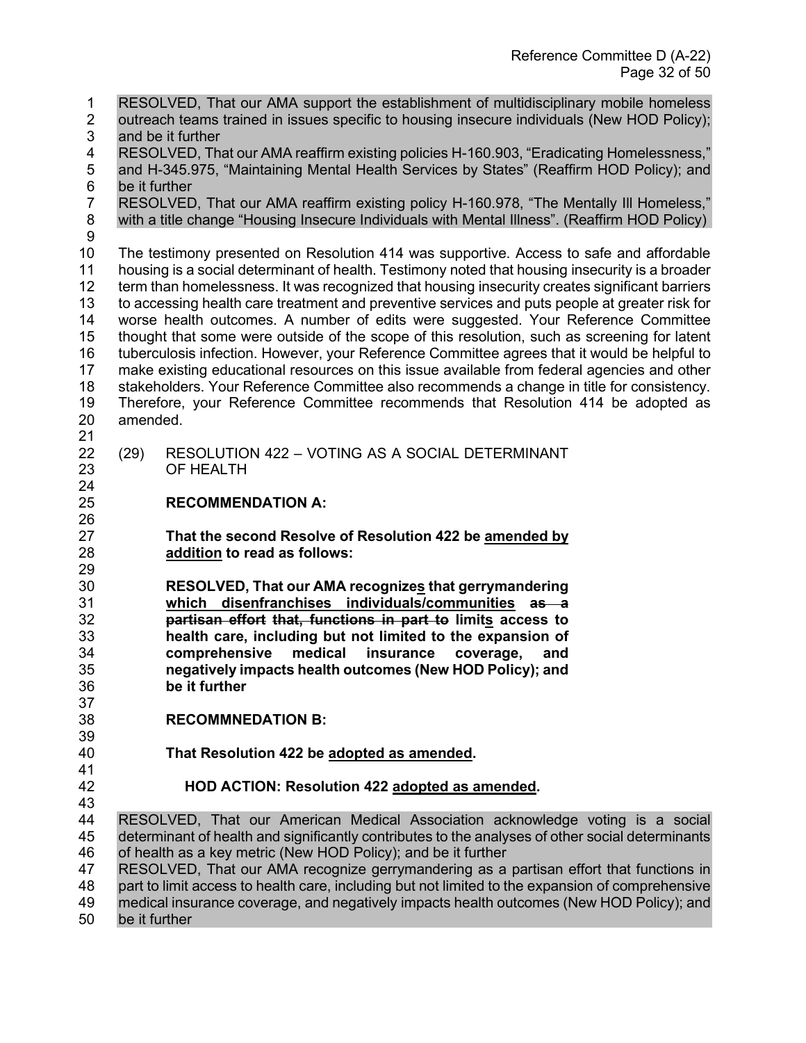RESOLVED, That our AMA support the establishment of multidisciplinary mobile homeless outreach teams trained in issues specific to housing insecure individuals (New HOD Policy); and be it further

RESOLVED, That our AMA reaffirm existing policies H-160.903, "Eradicating Homelessness," and H-345.975, "Maintaining Mental Health Services by States" (Reaffirm HOD Policy); and be it further

RESOLVED, That our AMA reaffirm existing policy H-160.978, "The Mentally Ill Homeless," with a title change "Housing Insecure Individuals with Mental Illness". (Reaffirm HOD Policy)

The testimony presented on Resolution 414 was supportive. Access to safe and affordable housing is a social determinant of health. Testimony noted that housing insecurity is a broader term than homelessness. It was recognized that housing insecurity creates significant barriers to accessing health care treatment and preventive services and puts people at greater risk for worse health outcomes. A number of edits were suggested. Your Reference Committee thought that some were outside of the scope of this resolution, such as screening for latent tuberculosis infection. However, your Reference Committee agrees that it would be helpful to make existing educational resources on this issue available from federal agencies and other stakeholders. Your Reference Committee also recommends a change in title for consistency. Therefore, your Reference Committee recommends that Resolution 414 be adopted as amended.

(29) RESOLUTION 422 – VOTING AS A SOCIAL DETERMINANT OF HEALTH

**RECOMMENDATION A:**

**That the second Resolve of Resolution 422 be <u>amended by addition</u> to read as follows:**

**RESOLVED, That our AMA recognize<u>s</u> that gerrymandering <u>which disenfranchises individuals/communities</u> ~~as a partisan effort~~ that, ~~functions in part to~~ limit<u>s</u> access to health care, including but not limited to the expansion of comprehensive medical insurance coverage, and negatively impacts health outcomes (New HOD Policy); and be it further**

**RECOMMNEDATION B:**

**That Resolution 422 be <u>adopted as amended</u>.**

**HOD ACTION: Resolution 422 <u>adopted as amended</u>.**

RESOLVED, That our American Medical Association acknowledge voting is a social determinant of health and significantly contributes to the analyses of other social determinants of health as a key metric (New HOD Policy); and be it further

RESOLVED, That our AMA recognize gerrymandering as a partisan effort that functions in part to limit access to health care, including but not limited to the expansion of comprehensive medical insurance coverage, and negatively impacts health outcomes (New HOD Policy); and be it further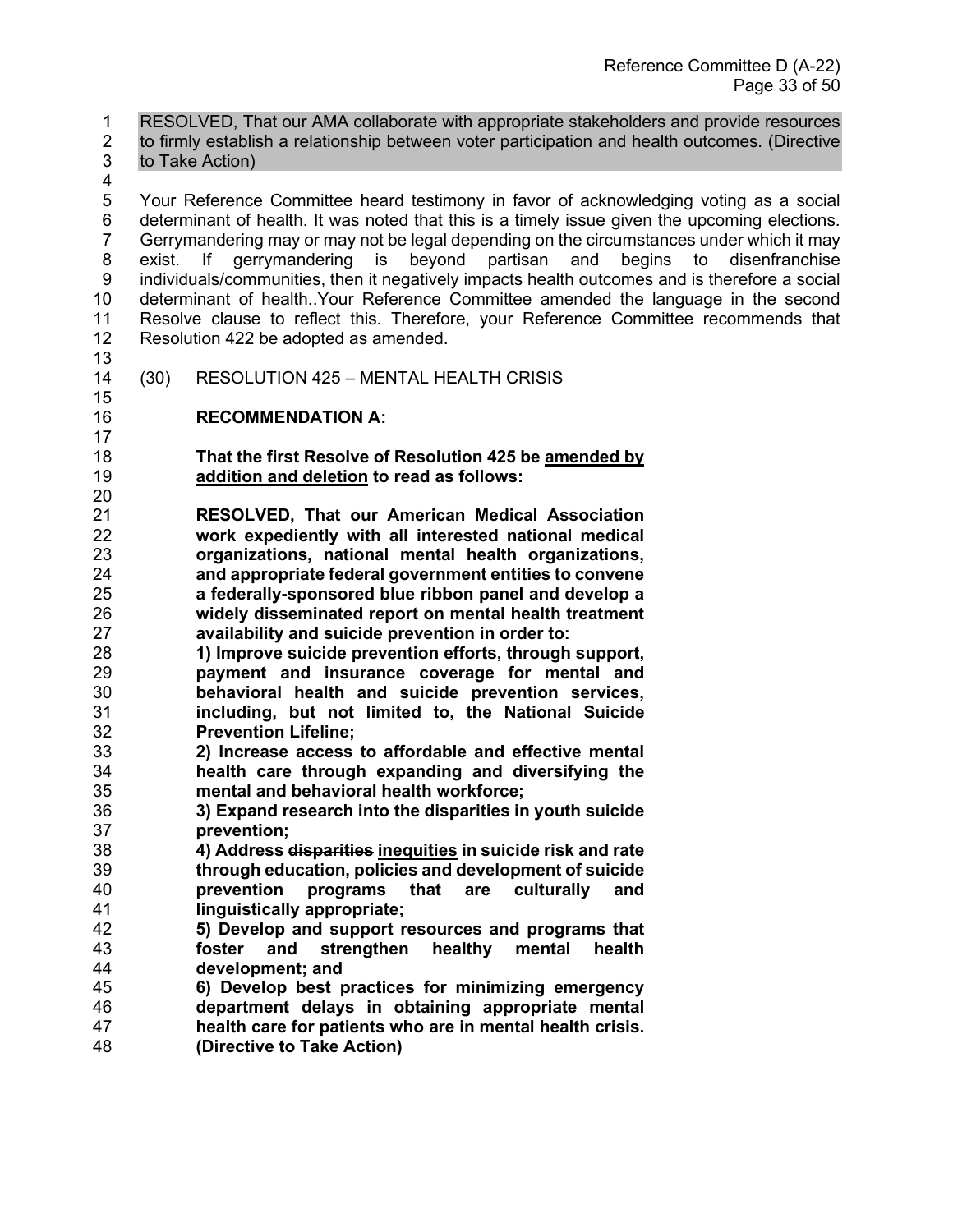RESOLVED, That our AMA collaborate with appropriate stakeholders and provide resources to firmly establish a relationship between voter participation and health outcomes. (Directive to Take Action)

Your Reference Committee heard testimony in favor of acknowledging voting as a social determinant of health. It was noted that this is a timely issue given the upcoming elections. Gerrymandering may or may not be legal depending on the circumstances under which it may exist. If gerrymandering is beyond partisan and begins to disenfranchise individuals/communities, then it negatively impacts health outcomes and is therefore a social determinant of health..Your Reference Committee amended the language in the second Resolve clause to reflect this. Therefore, your Reference Committee recommends that Resolution 422 be adopted as amended.

(30) RESOLUTION 425 – MENTAL HEALTH CRISIS

**RECOMMENDATION A:**

**That the first Resolve of Resolution 425 be <u>amended by addition and deletion</u> to read as follows:**

**RESOLVED, That our American Medical Association work expediently with all interested national medical organizations, national mental health organizations, and appropriate federal government entities to convene a federally-sponsored blue ribbon panel and develop a widely disseminated report on mental health treatment availability and suicide prevention in order to:**
**1) Improve suicide prevention efforts, through support, payment and insurance coverage for mental and behavioral health and suicide prevention services, including, but not limited to, the National Suicide Prevention Lifeline;**
**2) Increase access to affordable and effective mental health care through expanding and diversifying the mental and behavioral health workforce;**
**3) Expand research into the disparities in youth suicide prevention;**
**4) Address ~~disparities~~ <u>inequities</u> in suicide risk and rate through education, policies and development of suicide prevention programs that are culturally and linguistically appropriate;**
**5) Develop and support resources and programs that foster and strengthen healthy mental health development; and**
**6) Develop best practices for minimizing emergency department delays in obtaining appropriate mental health care for patients who are in mental health crisis. (Directive to Take Action)**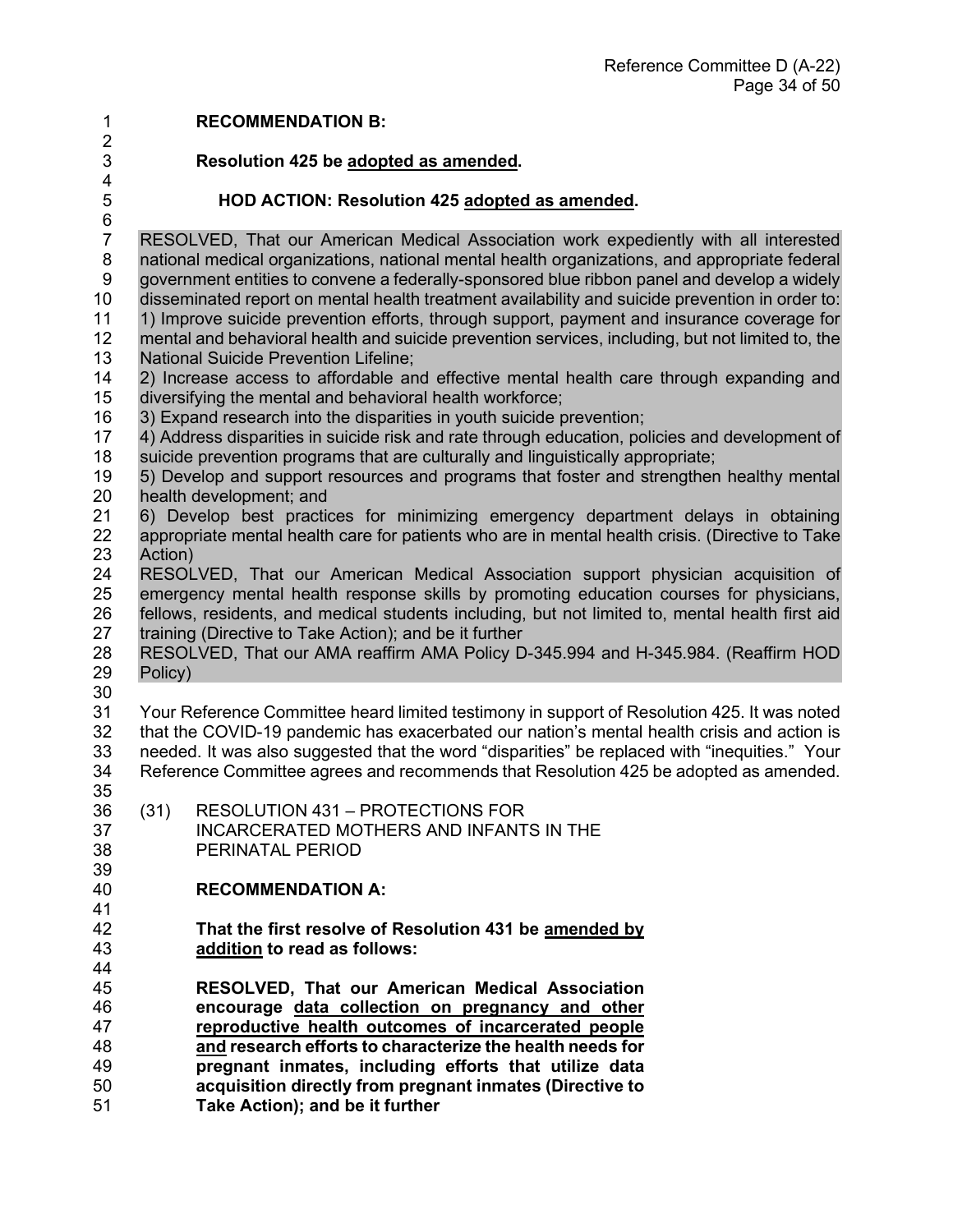**RECOMMENDATION B:**

**Resolution 425 be adopted as amended.**

**HOD ACTION: Resolution 425 adopted as amended.**

RESOLVED, That our American Medical Association work expediently with all interested national medical organizations, national mental health organizations, and appropriate federal government entities to convene a federally-sponsored blue ribbon panel and develop a widely disseminated report on mental health treatment availability and suicide prevention in order to:

1) Improve suicide prevention efforts, through support, payment and insurance coverage for mental and behavioral health and suicide prevention services, including, but not limited to, the National Suicide Prevention Lifeline;
2) Increase access to affordable and effective mental health care through expanding and diversifying the mental and behavioral health workforce;
3) Expand research into the disparities in youth suicide prevention;
4) Address disparities in suicide risk and rate through education, policies and development of suicide prevention programs that are culturally and linguistically appropriate;
5) Develop and support resources and programs that foster and strengthen healthy mental health development; and
6) Develop best practices for minimizing emergency department delays in obtaining appropriate mental health care for patients who are in mental health crisis. (Directive to Take Action)

RESOLVED, That our American Medical Association support physician acquisition of emergency mental health response skills by promoting education courses for physicians, fellows, residents, and medical students including, but not limited to, mental health first aid training (Directive to Take Action); and be it further

RESOLVED, That our AMA reaffirm AMA Policy D-345.994 and H-345.984. (Reaffirm HOD Policy)

Your Reference Committee heard limited testimony in support of Resolution 425. It was noted that the COVID-19 pandemic has exacerbated our nation's mental health crisis and action is needed. It was also suggested that the word "disparities" be replaced with "inequities." Your Reference Committee agrees and recommends that Resolution 425 be adopted as amended.

(31) RESOLUTION 431 – PROTECTIONS FOR INCARCERATED MOTHERS AND INFANTS IN THE PERINATAL PERIOD

**RECOMMENDATION A:**

**That the first resolve of Resolution 431 be <u>amended by addition</u> to read as follows:**

**RESOLVED, That our American Medical Association encourage <u>data collection on pregnancy and other reproductive health outcomes of incarcerated people and</u> research efforts to characterize the health needs for pregnant inmates, including efforts that utilize data acquisition directly from pregnant inmates (Directive to Take Action); and be it further**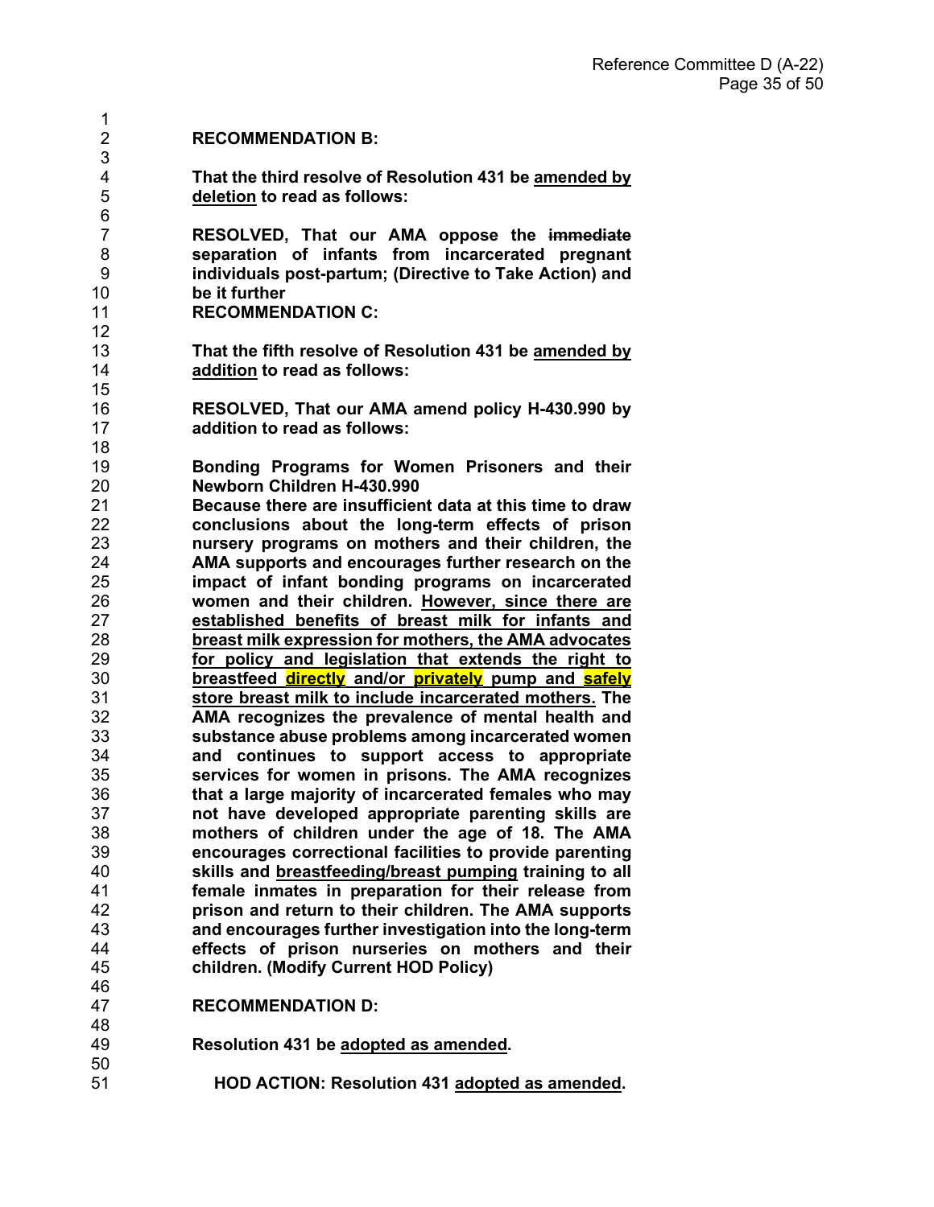**RECOMMENDATION B:**

**That the third resolve of Resolution 431 be <u>amended by deletion</u> to read as follows:**

**RESOLVED, That our AMA oppose the ~~immediate~~ separation of infants from incarcerated pregnant individuals post-partum; (Directive to Take Action) and be it further**

**RECOMMENDATION C:**

**That the fifth resolve of Resolution 431 be <u>amended by addition</u> to read as follows:**

**RESOLVED, That our AMA amend policy H-430.990 by addition to read as follows:**

**Bonding Programs for Women Prisoners and their Newborn Children H-430.990**

**Because there are insufficient data at this time to draw conclusions about the long-term effects of prison nursery programs on mothers and their children, the AMA supports and encourages further research on the impact of infant bonding programs on incarcerated women and their children. <u>However, since there are established benefits of breast milk for infants and breast milk expression for mothers, the AMA advocates for policy and legislation that extends the right to breastfeed directly and/or privately pump and safely store breast milk to include incarcerated mothers.</u> The AMA recognizes the prevalence of mental health and substance abuse problems among incarcerated women and continues to support access to appropriate services for women in prisons. The AMA recognizes that a large majority of incarcerated females who may not have developed appropriate parenting skills are mothers of children under the age of 18. The AMA encourages correctional facilities to provide parenting skills and <u>breastfeeding/breast pumping</u> training to all female inmates in preparation for their release from prison and return to their children. The AMA supports and encourages further investigation into the long-term effects of prison nurseries on mothers and their children. (Modify Current HOD Policy)**

**RECOMMENDATION D:**

**Resolution 431 be <u>adopted as amended</u>.**

**HOD ACTION: Resolution 431 <u>adopted as amended</u>.**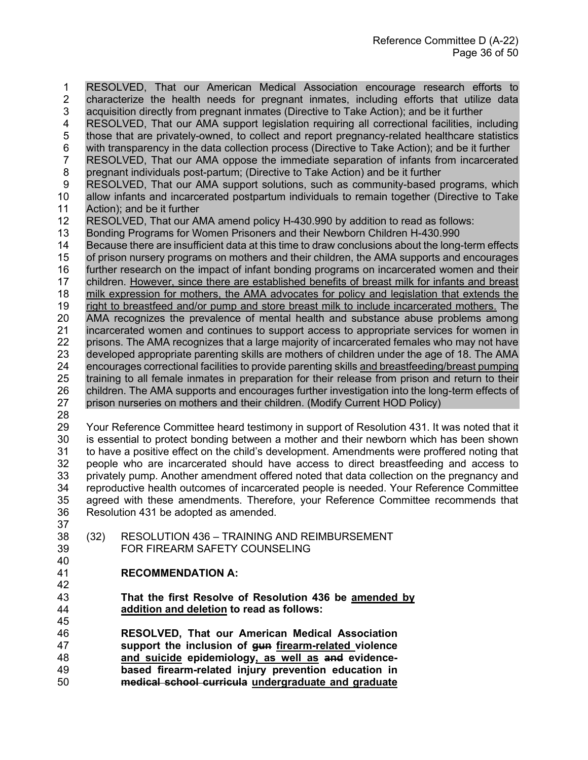RESOLVED, That our American Medical Association encourage research efforts to characterize the health needs for pregnant inmates, including efforts that utilize data acquisition directly from pregnant inmates (Directive to Take Action); and be it further

RESOLVED, That our AMA support legislation requiring all correctional facilities, including those that are privately-owned, to collect and report pregnancy-related healthcare statistics with transparency in the data collection process (Directive to Take Action); and be it further

RESOLVED, That our AMA oppose the immediate separation of infants from incarcerated pregnant individuals post-partum; (Directive to Take Action) and be it further

RESOLVED, That our AMA support solutions, such as community-based programs, which allow infants and incarcerated postpartum individuals to remain together (Directive to Take Action); and be it further

RESOLVED, That our AMA amend policy H-430.990 by addition to read as follows:

Bonding Programs for Women Prisoners and their Newborn Children H-430.990

Because there are insufficient data at this time to draw conclusions about the long-term effects of prison nursery programs on mothers and their children, the AMA supports and encourages further research on the impact of infant bonding programs on incarcerated women and their children. <u>However, since there are established benefits of breast milk for infants and breast milk expression for mothers, the AMA advocates for policy and legislation that extends the right to breastfeed and/or pump and store breast milk to include incarcerated mothers.</u> The AMA recognizes the prevalence of mental health and substance abuse problems among incarcerated women and continues to support access to appropriate services for women in prisons. The AMA recognizes that a large majority of incarcerated females who may not have developed appropriate parenting skills are mothers of children under the age of 18. The AMA encourages correctional facilities to provide parenting skills <u>and breastfeeding/breast pumping</u> training to all female inmates in preparation for their release from prison and return to their children. The AMA supports and encourages further investigation into the long-term effects of prison nurseries on mothers and their children. (Modify Current HOD Policy)

Your Reference Committee heard testimony in support of Resolution 431. It was noted that it is essential to protect bonding between a mother and their newborn which has been shown to have a positive effect on the child's development. Amendments were proffered noting that people who are incarcerated should have access to direct breastfeeding and access to privately pump. Another amendment offered noted that data collection on the pregnancy and reproductive health outcomes of incarcerated people is needed. Your Reference Committee agreed with these amendments. Therefore, your Reference Committee recommends that Resolution 431 be adopted as amended.

(32) RESOLUTION 436 – TRAINING AND REIMBURSEMENT FOR FIREARM SAFETY COUNSELING

**RECOMMENDATION A:**

**That the first Resolve of Resolution 436 be <u>amended by addition and deletion</u> to read as follows:**

**RESOLVED, That our American Medical Association support the inclusion of ~~gun~~ <u>firearm-related</u> violence <u>and suicide</u> epidemiology<u>, as well as</u> ~~and~~ evidence-based firearm-related injury prevention education in ~~medical school curricula~~ <u>undergraduate and graduate</u>**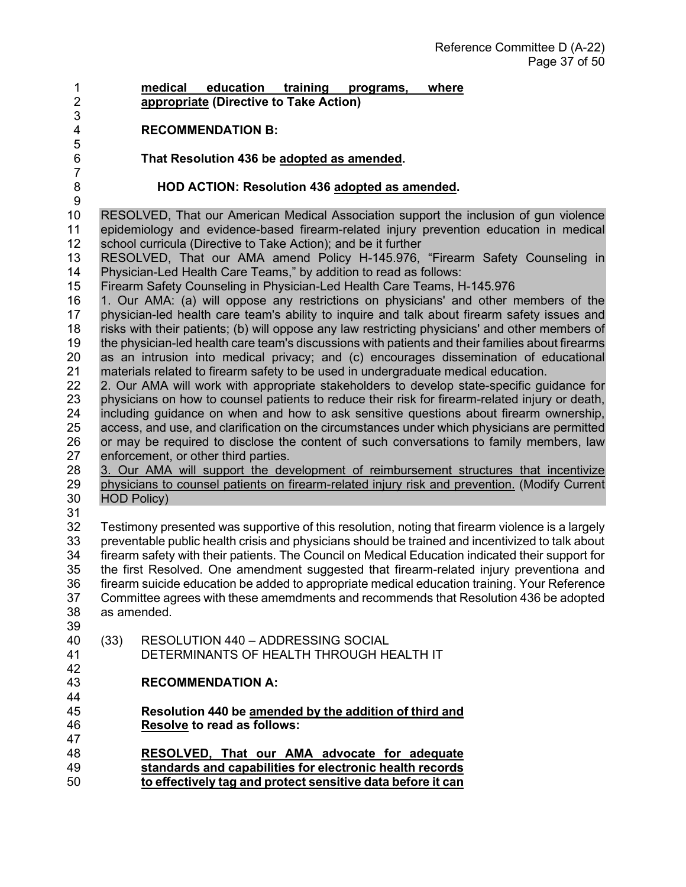**<u>medical education training programs, where appropriate</u> (Directive to Take Action)**

**RECOMMENDATION B:**

**That Resolution 436 be <u>adopted as amended</u>.**

**HOD ACTION: Resolution 436 <u>adopted as amended</u>.**

RESOLVED, That our American Medical Association support the inclusion of gun violence epidemiology and evidence-based firearm-related injury prevention education in medical school curricula (Directive to Take Action); and be it further

RESOLVED, That our AMA amend Policy H-145.976, "Firearm Safety Counseling in Physician-Led Health Care Teams," by addition to read as follows:

Firearm Safety Counseling in Physician-Led Health Care Teams, H-145.976

1. Our AMA: (a) will oppose any restrictions on physicians' and other members of the physician-led health care team's ability to inquire and talk about firearm safety issues and risks with their patients; (b) will oppose any law restricting physicians' and other members of the physician-led health care team's discussions with patients and their families about firearms as an intrusion into medical privacy; and (c) encourages dissemination of educational materials related to firearm safety to be used in undergraduate medical education.

2. Our AMA will work with appropriate stakeholders to develop state-specific guidance for physicians on how to counsel patients to reduce their risk for firearm-related injury or death, including guidance on when and how to ask sensitive questions about firearm ownership, access, and use, and clarification on the circumstances under which physicians are permitted or may be required to disclose the content of such conversations to family members, law enforcement, or other third parties.

<u>3. Our AMA will support the development of reimbursement structures that incentivize physicians to counsel patients on firearm-related injury risk and prevention.</u> (Modify Current HOD Policy)

Testimony presented was supportive of this resolution, noting that firearm violence is a largely preventable public health crisis and physicians should be trained and incentivized to talk about firearm safety with their patients. The Council on Medical Education indicated their support for the first Resolved. One amendment suggested that firearm-related injury preventiona and firearm suicide education be added to appropriate medical education training. Your Reference Committee agrees with these amemdments and recommends that Resolution 436 be adopted as amended.

(33) RESOLUTION 440 – ADDRESSING SOCIAL DETERMINANTS OF HEALTH THROUGH HEALTH IT

**RECOMMENDATION A:**

**Resolution 440 be <u>amended by the addition of third and Resolve</u> to read as follows:**

**<u>RESOLVED, That our AMA advocate for adequate standards and capabilities for electronic health records to effectively tag and protect sensitive data before it can</u>**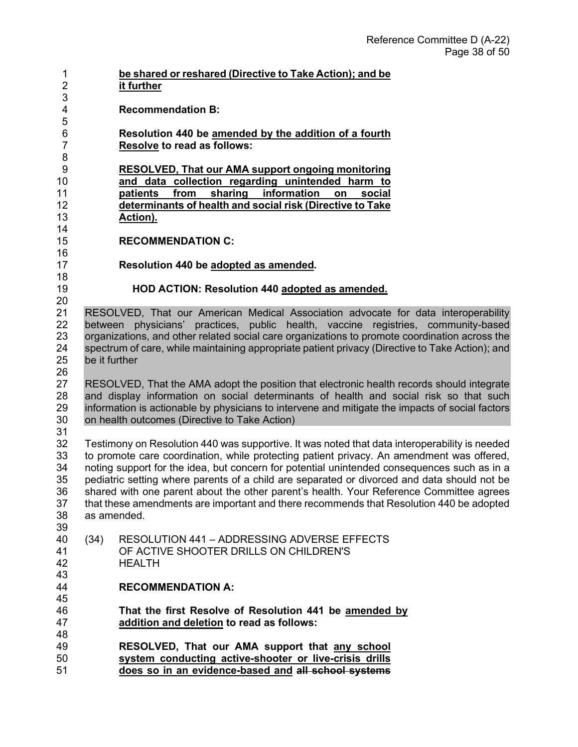**be shared or reshared (Directive to Take Action); and be it further**

**Recommendation B:**

**Resolution 440 be amended by the addition of a fourth Resolve to read as follows:**

**RESOLVED, That our AMA support ongoing monitoring and data collection regarding unintended harm to patients from sharing information on social determinants of health and social risk (Directive to Take Action).**

**RECOMMENDATION C:**

**Resolution 440 be adopted as amended.**

**HOD ACTION: Resolution 440 adopted as amended.**

RESOLVED, That our American Medical Association advocate for data interoperability between physicians' practices, public health, vaccine registries, community-based organizations, and other related social care organizations to promote coordination across the spectrum of care, while maintaining appropriate patient privacy (Directive to Take Action); and be it further

RESOLVED, That the AMA adopt the position that electronic health records should integrate and display information on social determinants of health and social risk so that such information is actionable by physicians to intervene and mitigate the impacts of social factors on health outcomes (Directive to Take Action)

Testimony on Resolution 440 was supportive. It was noted that data interoperability is needed to promote care coordination, while protecting patient privacy. An amendment was offered, noting support for the idea, but concern for potential unintended consequences such as in a pediatric setting where parents of a child are separated or divorced and data should not be shared with one parent about the other parent's health. Your Reference Committee agrees that these amendments are important and there recommends that Resolution 440 be adopted as amended.

(34) RESOLUTION 441 – ADDRESSING ADVERSE EFFECTS OF ACTIVE SHOOTER DRILLS ON CHILDREN'S HEALTH

**RECOMMENDATION A:**

**That the first Resolve of Resolution 441 be amended by addition and deletion to read as follows:**

**RESOLVED, That our AMA support that any school system conducting active-shooter or live-crisis drills does so in an evidence-based and ~~all school systems~~**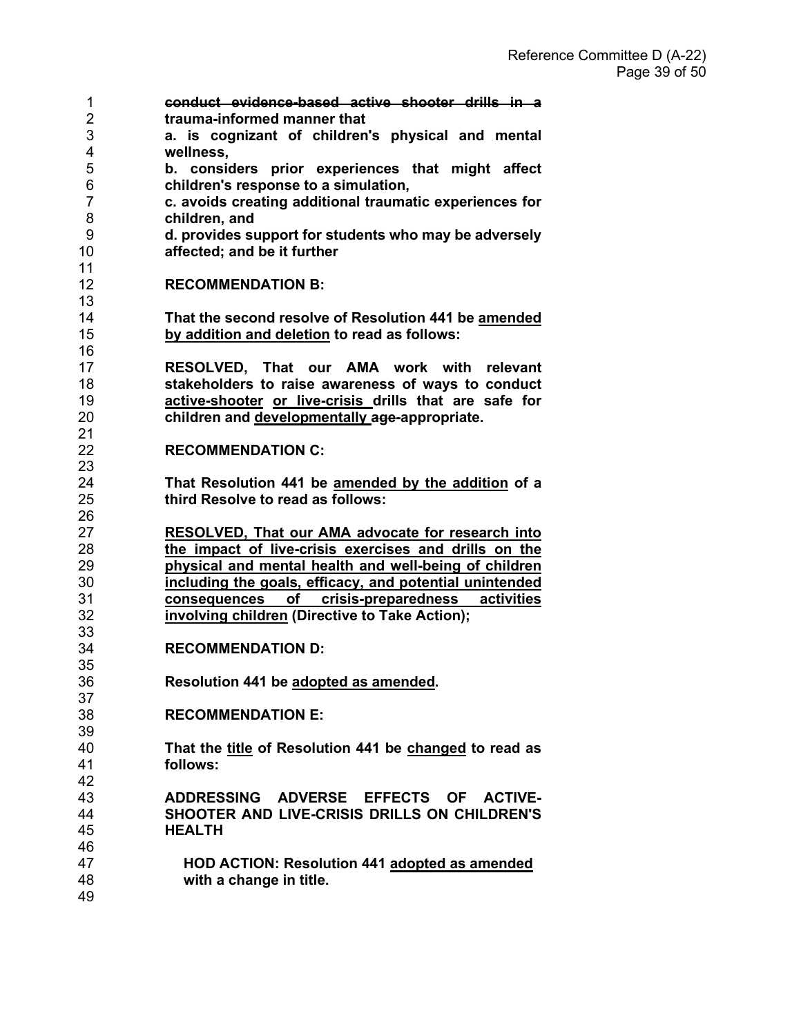**~~conduct evidence-based active shooter drills in a~~ trauma-informed manner that**
**a. is cognizant of children's physical and mental wellness,**
**b. considers prior experiences that might affect children's response to a simulation,**
**c. avoids creating additional traumatic experiences for children, and**
**d. provides support for students who may be adversely affected; and be it further**

**RECOMMENDATION B:**

**That the second resolve of Resolution 441 be <u>amended by addition and deletion</u> to read as follows:**

**RESOLVED, That our AMA work with relevant stakeholders to raise awareness of ways to conduct <u>active-shooter</u> <u>or live-crisis</u> drills that are safe for children and <u>developmentally</u> ~~age-~~appropriate.**

**RECOMMENDATION C:**

**That Resolution 441 be <u>amended by the addition</u> of a third Resolve to read as follows:**

**<u>RESOLVED, That our AMA advocate for research into the impact of live-crisis exercises and drills on the physical and mental health and well-being of children including the goals, efficacy, and potential unintended consequences of crisis-preparedness activities involving children</u> (Directive to Take Action);**

**RECOMMENDATION D:**

**Resolution 441 be <u>adopted as amended</u>.**

**RECOMMENDATION E:**

**That the <u>title</u> of Resolution 441 be <u>changed</u> to read as follows:**

**ADDRESSING ADVERSE EFFECTS OF ACTIVE-SHOOTER AND LIVE-CRISIS DRILLS ON CHILDREN'S HEALTH**

**HOD ACTION: Resolution 441 <u>adopted as amended</u> with a change in title.**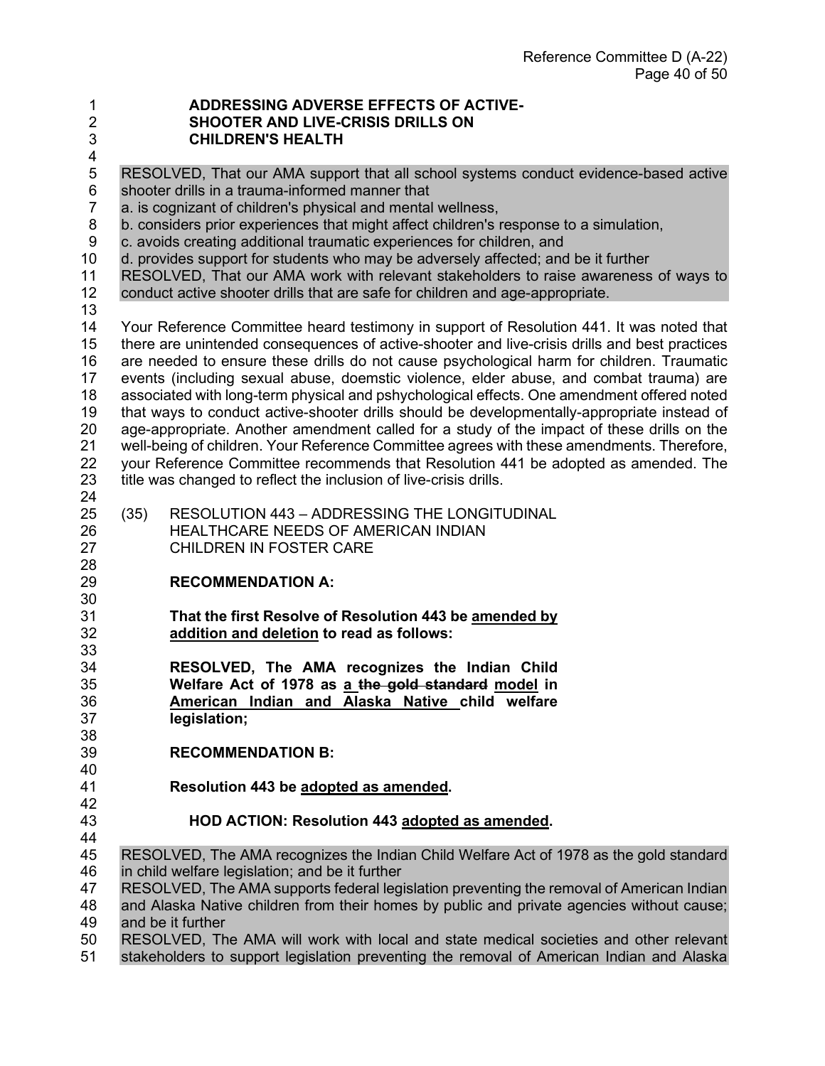**ADDRESSING ADVERSE EFFECTS OF ACTIVE-SHOOTER AND LIVE-CRISIS DRILLS ON CHILDREN'S HEALTH**

RESOLVED, That our AMA support that all school systems conduct evidence-based active shooter drills in a trauma-informed manner that
a. is cognizant of children's physical and mental wellness,
b. considers prior experiences that might affect children's response to a simulation,
c. avoids creating additional traumatic experiences for children, and
d. provides support for students who may be adversely affected; and be it further
RESOLVED, That our AMA work with relevant stakeholders to raise awareness of ways to conduct active shooter drills that are safe for children and age-appropriate.

Your Reference Committee heard testimony in support of Resolution 441. It was noted that there are unintended consequences of active-shooter and live-crisis drills and best practices are needed to ensure these drills do not cause psychological harm for children. Traumatic events (including sexual abuse, doemstic violence, elder abuse, and combat trauma) are associated with long-term physical and pshychological effects. One amendment offered noted that ways to conduct active-shooter drills should be developmentally-appropriate instead of age-appropriate. Another amendment called for a study of the impact of these drills on the well-being of children. Your Reference Committee agrees with these amendments. Therefore, your Reference Committee recommends that Resolution 441 be adopted as amended. The title was changed to reflect the inclusion of live-crisis drills.

(35) RESOLUTION 443 – ADDRESSING THE LONGITUDINAL HEALTHCARE NEEDS OF AMERICAN INDIAN CHILDREN IN FOSTER CARE

**RECOMMENDATION A:**

**That the first Resolve of Resolution 443 be amended by addition and deletion to read as follows:**

**RESOLVED, The AMA recognizes the Indian Child Welfare Act of 1978 as a ~~the gold standard~~ model in American Indian and Alaska Native child welfare legislation;**

**RECOMMENDATION B:**

**Resolution 443 be adopted as amended.**

**HOD ACTION: Resolution 443 adopted as amended.**

RESOLVED, The AMA recognizes the Indian Child Welfare Act of 1978 as the gold standard in child welfare legislation; and be it further
RESOLVED, The AMA supports federal legislation preventing the removal of American Indian and Alaska Native children from their homes by public and private agencies without cause; and be it further
RESOLVED, The AMA will work with local and state medical societies and other relevant stakeholders to support legislation preventing the removal of American Indian and Alaska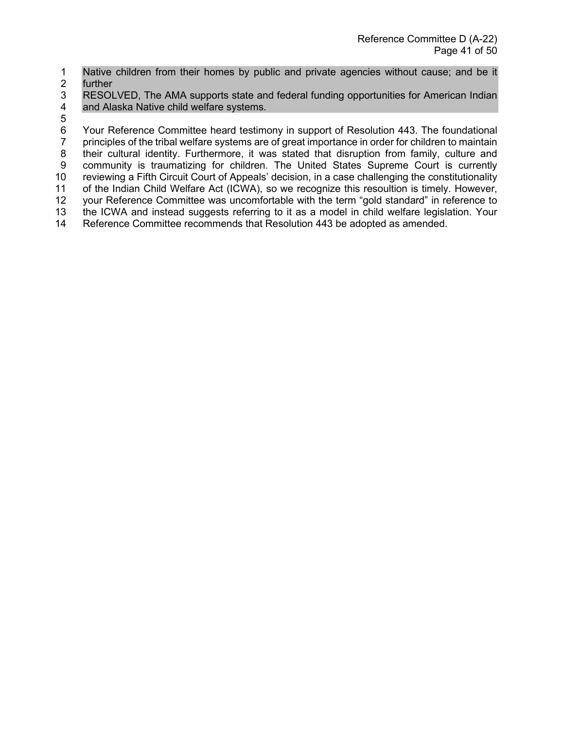Native children from their homes by public and private agencies without cause; and be it further

RESOLVED, The AMA supports state and federal funding opportunities for American Indian and Alaska Native child welfare systems.

Your Reference Committee heard testimony in support of Resolution 443. The foundational principles of the tribal welfare systems are of great importance in order for children to maintain their cultural identity. Furthermore, it was stated that disruption from family, culture and community is traumatizing for children. The United States Supreme Court is currently reviewing a Fifth Circuit Court of Appeals' decision, in a case challenging the constitutionality of the Indian Child Welfare Act (ICWA), so we recognize this resoultion is timely. However, your Reference Committee was uncomfortable with the term "gold standard" in reference to the ICWA and instead suggests referring to it as a model in child welfare legislation. Your Reference Committee recommends that Resolution 443 be adopted as amended.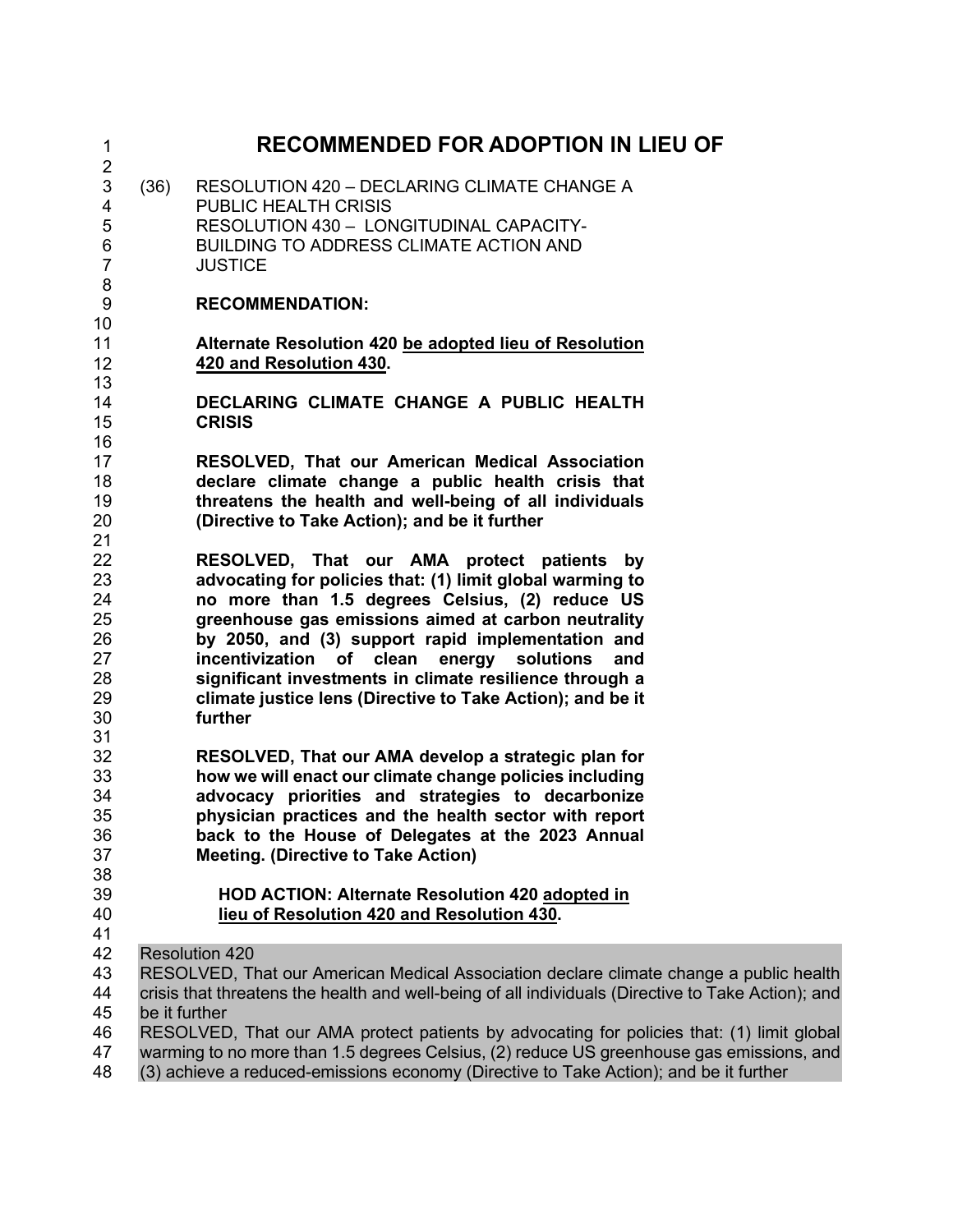# RECOMMENDED FOR ADOPTION IN LIEU OF

(36) RESOLUTION 420 – DECLARING CLIMATE CHANGE A PUBLIC HEALTH CRISIS
RESOLUTION 430 – LONGITUDINAL CAPACITY-BUILDING TO ADDRESS CLIMATE ACTION AND JUSTICE

**RECOMMENDATION:**

**Alternate Resolution 420 <u>be adopted lieu of Resolution 420 and Resolution 430</u>.**

**DECLARING CLIMATE CHANGE A PUBLIC HEALTH CRISIS**

**RESOLVED, That our American Medical Association declare climate change a public health crisis that threatens the health and well-being of all individuals (Directive to Take Action); and be it further**

**RESOLVED, That our AMA protect patients by advocating for policies that: (1) limit global warming to no more than 1.5 degrees Celsius, (2) reduce US greenhouse gas emissions aimed at carbon neutrality by 2050, and (3) support rapid implementation and incentivization of clean energy solutions and significant investments in climate resilience through a climate justice lens (Directive to Take Action); and be it further**

**RESOLVED, That our AMA develop a strategic plan for how we will enact our climate change policies including advocacy priorities and strategies to decarbonize physician practices and the health sector with report back to the House of Delegates at the 2023 Annual Meeting. (Directive to Take Action)**

**HOD ACTION: Alternate Resolution 420 <u>adopted in lieu of Resolution 420 and Resolution 430</u>.**

Resolution 420
RESOLVED, That our American Medical Association declare climate change a public health crisis that threatens the health and well-being of all individuals (Directive to Take Action); and be it further
RESOLVED, That our AMA protect patients by advocating for policies that: (1) limit global warming to no more than 1.5 degrees Celsius, (2) reduce US greenhouse gas emissions, and (3) achieve a reduced-emissions economy (Directive to Take Action); and be it further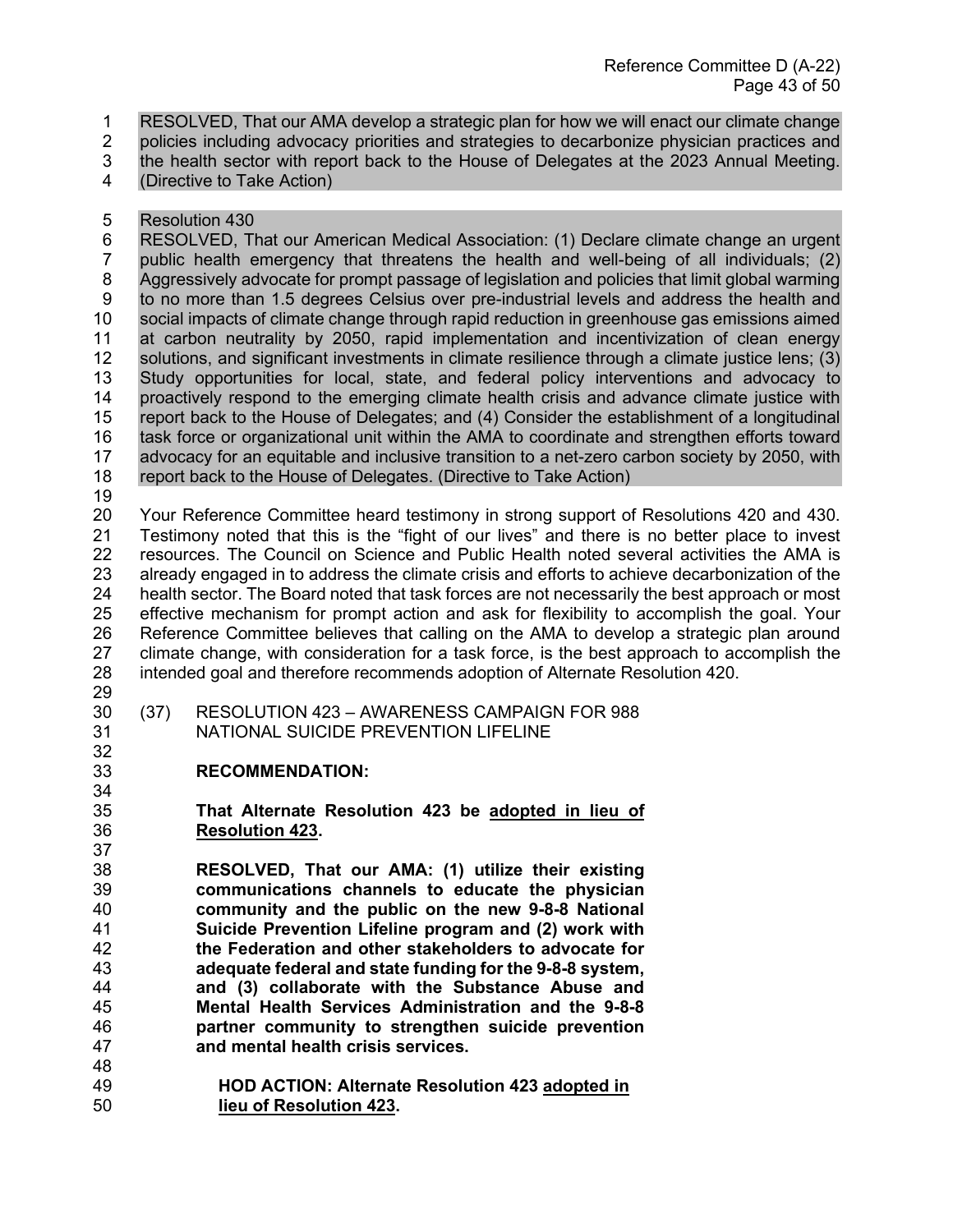RESOLVED, That our AMA develop a strategic plan for how we will enact our climate change policies including advocacy priorities and strategies to decarbonize physician practices and the health sector with report back to the House of Delegates at the 2023 Annual Meeting. (Directive to Take Action)

Resolution 430

RESOLVED, That our American Medical Association: (1) Declare climate change an urgent public health emergency that threatens the health and well-being of all individuals; (2) Aggressively advocate for prompt passage of legislation and policies that limit global warming to no more than 1.5 degrees Celsius over pre-industrial levels and address the health and social impacts of climate change through rapid reduction in greenhouse gas emissions aimed at carbon neutrality by 2050, rapid implementation and incentivization of clean energy solutions, and significant investments in climate resilience through a climate justice lens; (3) Study opportunities for local, state, and federal policy interventions and advocacy to proactively respond to the emerging climate health crisis and advance climate justice with report back to the House of Delegates; and (4) Consider the establishment of a longitudinal task force or organizational unit within the AMA to coordinate and strengthen efforts toward advocacy for an equitable and inclusive transition to a net-zero carbon society by 2050, with report back to the House of Delegates. (Directive to Take Action)

Your Reference Committee heard testimony in strong support of Resolutions 420 and 430. Testimony noted that this is the "fight of our lives" and there is no better place to invest resources. The Council on Science and Public Health noted several activities the AMA is already engaged in to address the climate crisis and efforts to achieve decarbonization of the health sector. The Board noted that task forces are not necessarily the best approach or most effective mechanism for prompt action and ask for flexibility to accomplish the goal. Your Reference Committee believes that calling on the AMA to develop a strategic plan around climate change, with consideration for a task force, is the best approach to accomplish the intended goal and therefore recommends adoption of Alternate Resolution 420.

(37) RESOLUTION 423 – AWARENESS CAMPAIGN FOR 988 NATIONAL SUICIDE PREVENTION LIFELINE

**RECOMMENDATION:**

**That Alternate Resolution 423 be adopted in lieu of Resolution 423.**

**RESOLVED, That our AMA: (1) utilize their existing communications channels to educate the physician community and the public on the new 9-8-8 National Suicide Prevention Lifeline program and (2) work with the Federation and other stakeholders to advocate for adequate federal and state funding for the 9-8-8 system, and (3) collaborate with the Substance Abuse and Mental Health Services Administration and the 9-8-8 partner community to strengthen suicide prevention and mental health crisis services.**

**HOD ACTION: Alternate Resolution 423 adopted in lieu of Resolution 423.**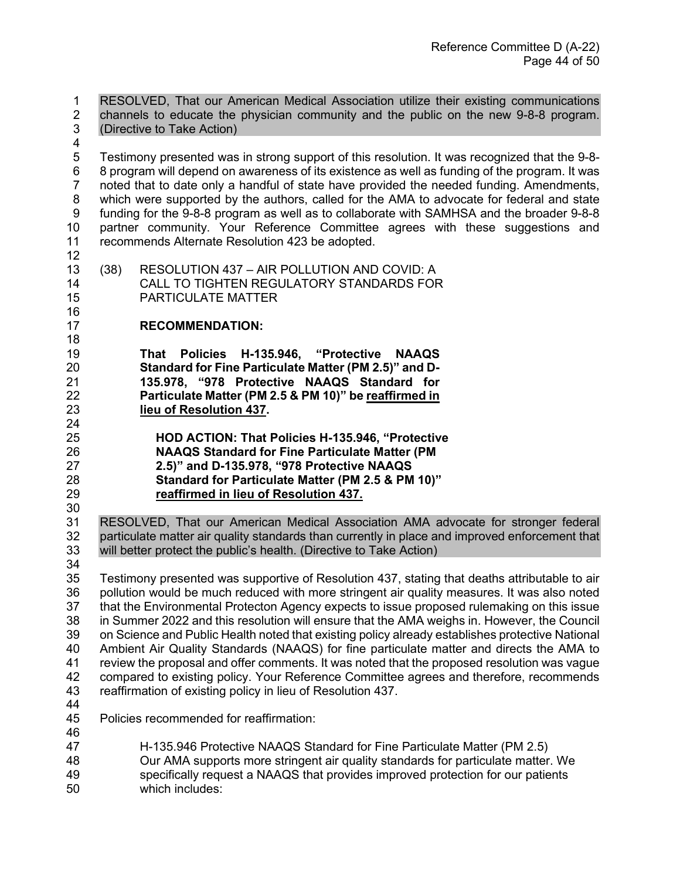RESOLVED, That our American Medical Association utilize their existing communications channels to educate the physician community and the public on the new 9-8-8 program. (Directive to Take Action)

Testimony presented was in strong support of this resolution. It was recognized that the 9-8-8 program will depend on awareness of its existence as well as funding of the program. It was noted that to date only a handful of state have provided the needed funding. Amendments, which were supported by the authors, called for the AMA to advocate for federal and state funding for the 9-8-8 program as well as to collaborate with SAMHSA and the broader 9-8-8 partner community. Your Reference Committee agrees with these suggestions and recommends Alternate Resolution 423 be adopted.

(38) RESOLUTION 437 – AIR POLLUTION AND COVID: A CALL TO TIGHTEN REGULATORY STANDARDS FOR PARTICULATE MATTER

**RECOMMENDATION:**

**That Policies H-135.946, "Protective NAAQS Standard for Fine Particulate Matter (PM 2.5)" and D-135.978, "978 Protective NAAQS Standard for Particulate Matter (PM 2.5 & PM 10)" be reaffirmed in lieu of Resolution 437.**

**HOD ACTION: That Policies H-135.946, "Protective NAAQS Standard for Fine Particulate Matter (PM 2.5)" and D-135.978, "978 Protective NAAQS Standard for Particulate Matter (PM 2.5 & PM 10)" reaffirmed in lieu of Resolution 437.**

RESOLVED, That our American Medical Association AMA advocate for stronger federal particulate matter air quality standards than currently in place and improved enforcement that will better protect the public's health. (Directive to Take Action)

Testimony presented was supportive of Resolution 437, stating that deaths attributable to air pollution would be much reduced with more stringent air quality measures. It was also noted that the Environmental Protecton Agency expects to issue proposed rulemaking on this issue in Summer 2022 and this resolution will ensure that the AMA weighs in. However, the Council on Science and Public Health noted that existing policy already establishes protective National Ambient Air Quality Standards (NAAQS) for fine particulate matter and directs the AMA to review the proposal and offer comments. It was noted that the proposed resolution was vague compared to existing policy. Your Reference Committee agrees and therefore, recommends reaffirmation of existing policy in lieu of Resolution 437.

Policies recommended for reaffirmation:

H-135.946 Protective NAAQS Standard for Fine Particulate Matter (PM 2.5)
Our AMA supports more stringent air quality standards for particulate matter. We specifically request a NAAQS that provides improved protection for our patients which includes: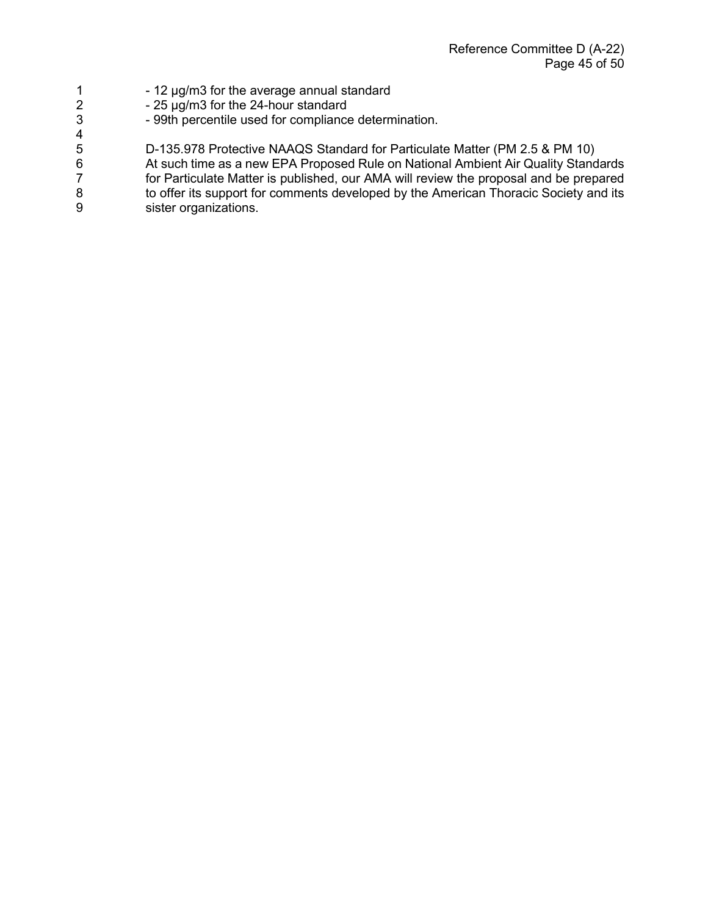- 12 μg/m3 for the average annual standard
- 25 μg/m3 for the 24-hour standard
- 99th percentile used for compliance determination.

D-135.978 Protective NAAQS Standard for Particulate Matter (PM 2.5 & PM 10)
At such time as a new EPA Proposed Rule on National Ambient Air Quality Standards for Particulate Matter is published, our AMA will review the proposal and be prepared to offer its support for comments developed by the American Thoracic Society and its sister organizations.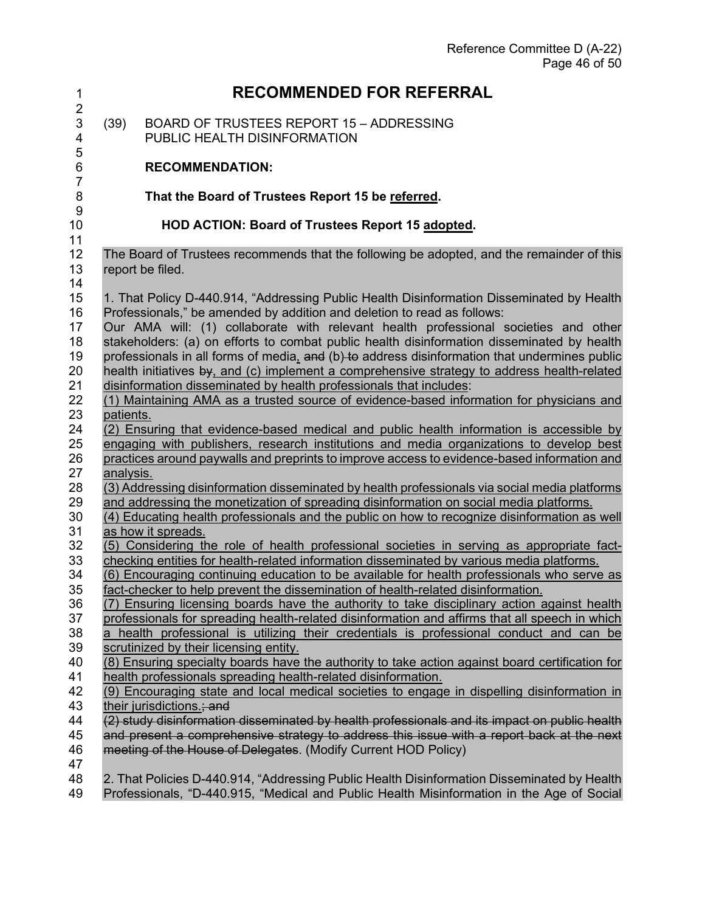# RECOMMENDED FOR REFERRAL

(39) BOARD OF TRUSTEES REPORT 15 – ADDRESSING PUBLIC HEALTH DISINFORMATION

**RECOMMENDATION:**

**That the Board of Trustees Report 15 be <u>referred</u>.**

**HOD ACTION: Board of Trustees Report 15 <u>adopted</u>.**

The Board of Trustees recommends that the following be adopted, and the remainder of this report be filed.

1. That Policy D-440.914, "Addressing Public Health Disinformation Disseminated by Health Professionals," be amended by addition and deletion to read as follows:
Our AMA will: (1) collaborate with relevant health professional societies and other stakeholders: (a) on efforts to combat public health disinformation disseminated by health professionals in all forms of media<u>,</u> ~~and~~ (b) ~~to~~ address disinformation that undermines public health initiatives ~~by~~<u>, and (c) implement a comprehensive strategy to address health-related disinformation disseminated by health professionals that includes:</u>
<u>(1) Maintaining AMA as a trusted source of evidence-based information for physicians and patients.</u>
<u>(2) Ensuring that evidence-based medical and public health information is accessible by engaging with publishers, research institutions and media organizations to develop best practices around paywalls and preprints to improve access to evidence-based information and analysis.</u>
<u>(3) Addressing disinformation disseminated by health professionals via social media platforms and addressing the monetization of spreading disinformation on social media platforms.</u>
<u>(4) Educating health professionals and the public on how to recognize disinformation as well as how it spreads.</u>
<u>(5) Considering the role of health professional societies in serving as appropriate fact-checking entities for health-related information disseminated by various media platforms.</u>
<u>(6) Encouraging continuing education to be available for health professionals who serve as fact-checker to help prevent the dissemination of health-related disinformation.</u>
<u>(7) Ensuring licensing boards have the authority to take disciplinary action against health professionals for spreading health-related disinformation and affirms that all speech in which a health professional is utilizing their credentials is professional conduct and can be scrutinized by their licensing entity.</u>
<u>(8) Ensuring specialty boards have the authority to take action against board certification for health professionals spreading health-related disinformation.</u>
<u>(9) Encouraging state and local medical societies to engage in dispelling disinformation in their jurisdictions.</u>~~; and~~
~~(2) study disinformation disseminated by health professionals and its impact on public health and present a comprehensive strategy to address this issue with a report back at the next meeting of the House of Delegates~~. (Modify Current HOD Policy)

2. That Policies D-440.914, "Addressing Public Health Disinformation Disseminated by Health Professionals, "D-440.915, "Medical and Public Health Misinformation in the Age of Social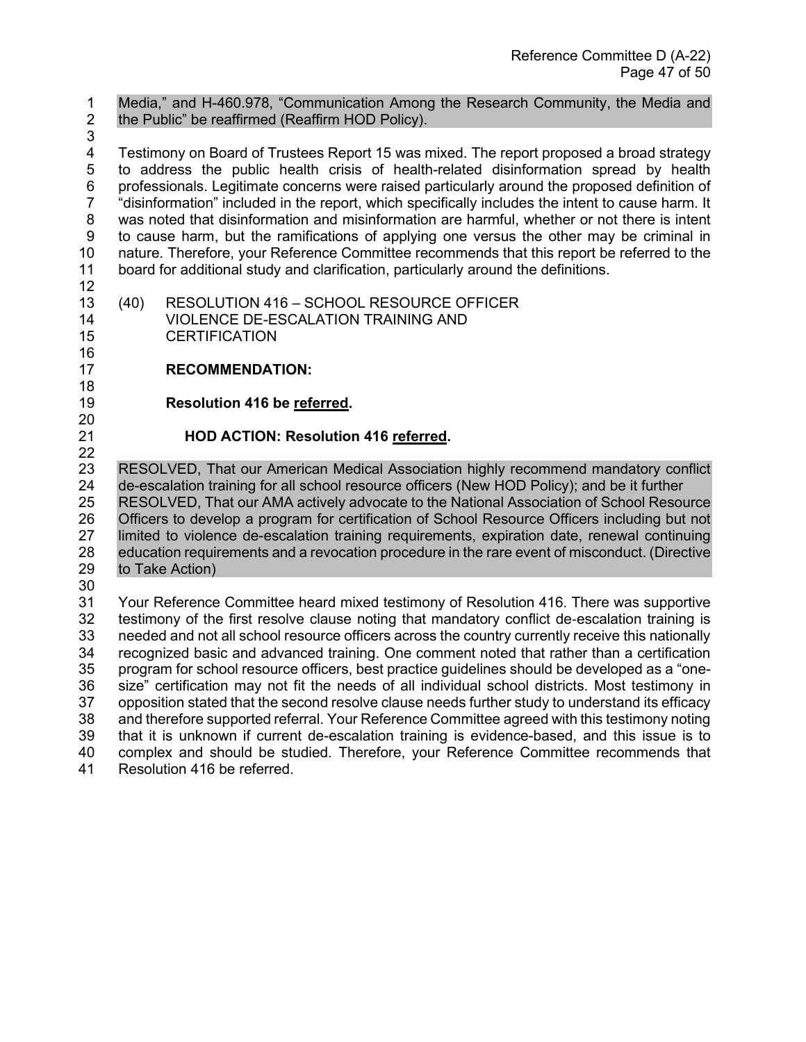Media," and H-460.978, "Communication Among the Research Community, the Media and the Public" be reaffirmed (Reaffirm HOD Policy).

Testimony on Board of Trustees Report 15 was mixed. The report proposed a broad strategy to address the public health crisis of health-related disinformation spread by health professionals. Legitimate concerns were raised particularly around the proposed definition of "disinformation" included in the report, which specifically includes the intent to cause harm. It was noted that disinformation and misinformation are harmful, whether or not there is intent to cause harm, but the ramifications of applying one versus the other may be criminal in nature. Therefore, your Reference Committee recommends that this report be referred to the board for additional study and clarification, particularly around the definitions.

(40) RESOLUTION 416 – SCHOOL RESOURCE OFFICER VIOLENCE DE-ESCALATION TRAINING AND CERTIFICATION

**RECOMMENDATION:**

**Resolution 416 be referred.**

**HOD ACTION: Resolution 416 referred.**

RESOLVED, That our American Medical Association highly recommend mandatory conflict de-escalation training for all school resource officers (New HOD Policy); and be it further

RESOLVED, That our AMA actively advocate to the National Association of School Resource Officers to develop a program for certification of School Resource Officers including but not limited to violence de-escalation training requirements, expiration date, renewal continuing education requirements and a revocation procedure in the rare event of misconduct. (Directive to Take Action)

Your Reference Committee heard mixed testimony of Resolution 416. There was supportive testimony of the first resolve clause noting that mandatory conflict de-escalation training is needed and not all school resource officers across the country currently receive this nationally recognized basic and advanced training. One comment noted that rather than a certification program for school resource officers, best practice guidelines should be developed as a "one-size" certification may not fit the needs of all individual school districts. Most testimony in opposition stated that the second resolve clause needs further study to understand its efficacy and therefore supported referral. Your Reference Committee agreed with this testimony noting that it is unknown if current de-escalation training is evidence-based, and this issue is to complex and should be studied. Therefore, your Reference Committee recommends that Resolution 416 be referred.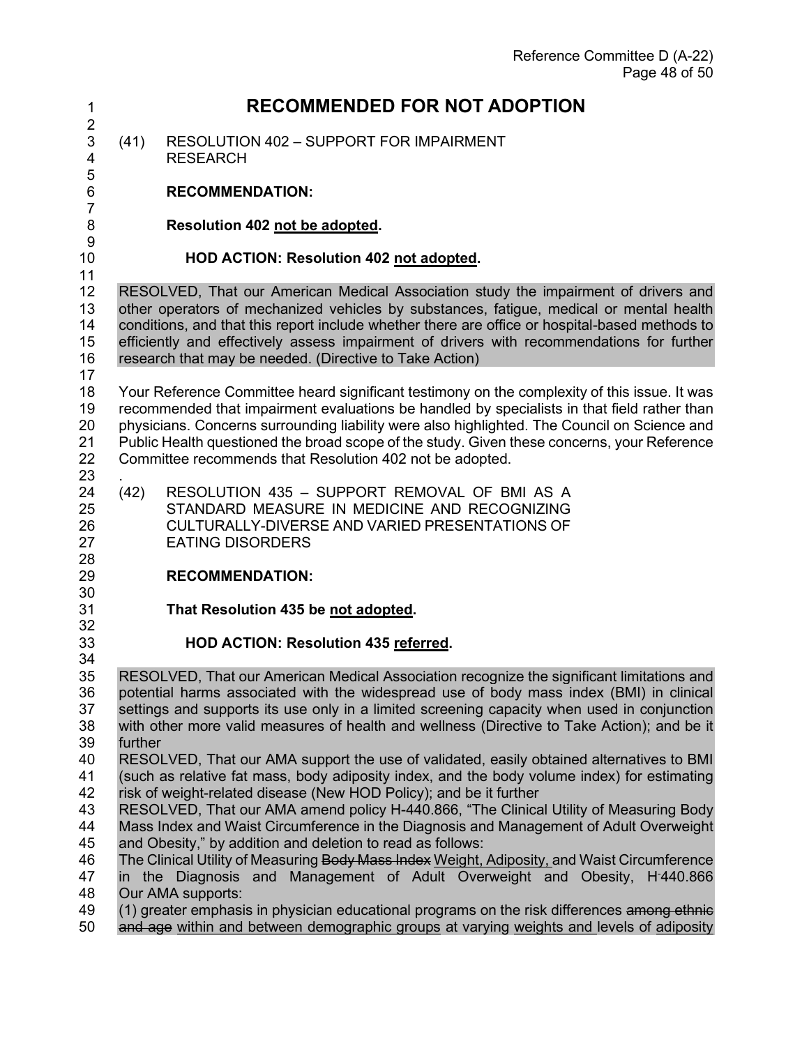# RECOMMENDED FOR NOT ADOPTION

(41) RESOLUTION 402 – SUPPORT FOR IMPAIRMENT RESEARCH

**RECOMMENDATION:**

**Resolution 402 <u>not be adopted</u>.**

**HOD ACTION: Resolution 402 <u>not adopted</u>.**

RESOLVED, That our American Medical Association study the impairment of drivers and other operators of mechanized vehicles by substances, fatigue, medical or mental health conditions, and that this report include whether there are office or hospital-based methods to efficiently and effectively assess impairment of drivers with recommendations for further research that may be needed. (Directive to Take Action)

Your Reference Committee heard significant testimony on the complexity of this issue. It was recommended that impairment evaluations be handled by specialists in that field rather than physicians. Concerns surrounding liability were also highlighted. The Council on Science and Public Health questioned the broad scope of the study. Given these concerns, your Reference Committee recommends that Resolution 402 not be adopted.

.

(42) RESOLUTION 435 – SUPPORT REMOVAL OF BMI AS A STANDARD MEASURE IN MEDICINE AND RECOGNIZING CULTURALLY-DIVERSE AND VARIED PRESENTATIONS OF EATING DISORDERS

**RECOMMENDATION:**

**That Resolution 435 be <u>not adopted</u>.**

**HOD ACTION: Resolution 435 <u>referred</u>.**

RESOLVED, That our American Medical Association recognize the significant limitations and potential harms associated with the widespread use of body mass index (BMI) in clinical settings and supports its use only in a limited screening capacity when used in conjunction with other more valid measures of health and wellness (Directive to Take Action); and be it further

RESOLVED, That our AMA support the use of validated, easily obtained alternatives to BMI (such as relative fat mass, body adiposity index, and the body volume index) for estimating risk of weight-related disease (New HOD Policy); and be it further

RESOLVED, That our AMA amend policy H-440.866, "The Clinical Utility of Measuring Body Mass Index and Waist Circumference in the Diagnosis and Management of Adult Overweight and Obesity," by addition and deletion to read as follows:

The Clinical Utility of Measuring ~~Body Mass Index~~ <u>Weight, Adiposity,</u> and Waist Circumference in the Diagnosis and Management of Adult Overweight and Obesity, H-440.866

Our AMA supports:

(1) greater emphasis in physician educational programs on the risk differences ~~among ethnic and age~~ <u>within and between demographic groups</u> at varying <u>weights and</u> levels of <u>adiposity</u>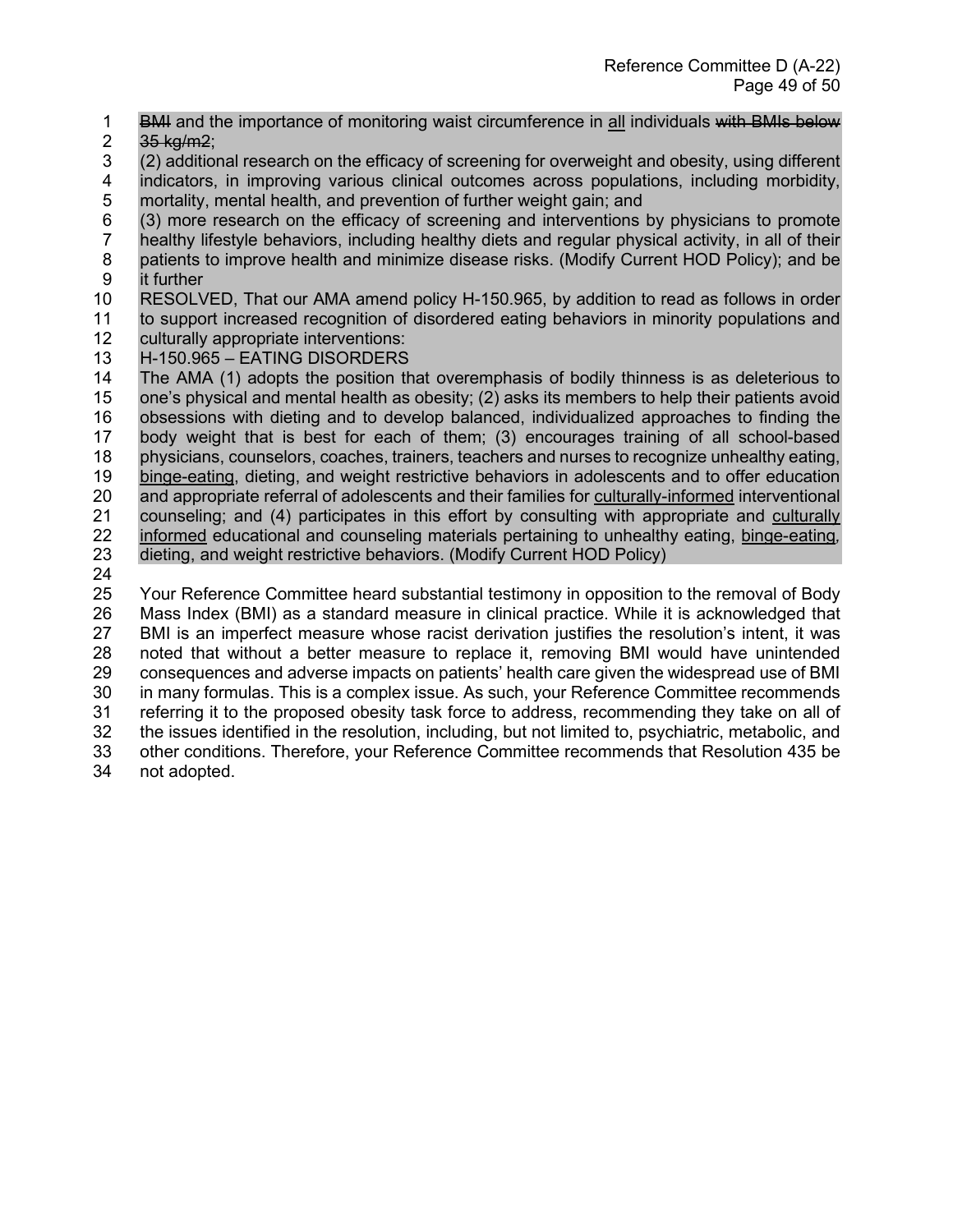~~BMI~~ and the importance of monitoring waist circumference in <u>all</u> individuals ~~with BMIs below 35 kg/m2~~;

(2) additional research on the efficacy of screening for overweight and obesity, using different indicators, in improving various clinical outcomes across populations, including morbidity, mortality, mental health, and prevention of further weight gain; and

(3) more research on the efficacy of screening and interventions by physicians to promote healthy lifestyle behaviors, including healthy diets and regular physical activity, in all of their patients to improve health and minimize disease risks. (Modify Current HOD Policy); and be it further

RESOLVED, That our AMA amend policy H-150.965, by addition to read as follows in order to support increased recognition of disordered eating behaviors in minority populations and culturally appropriate interventions:

H-150.965 – EATING DISORDERS

The AMA (1) adopts the position that overemphasis of bodily thinness is as deleterious to one's physical and mental health as obesity; (2) asks its members to help their patients avoid obsessions with dieting and to develop balanced, individualized approaches to finding the body weight that is best for each of them; (3) encourages training of all school-based physicians, counselors, coaches, trainers, teachers and nurses to recognize unhealthy eating, <u>binge-eating</u>, dieting, and weight restrictive behaviors in adolescents and to offer education and appropriate referral of adolescents and their families for <u>culturally-informed</u> interventional counseling; and (4) participates in this effort by consulting with appropriate and <u>culturally informed</u> educational and counseling materials pertaining to unhealthy eating, <u>binge-eating</u>, dieting, and weight restrictive behaviors. (Modify Current HOD Policy)

Your Reference Committee heard substantial testimony in opposition to the removal of Body Mass Index (BMI) as a standard measure in clinical practice. While it is acknowledged that BMI is an imperfect measure whose racist derivation justifies the resolution's intent, it was noted that without a better measure to replace it, removing BMI would have unintended consequences and adverse impacts on patients' health care given the widespread use of BMI in many formulas. This is a complex issue. As such, your Reference Committee recommends referring it to the proposed obesity task force to address, recommending they take on all of the issues identified in the resolution, including, but not limited to, psychiatric, metabolic, and other conditions. Therefore, your Reference Committee recommends that Resolution 435 be not adopted.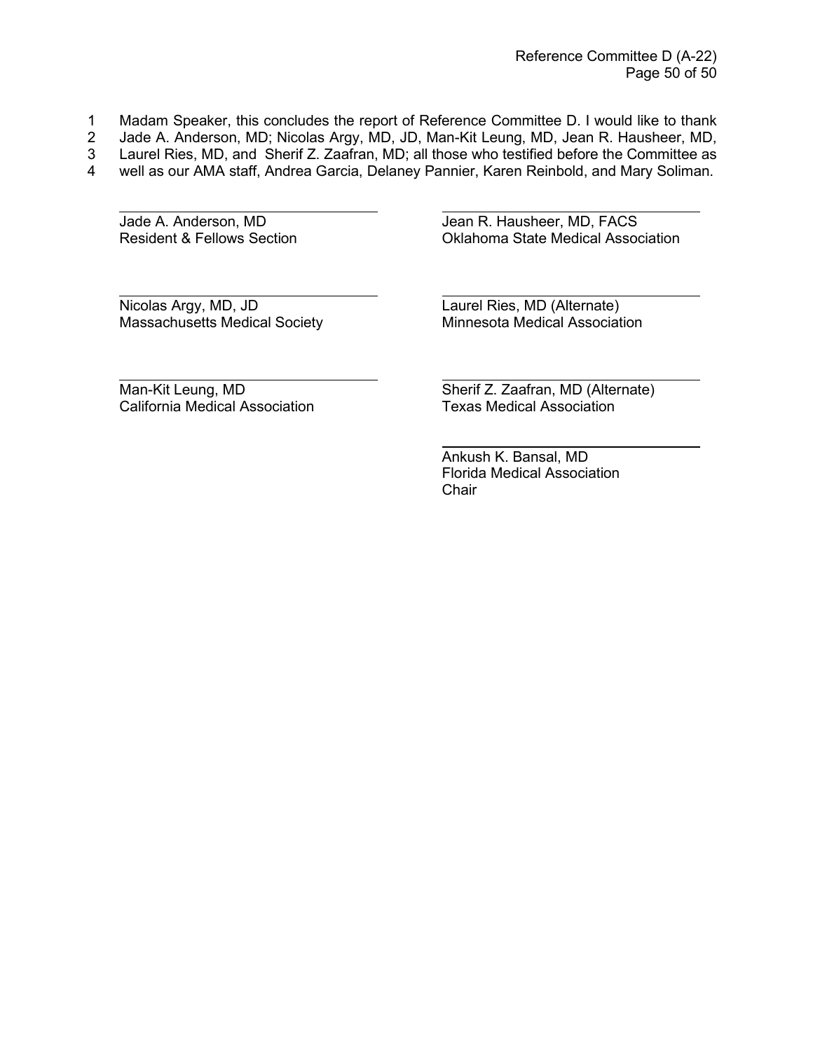Madam Speaker, this concludes the report of Reference Committee D. I would like to thank Jade A. Anderson, MD; Nicolas Argy, MD, JD, Man-Kit Leung, MD, Jean R. Hausheer, MD, Laurel Ries, MD, and Sherif Z. Zaafran, MD; all those who testified before the Committee as well as our AMA staff, Andrea Garcia, Delaney Pannier, Karen Reinbold, and Mary Soliman.

Jade A. Anderson, MD
Resident & Fellows Section

Jean R. Hausheer, MD, FACS
Oklahoma State Medical Association

Nicolas Argy, MD, JD
Massachusetts Medical Society

Laurel Ries, MD (Alternate)
Minnesota Medical Association

Man-Kit Leung, MD
California Medical Association

Sherif Z. Zaafran, MD (Alternate)
Texas Medical Association

Ankush K. Bansal, MD
Florida Medical Association
Chair